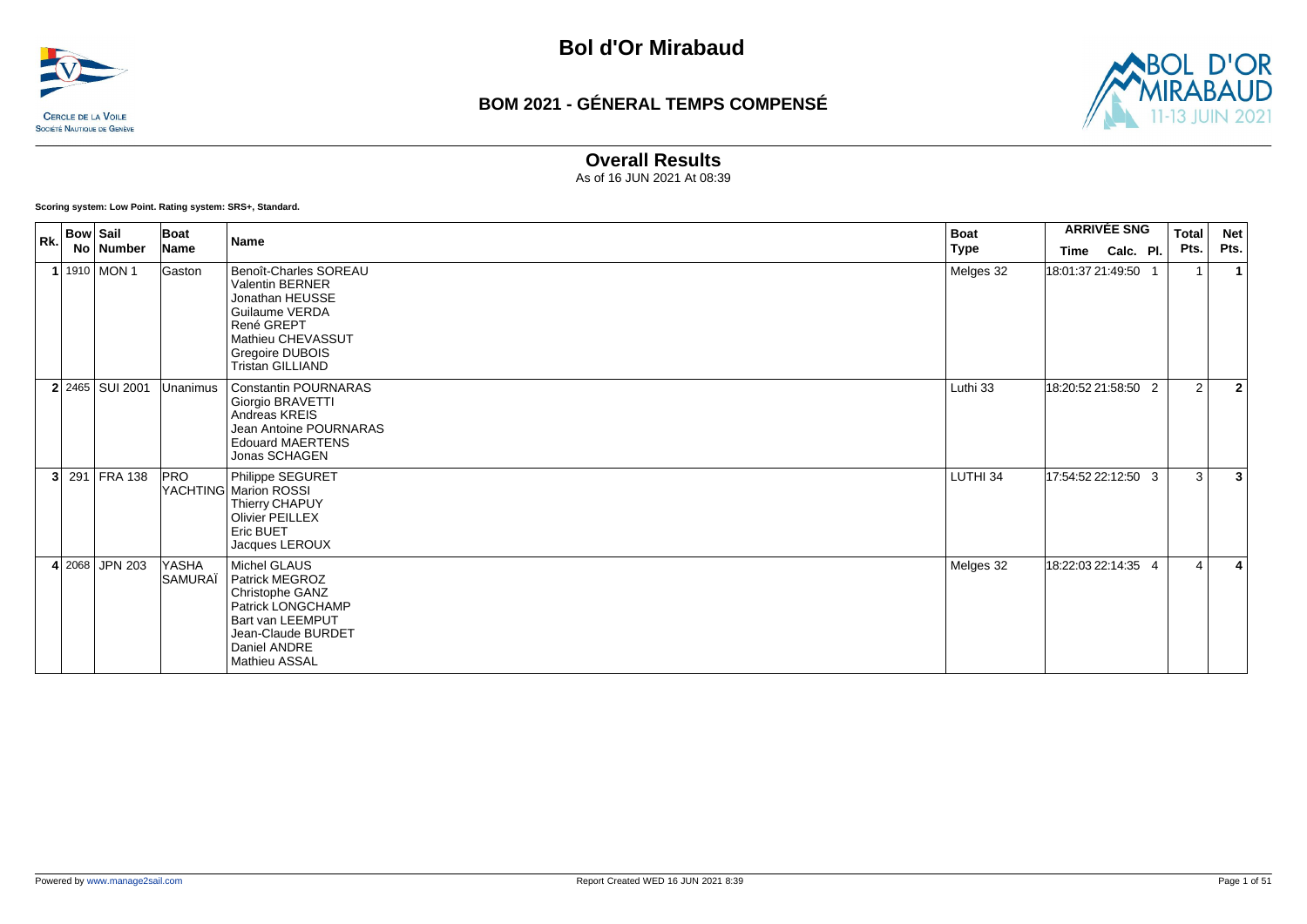# Bol d'Or Mirabaud

CERCLE DE LA VOILE
SOCIÉTÉ NAUTIQUE DE GENÈVE

## BOM 2021 - GÉNERAL TEMPS COMPENSÉ

### Overall Results

As of 16 JUN 2021 At 08:39

**Scoring system: Low Point. Rating system: SRS+, Standard.**

| Rk. | Bow No | Sail Number | Boat Name | Name | Boat Type | ARRIVÉE SNG Time | Calc. | Pl. | Total Pts. | Net Pts. |
|---|---|---|---|---|---|---|---|---|---|---|
| **1** | 1910 | MON 1 | Gaston | Benoît-Charles SOREAU<br>Valentin BERNER<br>Jonathan HEUSSE<br>Guilaume VERDA<br>René GREPT<br>Mathieu CHEVASSUT<br>Gregoire DUBOIS<br>Tristan GILLIAND | Melges 32 | 18:01:37 | 21:49:50 | 1 | 1 | **1** |
| **2** | 2465 | SUI 2001 | Unanimus | Constantin POURNARAS<br>Giorgio BRAVETTI<br>Andreas KREIS<br>Jean Antoine POURNARAS<br>Edouard MAERTENS<br>Jonas SCHAGEN | Luthi 33 | 18:20:52 | 21:58:50 | 2 | 2 | **2** |
| **3** | 291 | FRA 138 | PRO YACHTING | Philippe SEGURET<br>Marion ROSSI<br>Thierry CHAPUY<br>Olivier PEILLEX<br>Eric BUET<br>Jacques LEROUX | LUTHI 34 | 17:54:52 | 22:12:50 | 3 | 3 | **3** |
| **4** | 2068 | JPN 203 | YASHA SAMURAÏ | Michel GLAUS<br>Patrick MEGROZ<br>Christophe GANZ<br>Patrick LONGCHAMP<br>Bart van LEEMPUT<br>Jean-Claude BURDET<br>Daniel ANDRE<br>Mathieu ASSAL | Melges 32 | 18:22:03 | 22:14:35 | 4 | 4 | **4** |

Powered by www.manage2sail.com

Report Created WED 16 JUN 2021 8:39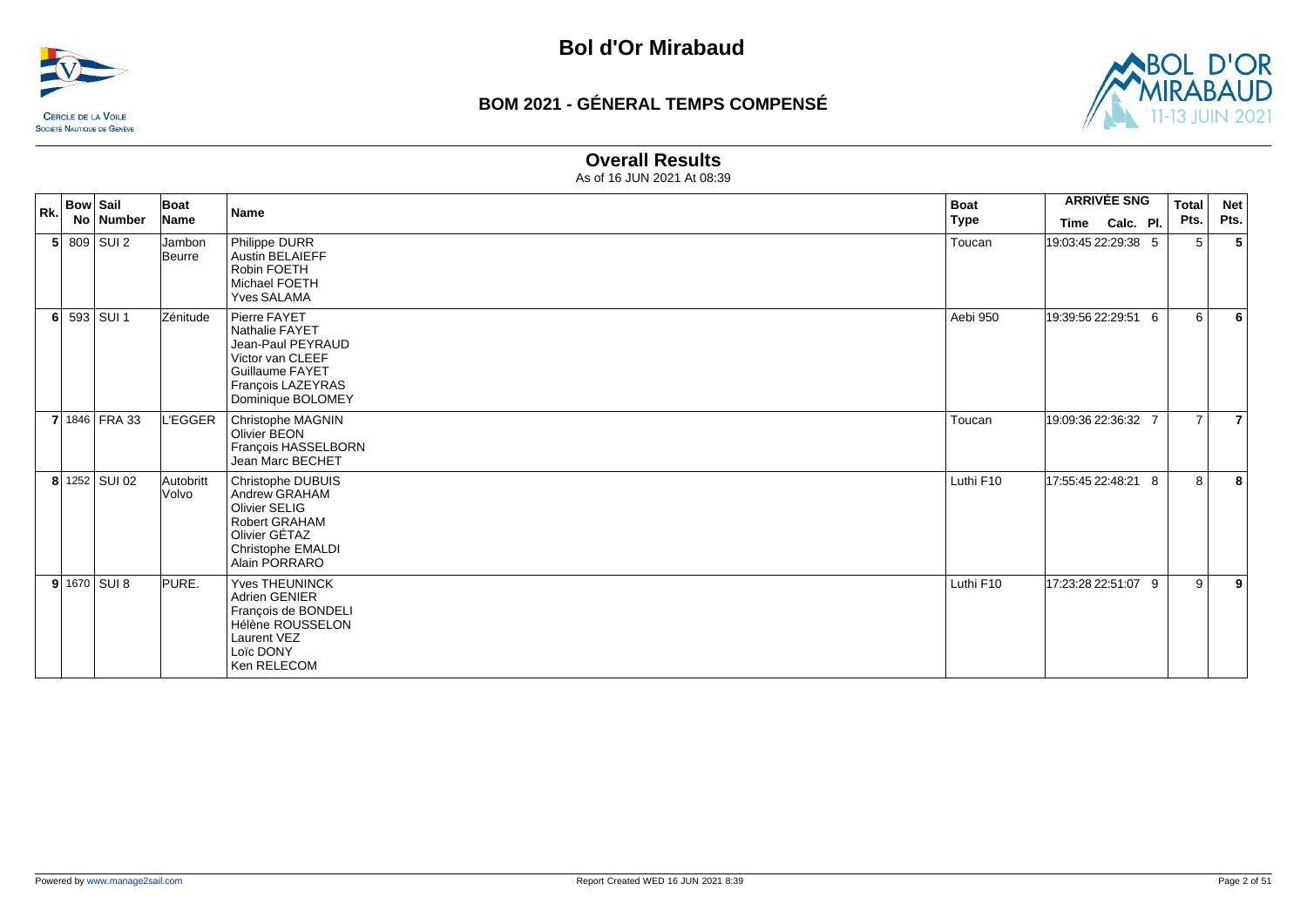# Bol d'Or Mirabaud

## BOM 2021 - GÉNERAL TEMPS COMPENSÉ

### Overall Results

As of 16 JUN 2021 At 08:39

| Rk. | Bow No | Sail Number | Boat Name | Name | Boat Type | ARRIVÉE SNG Time | Calc. | Pl. | Total Pts. | Net Pts. |
|---|---|---|---|---|---|---|---|---|---|---|
| 5 | 809 | SUI 2 | Jambon Beurre | Philippe DURR<br>Austin BELAIEFF<br>Robin FOETH<br>Michael FOETH<br>Yves SALAMA | Toucan | 19:03:45 | 22:29:38 | 5 | 5 | 5 |
| 6 | 593 | SUI 1 | Zénitude | Pierre FAYET<br>Nathalie FAYET<br>Jean-Paul PEYRAUD<br>Victor van CLEEF<br>Guillaume FAYET<br>François LAZEYRAS<br>Dominique BOLOMEY | Aebi 950 | 19:39:56 | 22:29:51 | 6 | 6 | 6 |
| 7 | 1846 | FRA 33 | L'EGGER | Christophe MAGNIN<br>Olivier BEON<br>François HASSELBORN<br>Jean Marc BECHET | Toucan | 19:09:36 | 22:36:32 | 7 | 7 | 7 |
| 8 | 1252 | SUI 02 | Autobritt Volvo | Christophe DUBUIS<br>Andrew GRAHAM<br>Olivier SELIG<br>Robert GRAHAM<br>Olivier GÉTAZ<br>Christophe EMALDI<br>Alain PORRARO | Luthi F10 | 17:55:45 | 22:48:21 | 8 | 8 | 8 |
| 9 | 1670 | SUI 8 | PURE. | Yves THEUNINCK<br>Adrien GENIER<br>François de BONDELI<br>Hélène ROUSSELON<br>Laurent VEZ<br>Loïc DONY<br>Ken RELECOM | Luthi F10 | 17:23:28 | 22:51:07 | 9 | 9 | 9 |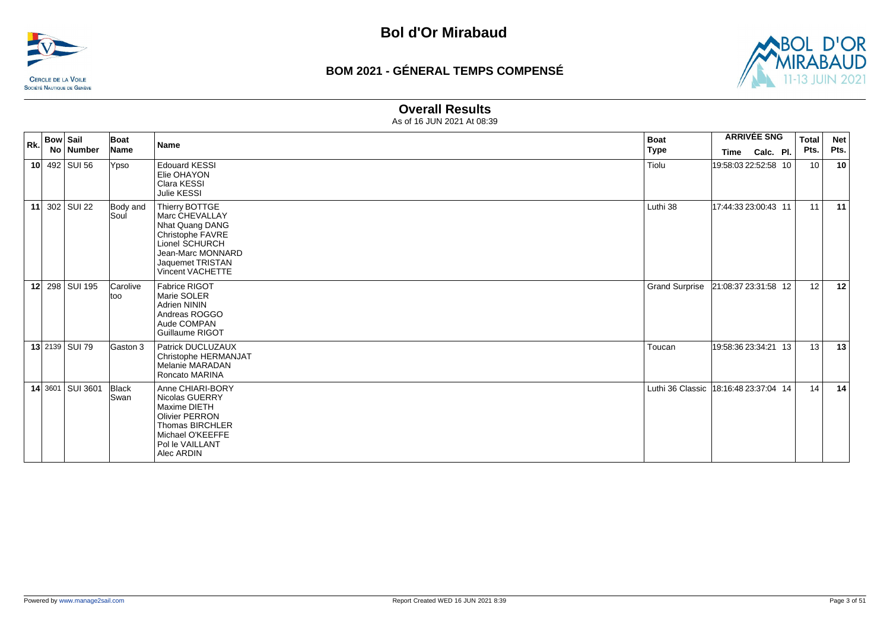# Bol d'Or Mirabaud

## BOM 2021 - GÉNERAL TEMPS COMPENSÉ

### Overall Results

As of 16 JUN 2021 At 08:39

| Rk. | Bow No | Sail Number | Boat Name | Name | Boat Type | ARRIVÉE SNG Time | Calc. | Pl. | Total Pts. | Net Pts. |
|---|---|---|---|---|---|---|---|---|---|---|
| 10 | 492 | SUI 56 | Ypso | Edouard KESSI<br>Elie OHAYON<br>Clara KESSI<br>Julie KESSI | Tiolu | 19:58:03 | 22:52:58 | 10 | 10 | 10 |
| 11 | 302 | SUI 22 | Body and Soul | Thierry BOTTGE<br>Marc CHEVALLAY<br>Nhat Quang DANG<br>Christophe FAVRE<br>Lionel SCHURCH<br>Jean-Marc MONNARD<br>Jaquemet TRISTAN<br>Vincent VACHETTE | Luthi 38 | 17:44:33 | 23:00:43 | 11 | 11 | 11 |
| 12 | 298 | SUI 195 | Carolive too | Fabrice RIGOT<br>Marie SOLER<br>Adrien NININ<br>Andreas ROGGO<br>Aude COMPAN<br>Guillaume RIGOT | Grand Surprise | 21:08:37 | 23:31:58 | 12 | 12 | 12 |
| 13 | 2139 | SUI 79 | Gaston 3 | Patrick DUCLUZAUX<br>Christophe HERMANJAT<br>Melanie MARADAN<br>Roncato MARINA | Toucan | 19:58:36 | 23:34:21 | 13 | 13 | 13 |
| 14 | 3601 | SUI 3601 | Black Swan | Anne CHIARI-BORY<br>Nicolas GUERRY<br>Maxime DIETH<br>Olivier PERRON<br>Thomas BIRCHLER<br>Michael O'KEEFFE<br>Pol le VAILLANT<br>Alec ARDIN | Luthi 36 Classic | 18:16:48 | 23:37:04 | 14 | 14 | 14 |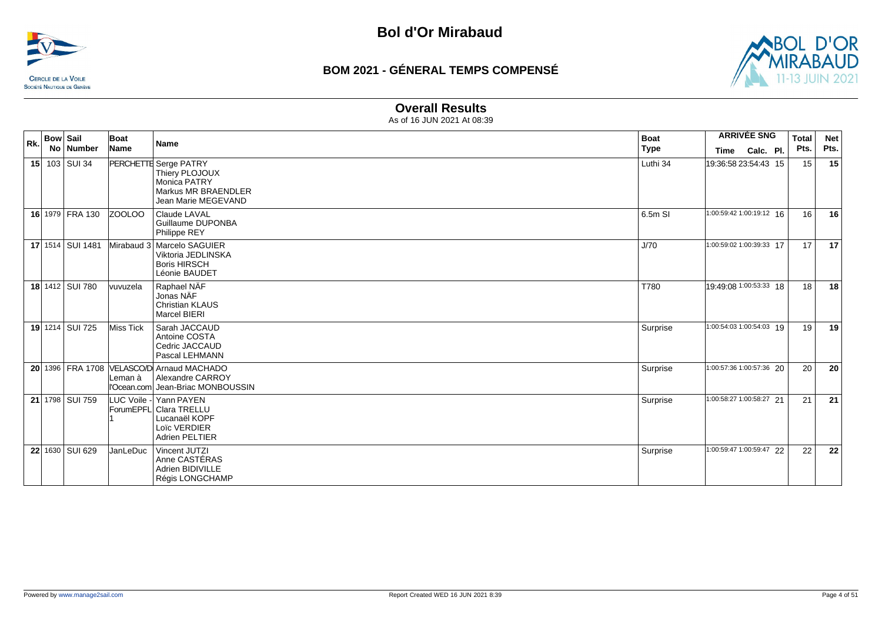# Bol d'Or Mirabaud

## BOM 2021 - GÉNERAL TEMPS COMPENSÉ

### Overall Results

As of 16 JUN 2021 At 08:39

| Rk. | Bow No | Sail Number | Boat Name | Name | Boat Type | ARRIVÉE SNG Time | Calc. | Pl. | Total Pts. | Net Pts. |
|---|---|---|---|---|---|---|---|---|---|---|
| 15 | 103 | SUI 34 | PERCHETTE | Serge PATRY<br>Thiery PLOJOUX<br>Monica PATRY<br>Markus MR BRAENDLER<br>Jean Marie MEGEVAND | Luthi 34 | 19:36:58 | 23:54:43 | 15 | 15 | **15** |
| 16 | 1979 | FRA 130 | ZOOLOO | Claude LAVAL<br>Guillaume DUPONBA<br>Philippe REY | 6.5m SI | 1:00:59:42 | 1:00:19:12 | 16 | 16 | **16** |
| 17 | 1514 | SUI 1481 | Mirabaud 3 | Marcelo SAGUIER<br>Viktoria JEDLINSKA<br>Boris HIRSCH<br>Léonie BAUDET | J/70 | 1:00:59:02 | 1:00:39:33 | 17 | 17 | **17** |
| 18 | 1412 | SUI 780 | vuvuzela | Raphael NÄF<br>Jonas NÄF<br>Christian KLAUS<br>Marcel BIERI | T780 | 19:49:08 | 1:00:53:33 | 18 | 18 | **18** |
| 19 | 1214 | SUI 725 | Miss Tick | Sarah JACCAUD<br>Antoine COSTA<br>Cedric JACCAUD<br>Pascal LEHMANN | Surprise | 1:00:54:03 | 1:00:54:03 | 19 | 19 | **19** |
| 20 | 1396 | FRA 1708 | VELASCO/D Leman à l'Ocean.com | Arnaud MACHADO<br>Alexandre CARROY<br>Jean-Briac MONBOUSSIN | Surprise | 1:00:57:36 | 1:00:57:36 | 20 | 20 | **20** |
| 21 | 1798 | SUI 759 | LUC Voile - ForumEPFL 1 | Yann PAYEN<br>Clara TRELLU<br>Lucanaël KOPF<br>Loïc VERDIER<br>Adrien PELTIER | Surprise | 1:00:58:27 | 1:00:58:27 | 21 | 21 | **21** |
| 22 | 1630 | SUI 629 | JanLeDuc | Vincent JUTZI<br>Anne CASTÉRAS<br>Adrien BIDIVILLE<br>Régis LONGCHAMP | Surprise | 1:00:59:47 | 1:00:59:47 | 22 | 22 | **22** |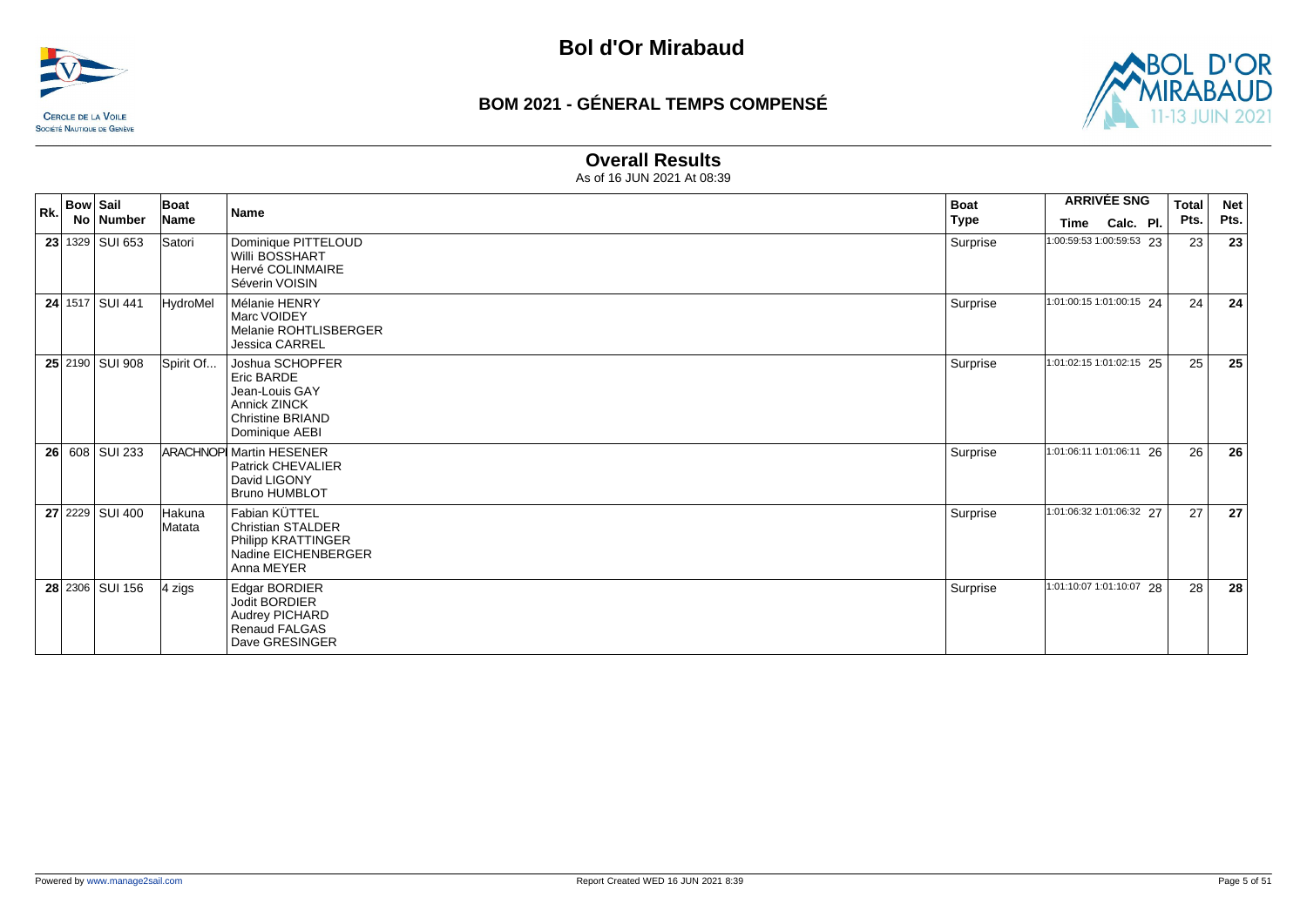# Bol d'Or Mirabaud

## BOM 2021 - GÉNERAL TEMPS COMPENSÉ

### Overall Results

As of 16 JUN 2021 At 08:39

| Rk. | Bow No | Sail Number | Boat Name | Name | Boat Type | ARRIVÉE SNG Time | Calc. | Pl. | Total Pts. | Net Pts. |
|---|---|---|---|---|---|---|---|---|---|---|
| 23 | 1329 | SUI 653 | Satori | Dominique PITTELOUD<br>Willi BOSSHART<br>Hervé COLINMAIRE<br>Séverin VOISIN | Surprise | 1:00:59:53 | 1:00:59:53 | 23 | 23 | 23 |
| 24 | 1517 | SUI 441 | HydroMel | Mélanie HENRY<br>Marc VOIDEY<br>Melanie ROHTLISBERGER<br>Jessica CARREL | Surprise | 1:01:00:15 | 1:01:00:15 | 24 | 24 | 24 |
| 25 | 2190 | SUI 908 | Spirit Of... | Joshua SCHOPFER<br>Eric BARDE<br>Jean-Louis GAY<br>Annick ZINCK<br>Christine BRIAND<br>Dominique AEBI | Surprise | 1:01:02:15 | 1:01:02:15 | 25 | 25 | 25 |
| 26 | 608 | SUI 233 | ARACHNOPI | Martin HESENER<br>Patrick CHEVALIER<br>David LIGONY<br>Bruno HUMBLOT | Surprise | 1:01:06:11 | 1:01:06:11 | 26 | 26 | 26 |
| 27 | 2229 | SUI 400 | Hakuna Matata | Fabian KÜTTEL<br>Christian STALDER<br>Philipp KRATTINGER<br>Nadine EICHENBERGER<br>Anna MEYER | Surprise | 1:01:06:32 | 1:01:06:32 | 27 | 27 | 27 |
| 28 | 2306 | SUI 156 | 4 zigs | Edgar BORDIER<br>Jodit BORDIER<br>Audrey PICHARD<br>Renaud FALGAS<br>Dave GRESINGER | Surprise | 1:01:10:07 | 1:01:10:07 | 28 | 28 | 28 |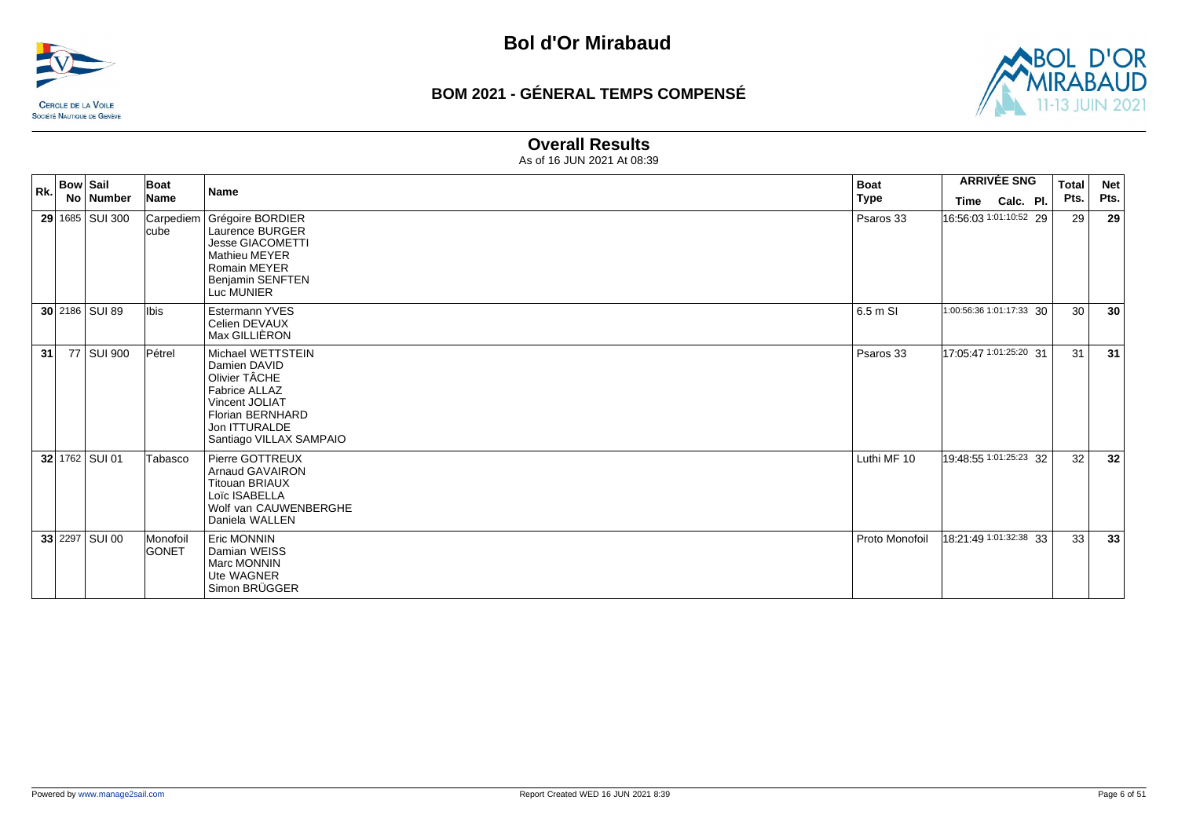# Bol d'Or Mirabaud

## BOM 2021 - GÉNERAL TEMPS COMPENSÉ

### Overall Results

As of 16 JUN 2021 At 08:39

| Rk. | Bow No | Sail Number | Boat Name | Name | Boat Type | ARRIVÉE SNG Time | Calc. | Pl. | Total Pts. | Net Pts. |
|---|---|---|---|---|---|---|---|---|---|---|
| 29 | 1685 | SUI 300 | Carpediem cube | Grégoire BORDIER<br>Laurence BURGER<br>Jesse GIACOMETTI<br>Mathieu MEYER<br>Romain MEYER<br>Benjamin SENFTEN<br>Luc MUNIER | Psaros 33 | 16:56:03 | 1:01:10:52 | 29 | 29 | 29 |
| 30 | 2186 | SUI 89 | Ibis | Estermann YVES<br>Celien DEVAUX<br>Max GILLIÈRON | 6.5 m SI | 1:00:56:36 | 1:01:17:33 | 30 | 30 | 30 |
| 31 | 77 | SUI 900 | Pétrel | Michael WETTSTEIN<br>Damien DAVID<br>Olivier TÂCHE<br>Fabrice ALLAZ<br>Vincent JOLIAT<br>Florian BERNHARD<br>Jon ITTURALDE<br>Santiago VILLAX SAMPAIO | Psaros 33 | 17:05:47 | 1:01:25:20 | 31 | 31 | 31 |
| 32 | 1762 | SUI 01 | Tabasco | Pierre GOTTREUX<br>Arnaud GAVAIRON<br>Titouan BRIAUX<br>Loïc ISABELLA<br>Wolf van CAUWENBERGHE<br>Daniela WALLEN | Luthi MF 10 | 19:48:55 | 1:01:25:23 | 32 | 32 | 32 |
| 33 | 2297 | SUI 00 | Monofoil GONET | Eric MONNIN<br>Damian WEISS<br>Marc MONNIN<br>Ute WAGNER<br>Simon BRÜGGER | Proto Monofoil | 18:21:49 | 1:01:32:38 | 33 | 33 | 33 |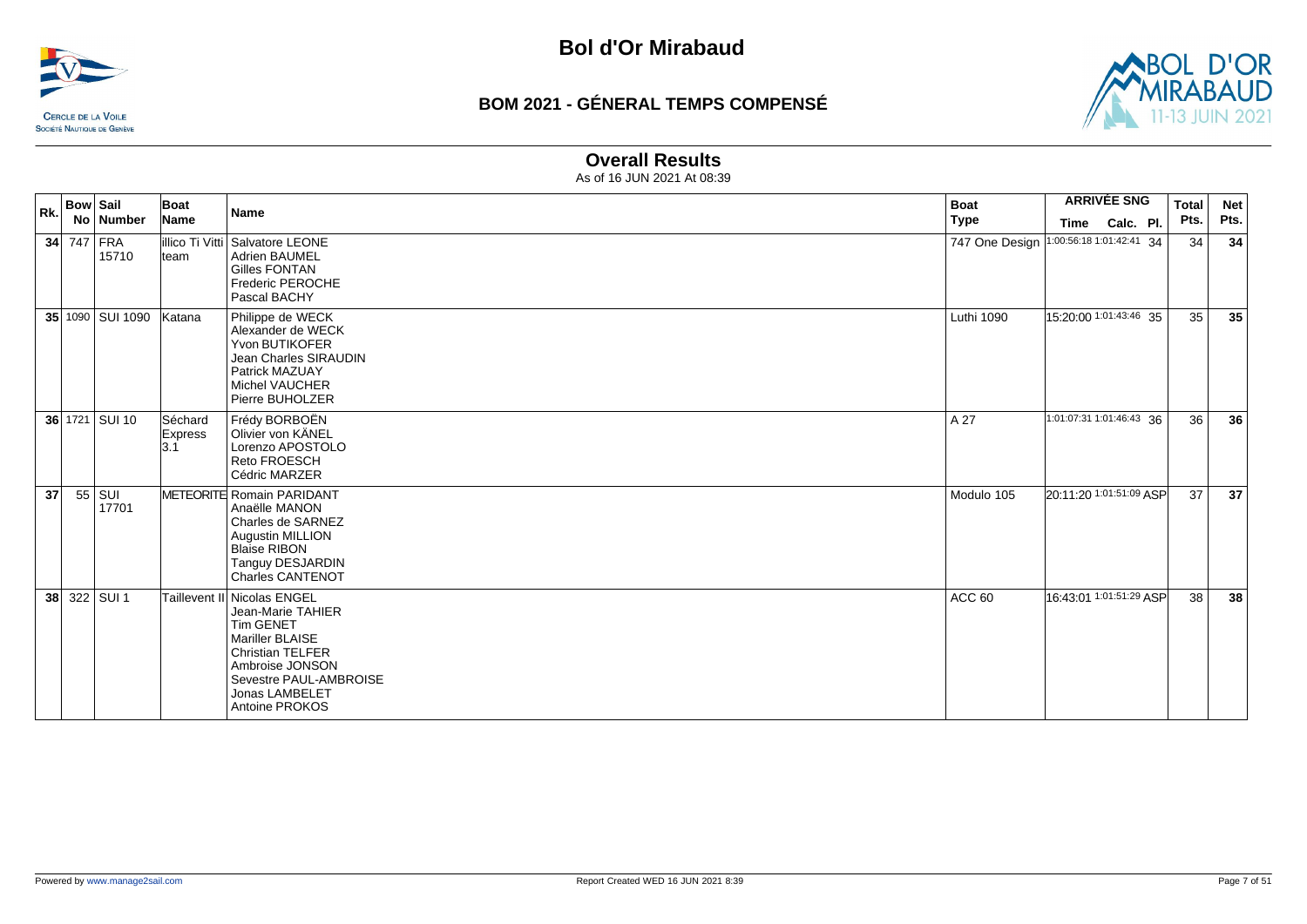# Bol d'Or Mirabaud

## BOM 2021 - GÉNERAL TEMPS COMPENSÉ

### Overall Results

As of 16 JUN 2021 At 08:39

| Rk. | Bow No | Sail Number | Boat Name | Name | Boat Type | ARRIVÉE SNG Time | Calc. | Pl. | Total Pts. | Net Pts. |
|---|---|---|---|---|---|---|---|---|---|---|
| **34** | 747 | FRA 15710 | illico Ti Vitti team | Salvatore LEONE<br>Adrien BAUMEL<br>Gilles FONTAN<br>Frederic PEROCHE<br>Pascal BACHY | 747 One Design | 1:00:56:18 | 1:01:42:41 | 34 | 34 | **34** |
| **35** | 1090 | SUI 1090 | Katana | Philippe de WECK<br>Alexander de WECK<br>Yvon BUTIKOFER<br>Jean Charles SIRAUDIN<br>Patrick MAZUAY<br>Michel VAUCHER<br>Pierre BUHOLZER | Luthi 1090 | 15:20:00 | 1:01:43:46 | 35 | 35 | **35** |
| **36** | 1721 | SUI 10 | Séchard Express 3.1 | Frédy BORBOËN<br>Olivier von KÄNEL<br>Lorenzo APOSTOLO<br>Reto FROESCH<br>Cédric MARZER | A 27 | 1:01:07:31 | 1:01:46:43 | 36 | 36 | **36** |
| **37** | 55 | SUI 17701 | METEORITE | Romain PARIDANT<br>Anaëlle MANON<br>Charles de SARNEZ<br>Augustin MILLION<br>Blaise RIBON<br>Tanguy DESJARDIN<br>Charles CANTENOT | Modulo 105 | 20:11:20 | 1:01:51:09 | ASP | 37 | **37** |
| **38** | 322 | SUI 1 | Taillevent II | Nicolas ENGEL<br>Jean-Marie TAHIER<br>Tim GENET<br>Mariller BLAISE<br>Christian TELFER<br>Ambroise JONSON<br>Sevestre PAUL-AMBROISE<br>Jonas LAMBELET<br>Antoine PROKOS | ACC 60 | 16:43:01 | 1:01:51:29 | ASP | 38 | **38** |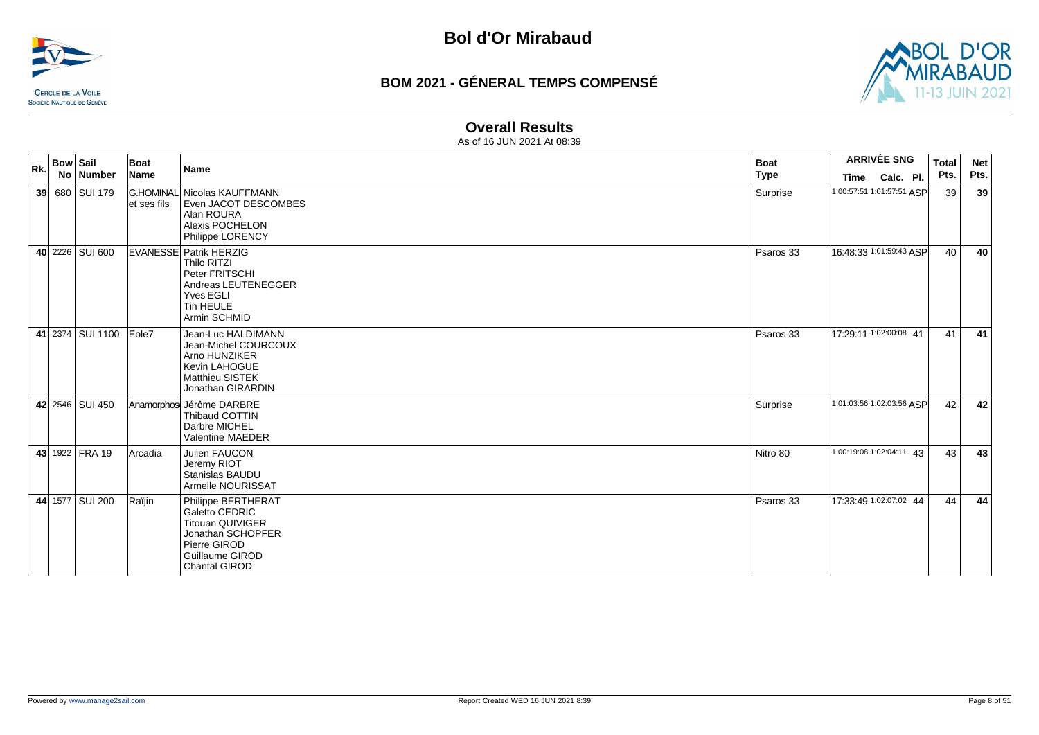# Bol d'Or Mirabaud

CERCLE DE LA VOILE
SOCIÉTÉ NAUTIQUE DE GENÈVE

## BOM 2021 - GÉNERAL TEMPS COMPENSÉ

### Overall Results

As of 16 JUN 2021 At 08:39

| Rk. | Bow No | Sail Number | Boat Name | Name | Boat Type | ARRIVÉE SNG Time | Calc. | Pl. | Total Pts. | Net Pts. |
|---|---|---|---|---|---|---|---|---|---|---|
| 39 | 680 | SUI 179 | G.HOMINAL et ses fils | Nicolas KAUFFMANN<br>Even JACOT DESCOMBES<br>Alan ROURA<br>Alexis POCHELON<br>Philippe LORENCY | Surprise | 1:00:57:51 | 1:01:57:51 | ASP | 39 | 39 |
| 40 | 2226 | SUI 600 | EVANESSE | Patrik HERZIG<br>Thilo RITZI<br>Peter FRITSCHI<br>Andreas LEUTENEGGER<br>Yves EGLI<br>Tin HEULE<br>Armin SCHMID | Psaros 33 | 16:48:33 | 1:01:59:43 | ASP | 40 | 40 |
| 41 | 2374 | SUI 1100 | Eole7 | Jean-Luc HALDIMANN<br>Jean-Michel COURCOUX<br>Arno HUNZIKER<br>Kevin LAHOGUE<br>Matthieu SISTEK<br>Jonathan GIRARDIN | Psaros 33 | 17:29:11 | 1:02:00:08 | 41 | 41 | 41 |
| 42 | 2546 | SUI 450 | Anamorphos | Jérôme DARBRE<br>Thibaud COTTIN<br>Darbre MICHEL<br>Valentine MAEDER | Surprise | 1:01:03:56 | 1:02:03:56 | ASP | 42 | 42 |
| 43 | 1922 | FRA 19 | Arcadia | Julien FAUCON<br>Jeremy RIOT<br>Stanislas BAUDU<br>Armelle NOURISSAT | Nitro 80 | 1:00:19:08 | 1:02:04:11 | 43 | 43 | 43 |
| 44 | 1577 | SUI 200 | Raïjin | Philippe BERTHERAT<br>Galetto CEDRIC<br>Titouan QUIVIGER<br>Jonathan SCHOPFER<br>Pierre GIROD<br>Guillaume GIROD<br>Chantal GIROD | Psaros 33 | 17:33:49 | 1:02:07:02 | 44 | 44 | 44 |

Powered by www.manage2sail.com | Report Created WED 16 JUN 2021 8:39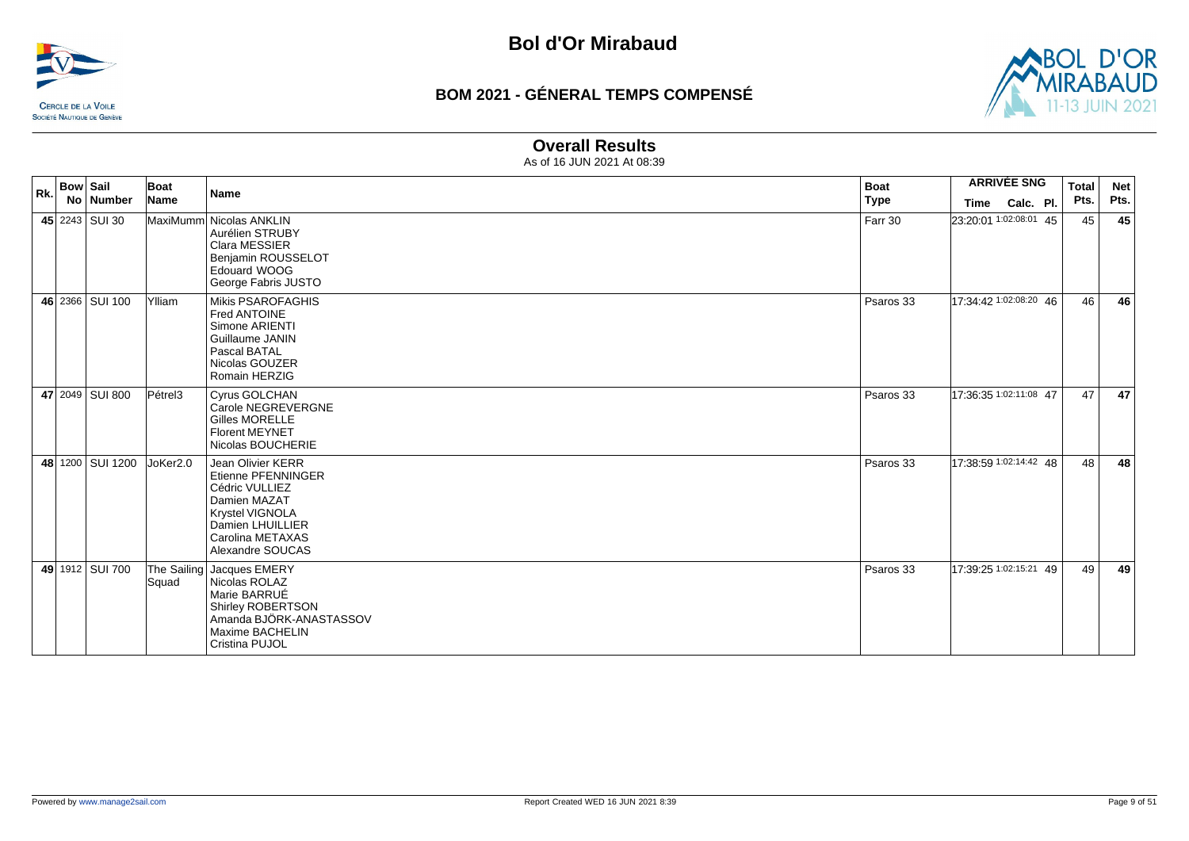# Bol d'Or Mirabaud

## BOM 2021 - GÉNERAL TEMPS COMPENSÉ

### Overall Results

As of 16 JUN 2021 At 08:39

| Rk. | Bow No | Sail Number | Boat Name | Name | Boat Type | ARRIVÉE SNG Time | Calc. | Pl. | Total Pts. | Net Pts. |
|---|---|---|---|---|---|---|---|---|---|---|
| 45 | 2243 | SUI 30 | MaxiMumm | Nicolas ANKLIN<br>Aurélien STRUBY<br>Clara MESSIER<br>Benjamin ROUSSELOT<br>Edouard WOOG<br>George Fabris JUSTO | Farr 30 | 23:20:01 | 1:02:08:01 | 45 | 45 | 45 |
| 46 | 2366 | SUI 100 | Ylliam | Mikis PSAROFAGHIS<br>Fred ANTOINE<br>Simone ARIENTI<br>Guillaume JANIN<br>Pascal BATAL<br>Nicolas GOUZER<br>Romain HERZIG | Psaros 33 | 17:34:42 | 1:02:08:20 | 46 | 46 | 46 |
| 47 | 2049 | SUI 800 | Pétrel3 | Cyrus GOLCHAN<br>Carole NEGREVERGNE<br>Gilles MORELLE<br>Florent MEYNET<br>Nicolas BOUCHERIE | Psaros 33 | 17:36:35 | 1:02:11:08 | 47 | 47 | 47 |
| 48 | 1200 | SUI 1200 | JoKer2.0 | Jean Olivier KERR<br>Etienne PFENNINGER<br>Cédric VULLIEZ<br>Damien MAZAT<br>Krystel VIGNOLA<br>Damien LHUILLIER<br>Carolina METAXAS<br>Alexandre SOUCAS | Psaros 33 | 17:38:59 | 1:02:14:42 | 48 | 48 | 48 |
| 49 | 1912 | SUI 700 | The Sailing Squad | Jacques EMERY<br>Nicolas ROLAZ<br>Marie BARRUÉ<br>Shirley ROBERTSON<br>Amanda BJÖRK-ANASTASSOV<br>Maxime BACHELIN<br>Cristina PUJOL | Psaros 33 | 17:39:25 | 1:02:15:21 | 49 | 49 | 49 |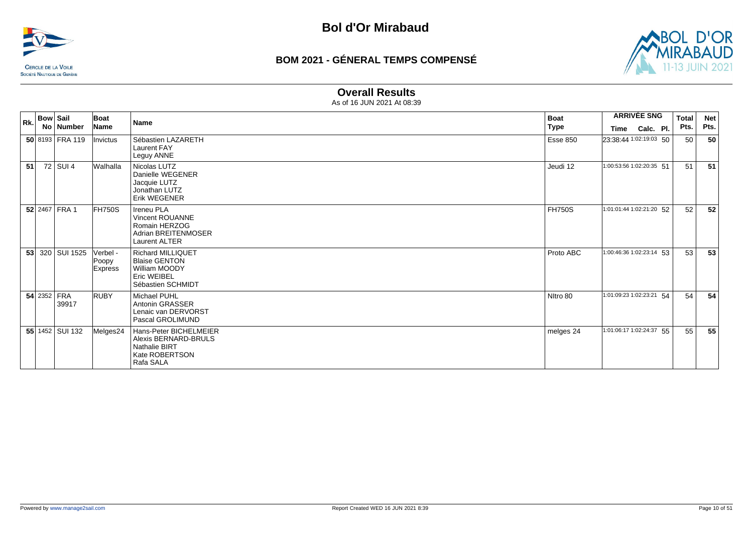# Bol d'Or Mirabaud

## BOM 2021 - GÉNERAL TEMPS COMPENSÉ

### Overall Results

As of 16 JUN 2021 At 08:39

| Rk. | Bow No | Sail Number | Boat Name | Name | Boat Type | ARRIVÉE SNG Time | Calc. | Pl. | Total Pts. | Net Pts. |
|---|---|---|---|---|---|---|---|---|---|---|
| 50 | 8193 | FRA 119 | Invictus | Sébastien LAZARETH<br>Laurent FAY<br>Leguy ANNE | Esse 850 | 23:38:44 | 1:02:19:03 | 50 | 50 | 50 |
| 51 | 72 | SUI 4 | Walhalla | Nicolas LUTZ<br>Danielle WEGENER<br>Jacquie LUTZ<br>Jonathan LUTZ<br>Erik WEGENER | Jeudi 12 | 1:00:53:56 | 1:02:20:35 | 51 | 51 | 51 |
| 52 | 2467 | FRA 1 | FH750S | Ireneu PLA<br>Vincent ROUANNE<br>Romain HERZOG<br>Adrian BREITENMOSER<br>Laurent ALTER | FH750S | 1:01:01:44 | 1:02:21:20 | 52 | 52 | 52 |
| 53 | 320 | SUI 1525 | Verbel - Poopy Express | Richard MILLIQUET<br>Blaise GENTON<br>William MOODY<br>Eric WEIBEL<br>Sébastien SCHMIDT | Proto ABC | 1:00:46:36 | 1:02:23:14 | 53 | 53 | 53 |
| 54 | 2352 | FRA 39917 | RUBY | Michael PUHL<br>Antonin GRASSER<br>Lenaic van DERVORST<br>Pascal GROLIMUND | NItro 80 | 1:01:09:23 | 1:02:23:21 | 54 | 54 | 54 |
| 55 | 1452 | SUI 132 | Melges24 | Hans-Peter BICHELMEIER<br>Alexis BERNARD-BRULS<br>Nathalie BIRT<br>Kate ROBERTSON<br>Rafa SALA | melges 24 | 1:01:06:17 | 1:02:24:37 | 55 | 55 | 55 |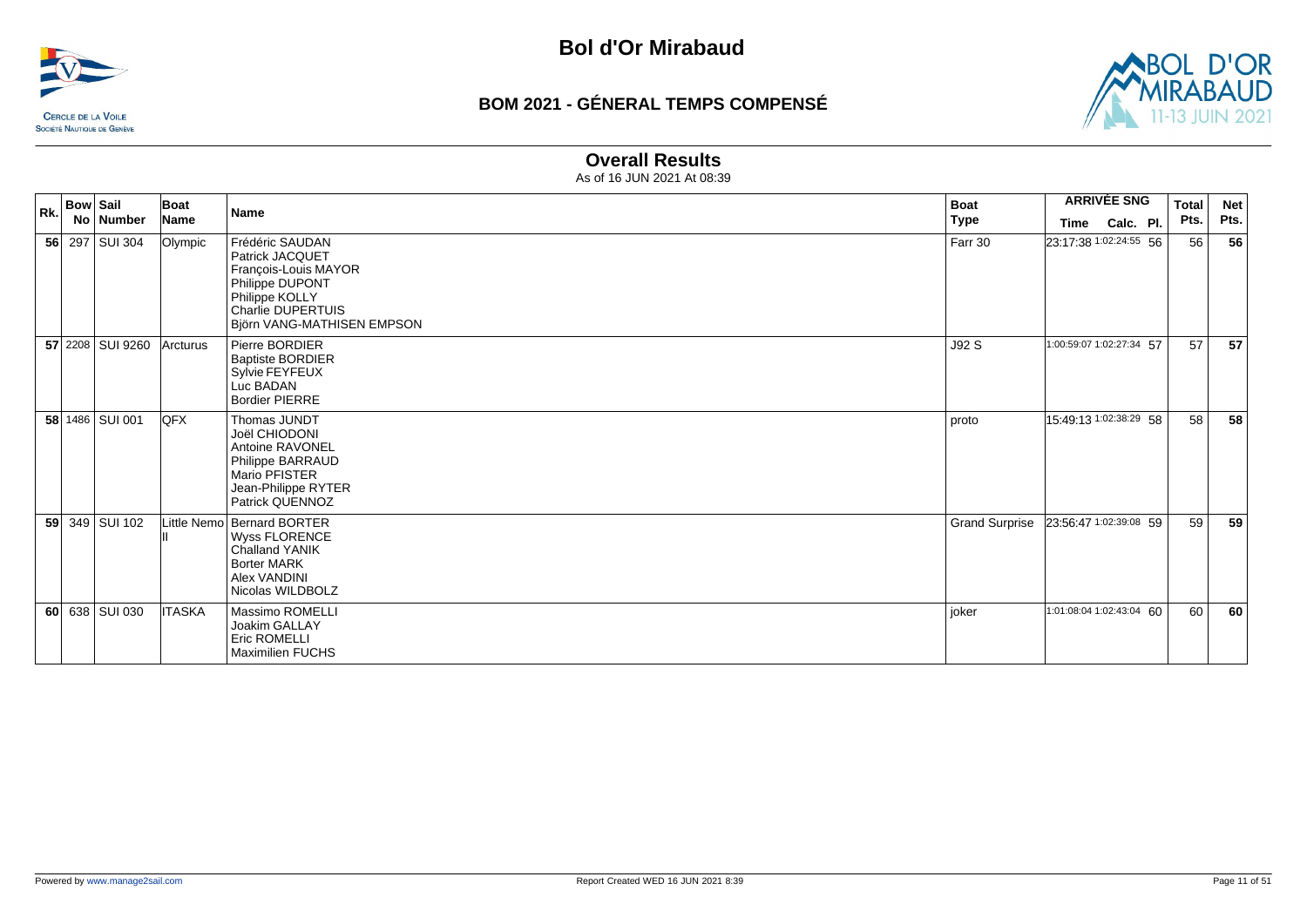# Bol d'Or Mirabaud

## BOM 2021 - GÉNERAL TEMPS COMPENSÉ

### Overall Results

As of 16 JUN 2021 At 08:39

| Rk. | Bow No | Sail Number | Boat Name | Name | Boat Type | ARRIVÉE SNG Time | Calc. | Pl. | Total Pts. | Net Pts. |
|---|---|---|---|---|---|---|---|---|---|---|
| 56 | 297 | SUI 304 | Olympic | Frédéric SAUDAN<br>Patrick JACQUET<br>François-Louis MAYOR<br>Philippe DUPONT<br>Philippe KOLLY<br>Charlie DUPERTUIS<br>Björn VANG-MATHISEN EMPSON | Farr 30 | 23:17:38 | 1:02:24:55 | 56 | 56 | **56** |
| 57 | 2208 | SUI 9260 | Arcturus | Pierre BORDIER<br>Baptiste BORDIER<br>Sylvie FEYFEUX<br>Luc BADAN<br>Bordier PIERRE | J92 S | 1:00:59:07 | 1:02:27:34 | 57 | 57 | **57** |
| 58 | 1486 | SUI 001 | QFX | Thomas JUNDT<br>Joël CHIODONI<br>Antoine RAVONEL<br>Philippe BARRAUD<br>Mario PFISTER<br>Jean-Philippe RYTER<br>Patrick QUENNOZ | proto | 15:49:13 | 1:02:38:29 | 58 | 58 | **58** |
| 59 | 349 | SUI 102 | Little Nemo II | Bernard BORTER<br>Wyss FLORENCE<br>Challand YANIK<br>Borter MARK<br>Alex VANDINI<br>Nicolas WILDBOLZ | Grand Surprise | 23:56:47 | 1:02:39:08 | 59 | 59 | **59** |
| 60 | 638 | SUI 030 | ITASKA | Massimo ROMELLI<br>Joakim GALLAY<br>Eric ROMELLI<br>Maximilien FUCHS | joker | 1:01:08:04 | 1:02:43:04 | 60 | 60 | **60** |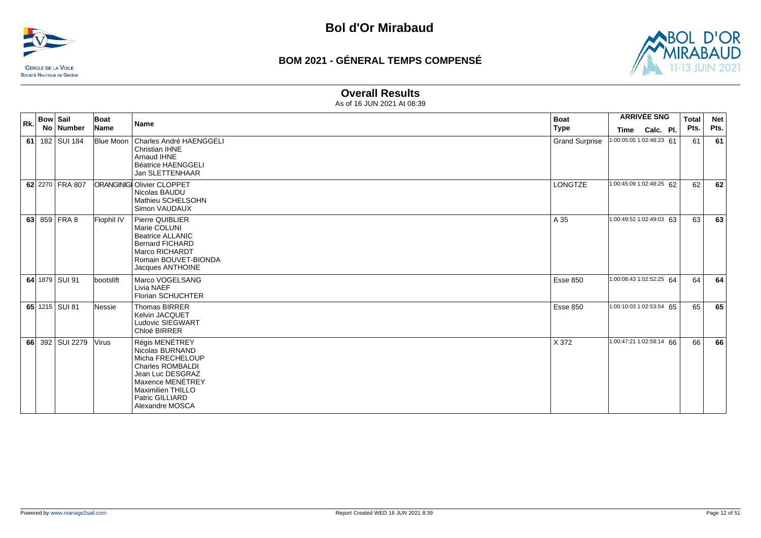# Bol d'Or Mirabaud

## BOM 2021 - GÉNERAL TEMPS COMPENSÉ

### Overall Results

As of 16 JUN 2021 At 08:39

| Rk. | Bow No | Sail Number | Boat Name | Name | Boat Type | ARRIVÉE SNG Time | Calc. | Pl. | Total Pts. | Net Pts. |
|---|---|---|---|---|---|---|---|---|---|---|
| 61 | 182 | SUI 184 | Blue Moon | Charles André HAENGGELI<br>Christian IHNE<br>Arnaud IHNE<br>Béatrice HAENGGELI<br>Jan SLETTENHAAR | Grand Surprise | 1:00:05:05 | 1:02:48:23 | 61 | 61 | 61 |
| 62 | 2270 | FRA 807 | ORANGINIGI | Olivier CLOPPET<br>Nicolas BAUDU<br>Mathieu SCHELSOHN<br>Simon VAUDAUX | LONGTZE | 1:00:45:09 | 1:02:48:25 | 62 | 62 | 62 |
| 63 | 859 | FRA 8 | Flophil IV | Pierre QUIBLIER<br>Marie COLUNI<br>Beatrice ALLANIC<br>Bernard FICHARD<br>Marco RICHARDT<br>Romain BOUVET-BIONDA<br>Jacques ANTHOINE | A 35 | 1:00:49:52 | 1:02:49:03 | 63 | 63 | 63 |
| 64 | 1879 | SUI 91 | bootslift | Marco VOGELSANG<br>Livia NAEF<br>Florian SCHUCHTER | Esse 850 | 1:00:08:43 | 1:02:52:25 | 64 | 64 | 64 |
| 65 | 1215 | SUI 81 | Nessie | Thomas BIRRER<br>Kelvin JACQUET<br>Ludovic SIEGWART<br>Chloé BIRRER | Esse 850 | 1:00:10:03 | 1:02:53:54 | 65 | 65 | 65 |
| 66 | 392 | SUI 2279 | Virus | Régis MENÉTREY<br>Nicolas BURNAND<br>Micha FRECHELOUP<br>Charles ROMBALDI<br>Jean Luc DESGRAZ<br>Maxence MENÉTREY<br>Maximilien THILLO<br>Patric GILLIARD<br>Alexandre MOSCA | X 372 | 1:00:47:21 | 1:02:58:14 | 66 | 66 | 66 |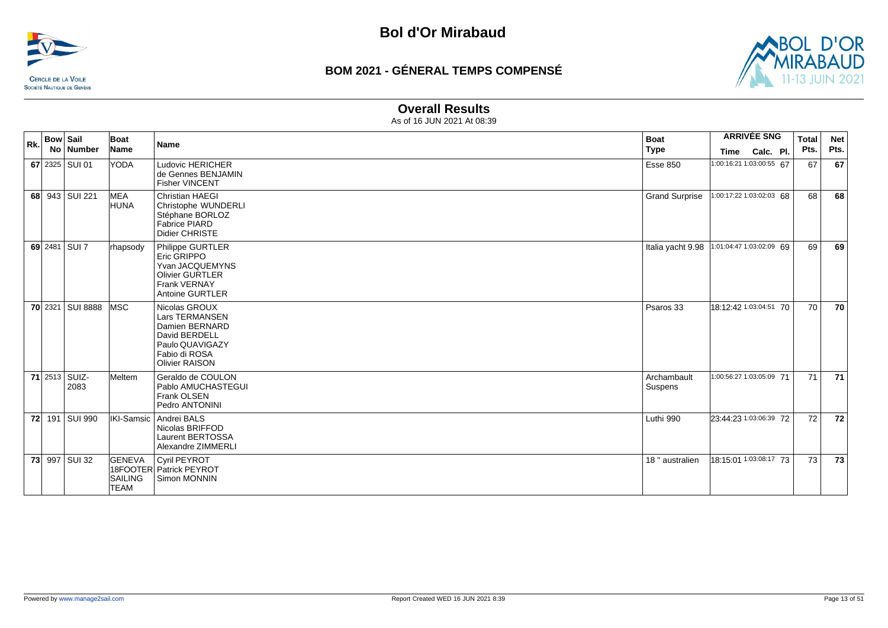# Bol d'Or Mirabaud

## BOM 2021 - GÉNERAL TEMPS COMPENSÉ

### Overall Results

As of 16 JUN 2021 At 08:39

| Rk. | Bow No | Sail Number | Boat Name | Name | Boat Type | ARRIVÉE SNG Time | Calc. | Pl. | Total Pts. | Net Pts. |
|---|---|---|---|---|---|---|---|---|---|---|
| 67 | 2325 | SUI 01 | YODA | Ludovic HERICHER<br>de Gennes BENJAMIN<br>Fisher VINCENT | Esse 850 | 1:00:16:21 | 1:03:00:55 | 67 | 67 | 67 |
| 68 | 943 | SUI 221 | MEA HUNA | Christian HAEGI<br>Christophe WUNDERLI<br>Stéphane BORLOZ<br>Fabrice PIARD<br>Didier CHRISTE | Grand Surprise | 1:00:17:22 | 1:03:02:03 | 68 | 68 | 68 |
| 69 | 2481 | SUI 7 | rhapsody | Philippe GURTLER<br>Eric GRIPPO<br>Yvan JACQUEMYNS<br>Olivier GURTLER<br>Frank VERNAY<br>Antoine GURTLER | Italia yacht 9.98 | 1:01:04:47 | 1:03:02:09 | 69 | 69 | 69 |
| 70 | 2321 | SUI 8888 | MSC | Nicolas GROUX<br>Lars TERMANSEN<br>Damien BERNARD<br>David BERDELL<br>Paulo QUAVIGAZY<br>Fabio di ROSA<br>Olivier RAISON | Psaros 33 | 18:12:42 | 1:03:04:51 | 70 | 70 | 70 |
| 71 | 2513 | SUIZ-2083 | Meltem | Geraldo de COULON<br>Pablo AMUCHASTEGUI<br>Frank OLSEN<br>Pedro ANTONINI | Archambault Suspens | 1:00:56:27 | 1:03:05:09 | 71 | 71 | 71 |
| 72 | 191 | SUI 990 | IKI-Samsic | Andrei BALS<br>Nicolas BRIFFOD<br>Laurent BERTOSSA<br>Alexandre ZIMMERLI | Luthi 990 | 23:44:23 | 1:03:06:39 | 72 | 72 | 72 |
| 73 | 997 | SUI 32 | GENEVA 18FOOTER SAILING TEAM | Cyril PEYROT<br>Patrick PEYROT<br>Simon MONNIN | 18 " australien | 18:15:01 | 1:03:08:17 | 73 | 73 | 73 |

Powered by www.manage2sail.com

Report Created WED 16 JUN 2021 8:39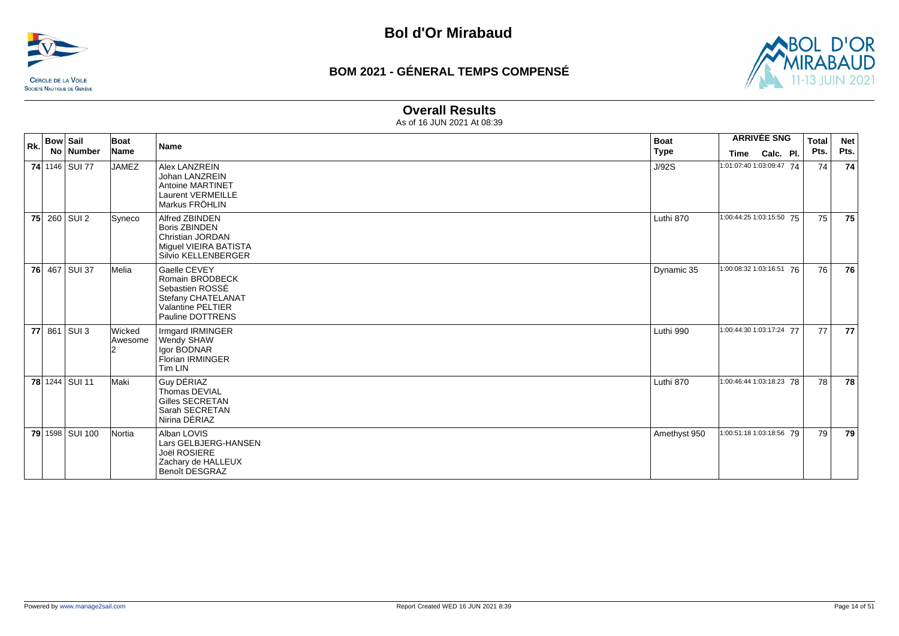# Bol d'Or Mirabaud

## BOM 2021 - GÉNERAL TEMPS COMPENSÉ

### Overall Results

As of 16 JUN 2021 At 08:39

| Rk. | Bow No | Sail Number | Boat Name | Name | Boat Type | ARRIVÉE SNG Time | Calc. | Pl. | Total Pts. | Net Pts. |
|---|---|---|---|---|---|---|---|---|---|---|
| 74 | 1146 | SUI 77 | JAMEZ | Alex LANZREIN<br>Johan LANZREIN<br>Antoine MARTINET<br>Laurent VERMEILLE<br>Markus FRÖHLIN | J/92S | 1:01:07:40 | 1:03:09:47 | 74 | 74 | 74 |
| 75 | 260 | SUI 2 | Syneco | Alfred ZBINDEN<br>Boris ZBINDEN<br>Christian JORDAN<br>Miguel VIEIRA BATISTA<br>Silvio KELLENBERGER | Luthi 870 | 1:00:44:25 | 1:03:15:50 | 75 | 75 | 75 |
| 76 | 467 | SUI 37 | Melia | Gaelle CEVEY<br>Romain BRODBECK<br>Sebastien ROSSÉ<br>Stefany CHATELANAT<br>Valantine PELTIER<br>Pauline DOTTRENS | Dynamic 35 | 1:00:08:32 | 1:03:16:51 | 76 | 76 | 76 |
| 77 | 861 | SUI 3 | Wicked Awesome 2 | Irmgard IRMINGER<br>Wendy SHAW<br>Igor BODNAR<br>Florian IRMINGER<br>Tim LIN | Luthi 990 | 1:00:44:30 | 1:03:17:24 | 77 | 77 | 77 |
| 78 | 1244 | SUI 11 | Maki | Guy DÉRIAZ<br>Thomas DEVIAL<br>Gilles SECRETAN<br>Sarah SECRETAN<br>Nirina DÉRIAZ | Luthi 870 | 1:00:46:44 | 1:03:18:23 | 78 | 78 | 78 |
| 79 | 1598 | SUI 100 | Nortia | Alban LOVIS<br>Lars GELBJERG-HANSEN<br>Joël ROSIERE<br>Zachary de HALLEUX<br>Benoît DESGRAZ | Amethyst 950 | 1:00:51:18 | 1:03:18:56 | 79 | 79 | 79 |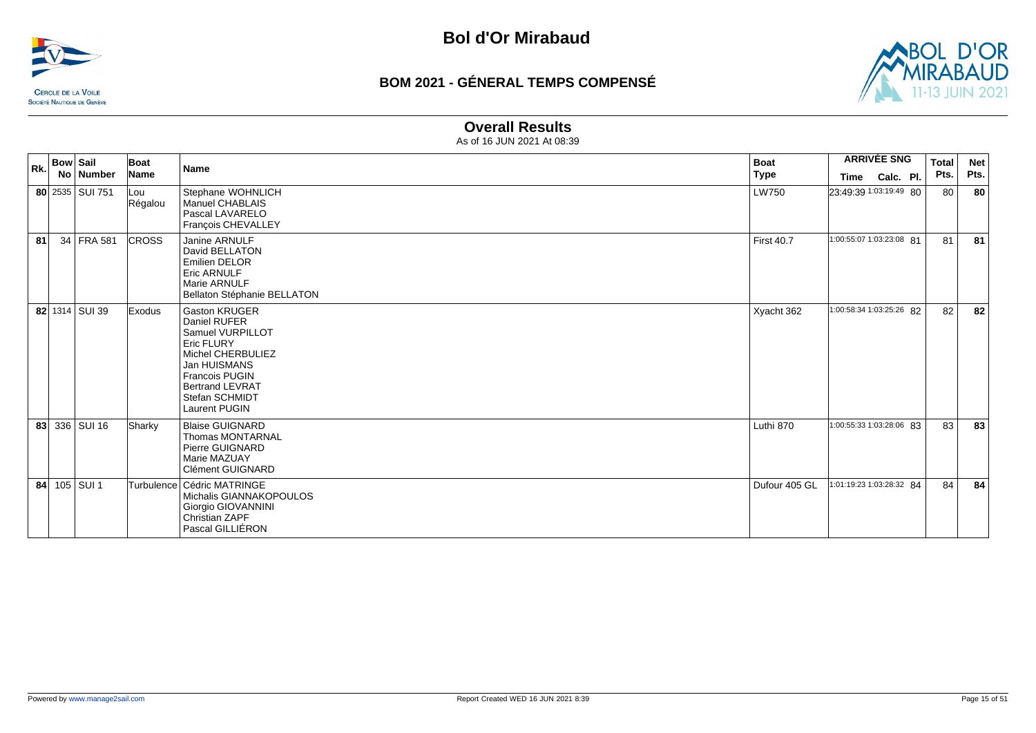# Bol d'Or Mirabaud

## BOM 2021 - GÉNERAL TEMPS COMPENSÉ

### Overall Results

As of 16 JUN 2021 At 08:39

| Rk. | Bow No | Sail Number | Boat Name | Name | Boat Type | ARRIVÉE SNG Time | Calc. | Pl. | Total Pts. | Net Pts. |
|---|---|---|---|---|---|---|---|---|---|---|
| **80** | 2535 | SUI 751 | Lou Régalou | Stephane WOHNLICH<br>Manuel CHABLAIS<br>Pascal LAVARELO<br>François CHEVALLEY | LW750 | 23:49:39 | 1:03:19:49 | 80 | 80 | **80** |
| **81** | 34 | FRA 581 | CROSS | Janine ARNULF<br>David BELLATON<br>Emilien DELOR<br>Eric ARNULF<br>Marie ARNULF<br>Bellaton Stéphanie BELLATON | First 40.7 | 1:00:55:07 | 1:03:23:08 | 81 | 81 | **81** |
| **82** | 1314 | SUI 39 | Exodus | Gaston KRUGER<br>Daniel RUFER<br>Samuel VURPILLOT<br>Eric FLURY<br>Michel CHERBULIEZ<br>Jan HUISMANS<br>Francois PUGIN<br>Bertrand LEVRAT<br>Stefan SCHMIDT<br>Laurent PUGIN | Xyacht 362 | 1:00:58:34 | 1:03:25:26 | 82 | 82 | **82** |
| **83** | 336 | SUI 16 | Sharky | Blaise GUIGNARD<br>Thomas MONTARNAL<br>Pierre GUIGNARD<br>Marie MAZUAY<br>Clément GUIGNARD | Luthi 870 | 1:00:55:33 | 1:03:28:06 | 83 | 83 | **83** |
| **84** | 105 | SUI 1 | Turbulence | Cédric MATRINGE<br>Michalis GIANNAKOPOULOS<br>Giorgio GIOVANNINI<br>Christian ZAPF<br>Pascal GILLIÉRON | Dufour 405 GL | 1:01:19:23 | 1:03:28:32 | 84 | 84 | **84** |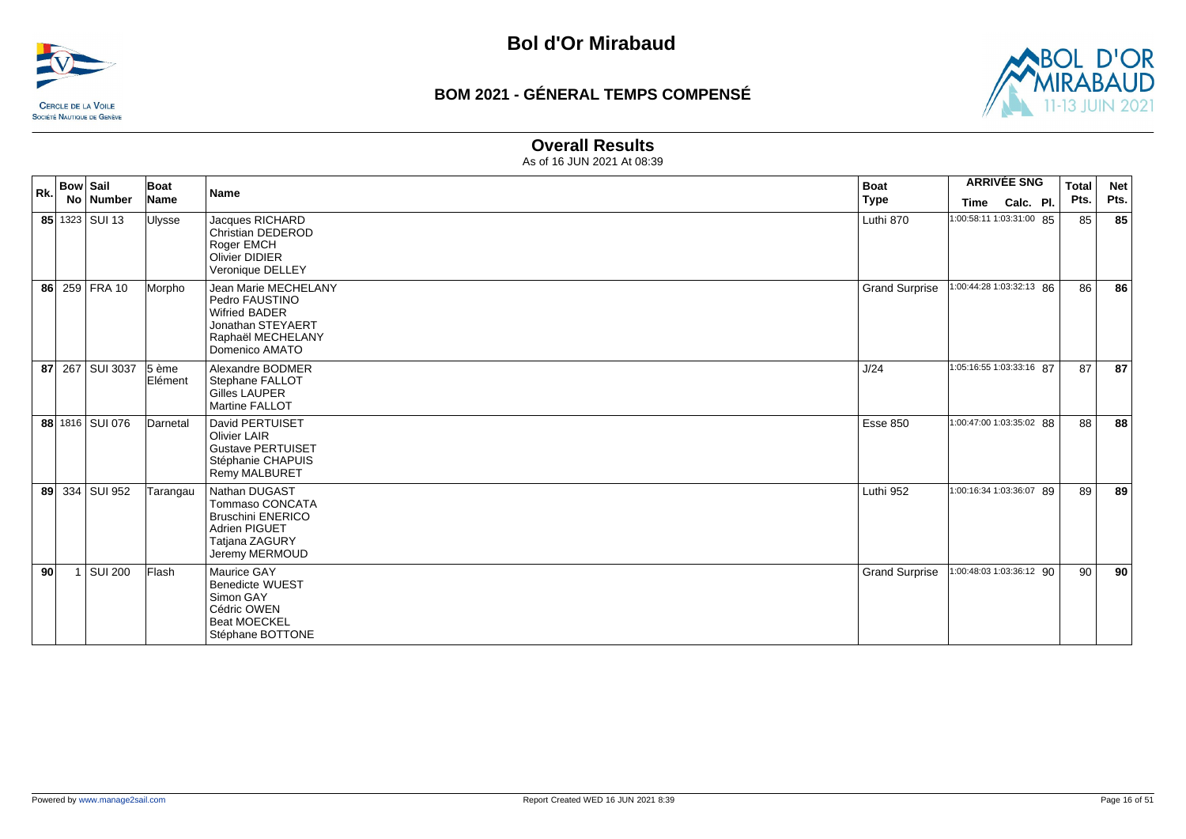# Bol d'Or Mirabaud

## BOM 2021 - GÉNERAL TEMPS COMPENSÉ

### Overall Results

As of 16 JUN 2021 At 08:39

| Rk. | Bow No | Sail Number | Boat Name | Name | Boat Type | ARRIVÉE SNG Time | Calc. | Pl. | Total Pts. | Net Pts. |
|---|---|---|---|---|---|---|---|---|---|---|
| 85 | 1323 | SUI 13 | Ulysse | Jacques RICHARD<br>Christian DEDEROD<br>Roger EMCH<br>Olivier DIDIER<br>Veronique DELLEY | Luthi 870 | 1:00:58:11 | 1:03:31:00 | 85 | 85 | 85 |
| 86 | 259 | FRA 10 | Morpho | Jean Marie MECHELANY<br>Pedro FAUSTINO<br>Wifried BADER<br>Jonathan STEYAERT<br>Raphaël MECHELANY<br>Domenico AMATO | Grand Surprise | 1:00:44:28 | 1:03:32:13 | 86 | 86 | 86 |
| 87 | 267 | SUI 3037 | 5 ème Elément | Alexandre BODMER<br>Stephane FALLOT<br>Gilles LAUPER<br>Martine FALLOT | J/24 | 1:05:16:55 | 1:03:33:16 | 87 | 87 | 87 |
| 88 | 1816 | SUI 076 | Darnetal | David PERTUISET<br>Olivier LAIR<br>Gustave PERTUISET<br>Stéphanie CHAPUIS<br>Remy MALBURET | Esse 850 | 1:00:47:00 | 1:03:35:02 | 88 | 88 | 88 |
| 89 | 334 | SUI 952 | Tarangau | Nathan DUGAST<br>Tommaso CONCATA<br>Bruschini ENERICO<br>Adrien PIGUET<br>Tatjana ZAGURY<br>Jeremy MERMOUD | Luthi 952 | 1:00:16:34 | 1:03:36:07 | 89 | 89 | 89 |
| 90 | 1 | SUI 200 | Flash | Maurice GAY<br>Benedicte WUEST<br>Simon GAY<br>Cédric OWEN<br>Beat MOECKEL<br>Stéphane BOTTONE | Grand Surprise | 1:00:48:03 | 1:03:36:12 | 90 | 90 | 90 |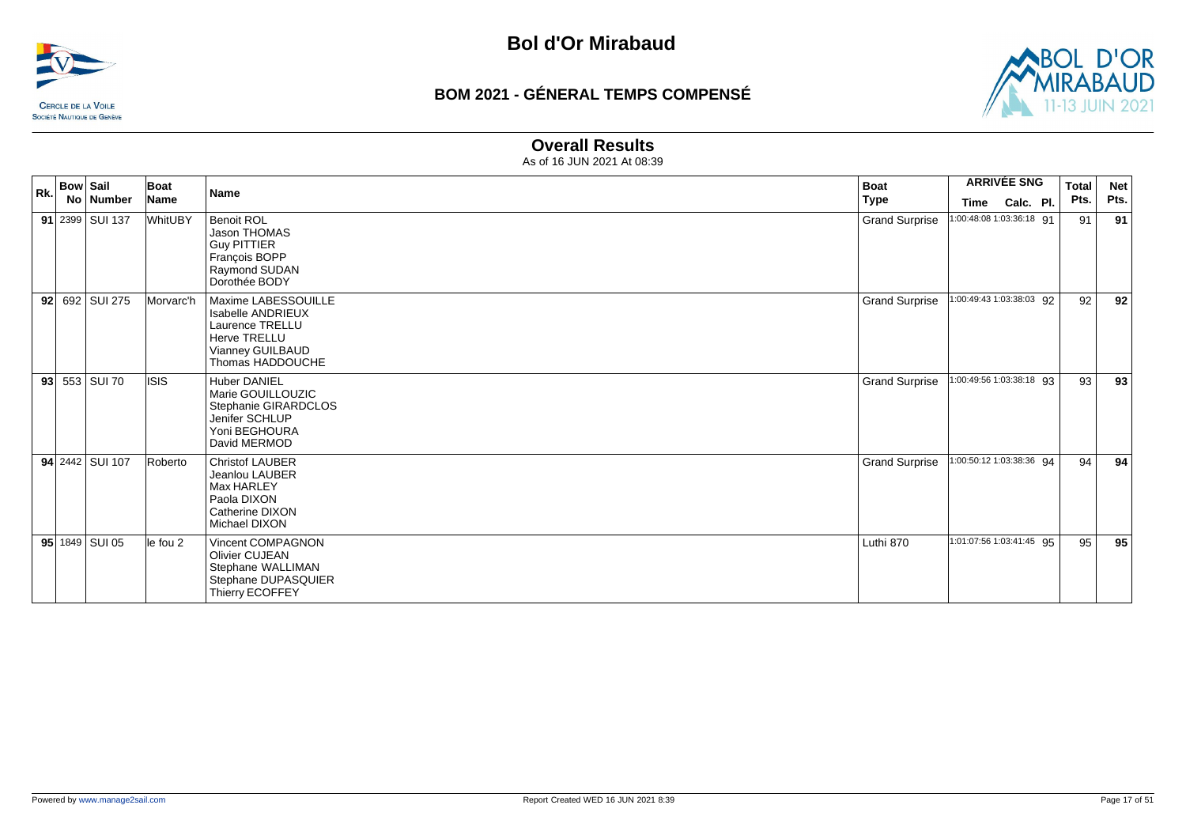# Bol d'Or Mirabaud

## BOM 2021 - GÉNERAL TEMPS COMPENSÉ

### Overall Results

As of 16 JUN 2021 At 08:39

| Rk. | Bow No | Sail Number | Boat Name | Name | Boat Type | ARRIVÉE SNG Time | Calc. | Pl. | Total Pts. | Net Pts. |
|---|---|---|---|---|---|---|---|---|---|---|
| 91 | 2399 | SUI 137 | WhitUBY | Benoit ROL<br>Jason THOMAS<br>Guy PITTIER<br>François BOPP<br>Raymond SUDAN<br>Dorothée BODY | Grand Surprise | 1:00:48:08 | 1:03:36:18 | 91 | 91 | **91** |
| 92 | 692 | SUI 275 | Morvarc'h | Maxime LABESSOUILLE<br>Isabelle ANDRIEUX<br>Laurence TRELLU<br>Herve TRELLU<br>Vianney GUILBAUD<br>Thomas HADDOUCHE | Grand Surprise | 1:00:49:43 | 1:03:38:03 | 92 | 92 | **92** |
| 93 | 553 | SUI 70 | ISIS | Huber DANIEL<br>Marie GOUILLOUZIC<br>Stephanie GIRARDCLOS<br>Jenifer SCHLUP<br>Yoni BEGHOURA<br>David MERMOD | Grand Surprise | 1:00:49:56 | 1:03:38:18 | 93 | 93 | **93** |
| 94 | 2442 | SUI 107 | Roberto | Christof LAUBER<br>Jeanlou LAUBER<br>Max HARLEY<br>Paola DIXON<br>Catherine DIXON<br>Michael DIXON | Grand Surprise | 1:00:50:12 | 1:03:38:36 | 94 | 94 | **94** |
| 95 | 1849 | SUI 05 | le fou 2 | Vincent COMPAGNON<br>Olivier CUJEAN<br>Stephane WALLIMAN<br>Stephane DUPASQUIER<br>Thierry ECOFFEY | Luthi 870 | 1:01:07:56 | 1:03:41:45 | 95 | 95 | **95** |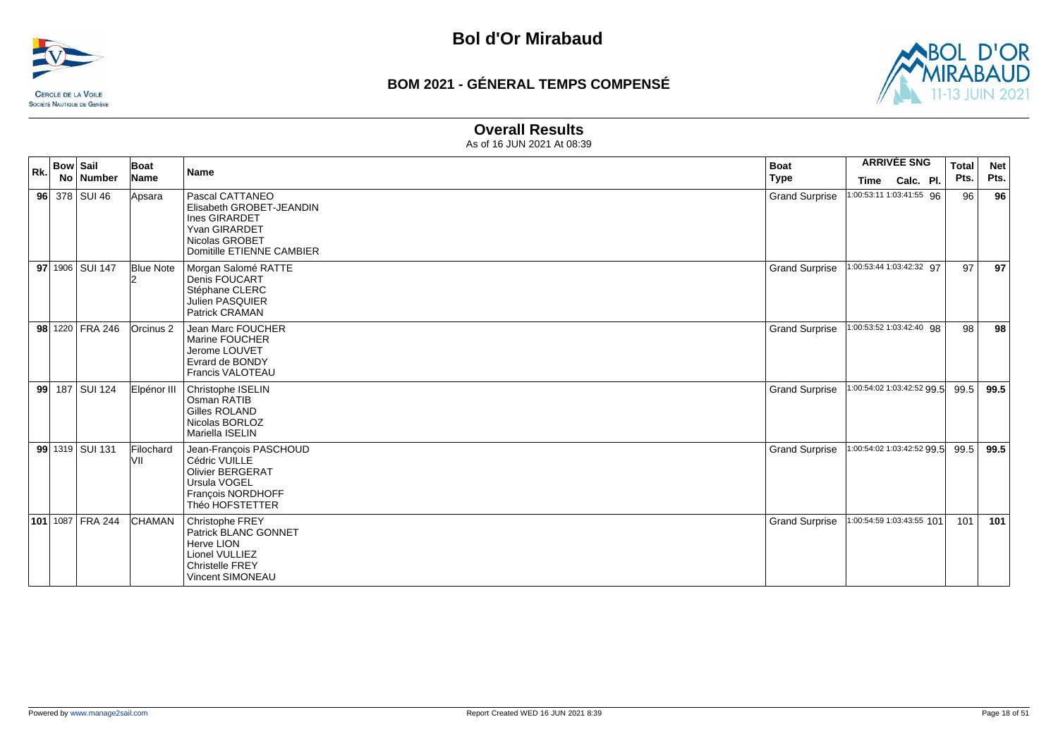# Bol d'Or Mirabaud

## BOM 2021 - GÉNERAL TEMPS COMPENSÉ

### Overall Results

As of 16 JUN 2021 At 08:39

| Rk. | Bow No | Sail Number | Boat Name | Name | Boat Type | ARRIVÉE SNG Time | Calc. | Pl. | Total Pts. | Net Pts. |
|---|---|---|---|---|---|---|---|---|---|---|
| **96** | 378 | SUI 46 | Apsara | Pascal CATTANEO<br>Elisabeth GROBET-JEANDIN<br>Ines GIRARDET<br>Yvan GIRARDET<br>Nicolas GROBET<br>Domitille ETIENNE CAMBIER | Grand Surprise | 1:00:53:11 | 1:03:41:55 | 96 | 96 | **96** |
| **97** | 1906 | SUI 147 | Blue Note 2 | Morgan Salomé RATTE<br>Denis FOUCART<br>Stéphane CLERC<br>Julien PASQUIER<br>Patrick CRAMAN | Grand Surprise | 1:00:53:44 | 1:03:42:32 | 97 | 97 | **97** |
| **98** | 1220 | FRA 246 | Orcinus 2 | Jean Marc FOUCHER<br>Marine FOUCHER<br>Jerome LOUVET<br>Evrard de BONDY<br>Francis VALOTEAU | Grand Surprise | 1:00:53:52 | 1:03:42:40 | 98 | 98 | **98** |
| **99** | 187 | SUI 124 | Elpénor III | Christophe ISELIN<br>Osman RATIB<br>Gilles ROLAND<br>Nicolas BORLOZ<br>Mariella ISELIN | Grand Surprise | 1:00:54:02 | 1:03:42:52 | 99.5 | 99.5 | **99.5** |
| **99** | 1319 | SUI 131 | Filochard VII | Jean-François PASCHOUD<br>Cédric VUILLE<br>Olivier BERGERAT<br>Ursula VOGEL<br>François NORDHOFF<br>Théo HOFSTETTER | Grand Surprise | 1:00:54:02 | 1:03:42:52 | 99.5 | 99.5 | **99.5** |
| **101** | 1087 | FRA 244 | CHAMAN | Christophe FREY<br>Patrick BLANC GONNET<br>Herve LION<br>Lionel VULLIEZ<br>Christelle FREY<br>Vincent SIMONEAU | Grand Surprise | 1:00:54:59 | 1:03:43:55 | 101 | 101 | **101** |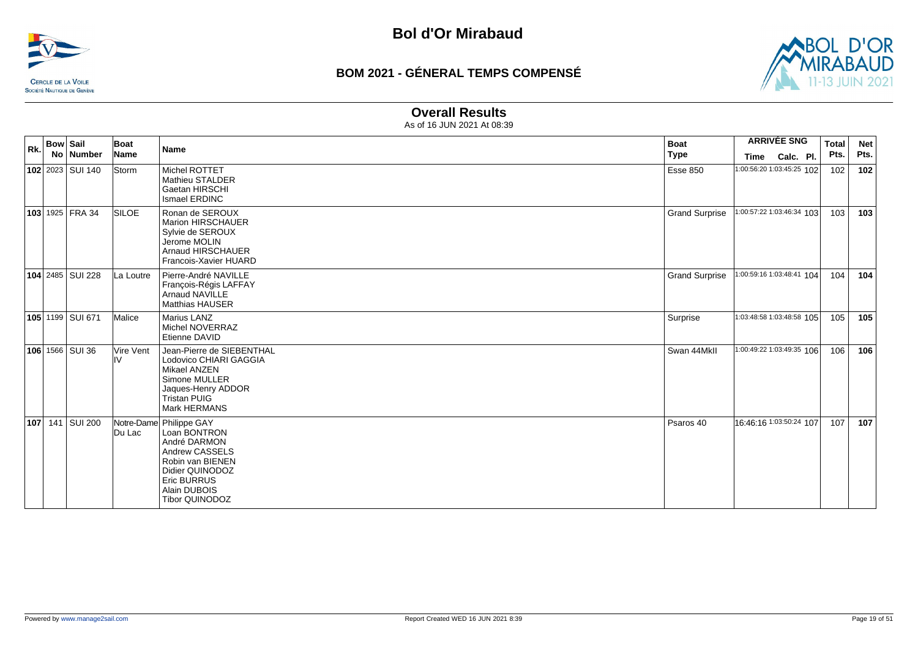# Bol d'Or Mirabaud

## BOM 2021 - GÉNERAL TEMPS COMPENSÉ

### Overall Results

As of 16 JUN 2021 At 08:39

| Rk. | Bow No | Sail Number | Boat Name | Name | Boat Type | ARRIVÉE SNG Time | Calc. | Pl. | Total Pts. | Net Pts. |
|---|---|---|---|---|---|---|---|---|---|---|
| 102 | 2023 | SUI 140 | Storm | Michel ROTTET<br>Mathieu STALDER<br>Gaetan HIRSCHI<br>Ismael ERDINC | Esse 850 | 1:00:56:20 | 1:03:45:25 | 102 | 102 | 102 |
| 103 | 1925 | FRA 34 | SILOE | Ronan de SEROUX<br>Marion HIRSCHAUER<br>Sylvie de SEROUX<br>Jerome MOLIN<br>Arnaud HIRSCHAUER<br>Francois-Xavier HUARD | Grand Surprise | 1:00:57:22 | 1:03:46:34 | 103 | 103 | 103 |
| 104 | 2485 | SUI 228 | La Loutre | Pierre-André NAVILLE<br>François-Régis LAFFAY<br>Arnaud NAVILLE<br>Matthias HAUSER | Grand Surprise | 1:00:59:16 | 1:03:48:41 | 104 | 104 | 104 |
| 105 | 1199 | SUI 671 | Malice | Marius LANZ<br>Michel NOVERRAZ<br>Etienne DAVID | Surprise | 1:03:48:58 | 1:03:48:58 | 105 | 105 | 105 |
| 106 | 1566 | SUI 36 | Vire Vent IV | Jean-Pierre de SIEBENTHAL<br>Lodovico CHIARI GAGGIA<br>Mikael ANZEN<br>Simone MULLER<br>Jaques-Henry ADDOR<br>Tristan PUIG<br>Mark HERMANS | Swan 44MkII | 1:00:49:22 | 1:03:49:35 | 106 | 106 | 106 |
| 107 | 141 | SUI 200 | Notre-Dame Du Lac | Philippe GAY<br>Loan BONTRON<br>André DARMON<br>Andrew CASSELS<br>Robin van BIENEN<br>Didier QUINODOZ<br>Eric BURRUS<br>Alain DUBOIS<br>Tibor QUINODOZ | Psaros 40 | 16:46:16 | 1:03:50:24 | 107 | 107 | 107 |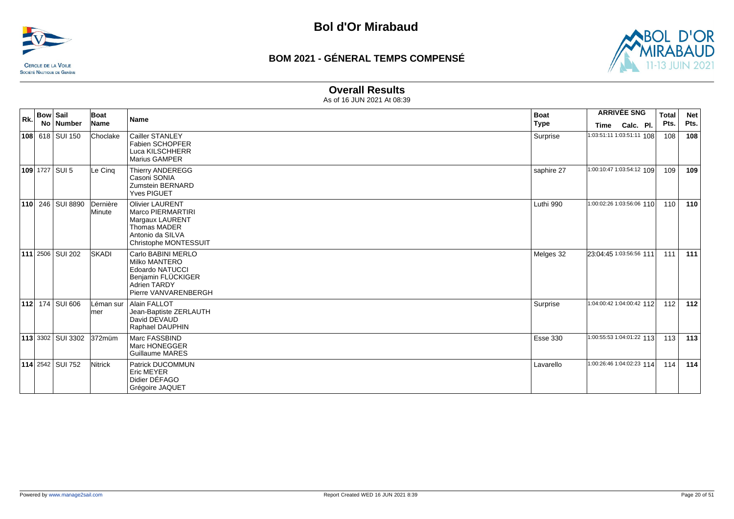# Bol d'Or Mirabaud

## BOM 2021 - GÉNERAL TEMPS COMPENSÉ

### Overall Results

As of 16 JUN 2021 At 08:39

| Rk. | Bow No | Sail Number | Boat Name | Name | Boat Type | ARRIVÉE SNG Time | Calc. | Pl. | Total Pts. | Net Pts. |
|---|---|---|---|---|---|---|---|---|---|---|
| **108** | 618 | SUI 150 | Choclake | Cailler STANLEY<br>Fabien SCHOPFER<br>Luca KILSCHHERR<br>Marius GAMPER | Surprise | 1:03:51:11 | 1:03:51:11 | 108 | 108 | **108** |
| **109** | 1727 | SUI 5 | Le Cinq | Thierry ANDEREGG<br>Casoni SONIA<br>Zumstein BERNARD<br>Yves PIGUET | saphire 27 | 1:00:10:47 | 1:03:54:12 | 109 | 109 | **109** |
| **110** | 246 | SUI 8890 | Dernière Minute | Olivier LAURENT<br>Marco PIERMARTIRI<br>Margaux LAURENT<br>Thomas MADER<br>Antonio da SILVA<br>Christophe MONTESSUIT | Luthi 990 | 1:00:02:26 | 1:03:56:06 | 110 | 110 | **110** |
| **111** | 2506 | SUI 202 | SKADI | Carlo BABINI MERLO<br>Milko MANTERO<br>Edoardo NATUCCI<br>Benjamin FLÜCKIGER<br>Adrien TARDY<br>Pierre VANVARENBERGH | Melges 32 | 23:04:45 | 1:03:56:56 | 111 | 111 | **111** |
| **112** | 174 | SUI 606 | Léman sur mer | Alain FALLOT<br>Jean-Baptiste ZERLAUTH<br>David DEVAUD<br>Raphael DAUPHIN | Surprise | 1:04:00:42 | 1:04:00:42 | 112 | 112 | **112** |
| **113** | 3302 | SUI 3302 | 372müm | Marc FASSBIND<br>Marc HONEGGER<br>Guillaume MARES | Esse 330 | 1:00:55:53 | 1:04:01:22 | 113 | 113 | **113** |
| **114** | 2542 | SUI 752 | Nitrick | Patrick DUCOMMUN<br>Eric MEYER<br>Didier DÉFAGO<br>Grégoire JAQUET | Lavarello | 1:00:26:46 | 1:04:02:23 | 114 | 114 | **114** |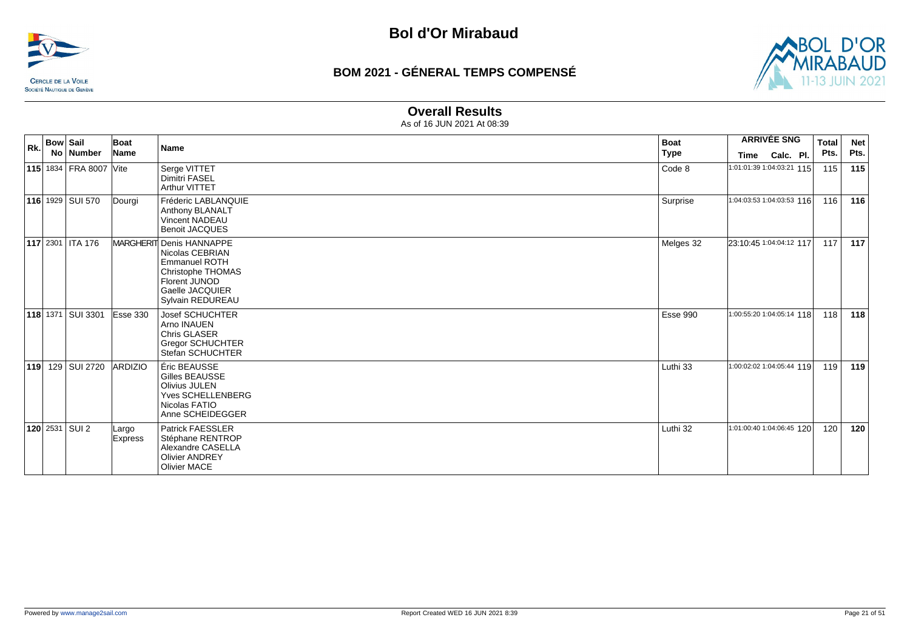# Bol d'Or Mirabaud

## BOM 2021 - GÉNERAL TEMPS COMPENSÉ

### Overall Results

As of 16 JUN 2021 At 08:39

| Rk. | Bow No | Sail Number | Boat Name | Name | Boat Type | ARRIVÉE SNG Time | Calc. | Pl. | Total Pts. | Net Pts. |
|---|---|---|---|---|---|---|---|---|---|---|
| **115** | 1834 | FRA 8007 | Vite | Serge VITTET<br>Dimitri FASEL<br>Arthur VITTET | Code 8 | 1:01:01:39 | 1:04:03:21 | 115 | 115 | **115** |
| **116** | 1929 | SUI 570 | Dourgi | Fréderic LABLANQUIE<br>Anthony BLANALT<br>Vincent NADEAU<br>Benoit JACQUES | Surprise | 1:04:03:53 | 1:04:03:53 | 116 | 116 | **116** |
| **117** | 2301 | ITA 176 | MARGHERIT | Denis HANNAPPE<br>Nicolas CEBRIAN<br>Emmanuel ROTH<br>Christophe THOMAS<br>Florent JUNOD<br>Gaelle JACQUIER<br>Sylvain REDUREAU | Melges 32 | 23:10:45 | 1:04:04:12 | 117 | 117 | **117** |
| **118** | 1371 | SUI 3301 | Esse 330 | Josef SCHUCHTER<br>Arno INAUEN<br>Chris GLASER<br>Gregor SCHUCHTER<br>Stefan SCHUCHTER | Esse 990 | 1:00:55:20 | 1:04:05:14 | 118 | 118 | **118** |
| **119** | 129 | SUI 2720 | ARDIZIO | Éric BEAUSSE<br>Gilles BEAUSSE<br>Olivius JULEN<br>Yves SCHELLENBERG<br>Nicolas FATIO<br>Anne SCHEIDEGGER | Luthi 33 | 1:00:02:02 | 1:04:05:44 | 119 | 119 | **119** |
| **120** | 2531 | SUI 2 | Largo Express | Patrick FAESSLER<br>Stéphane RENTROP<br>Alexandre CASELLA<br>Olivier ANDREY<br>Olivier MACE | Luthi 32 | 1:01:00:40 | 1:04:06:45 | 120 | 120 | **120** |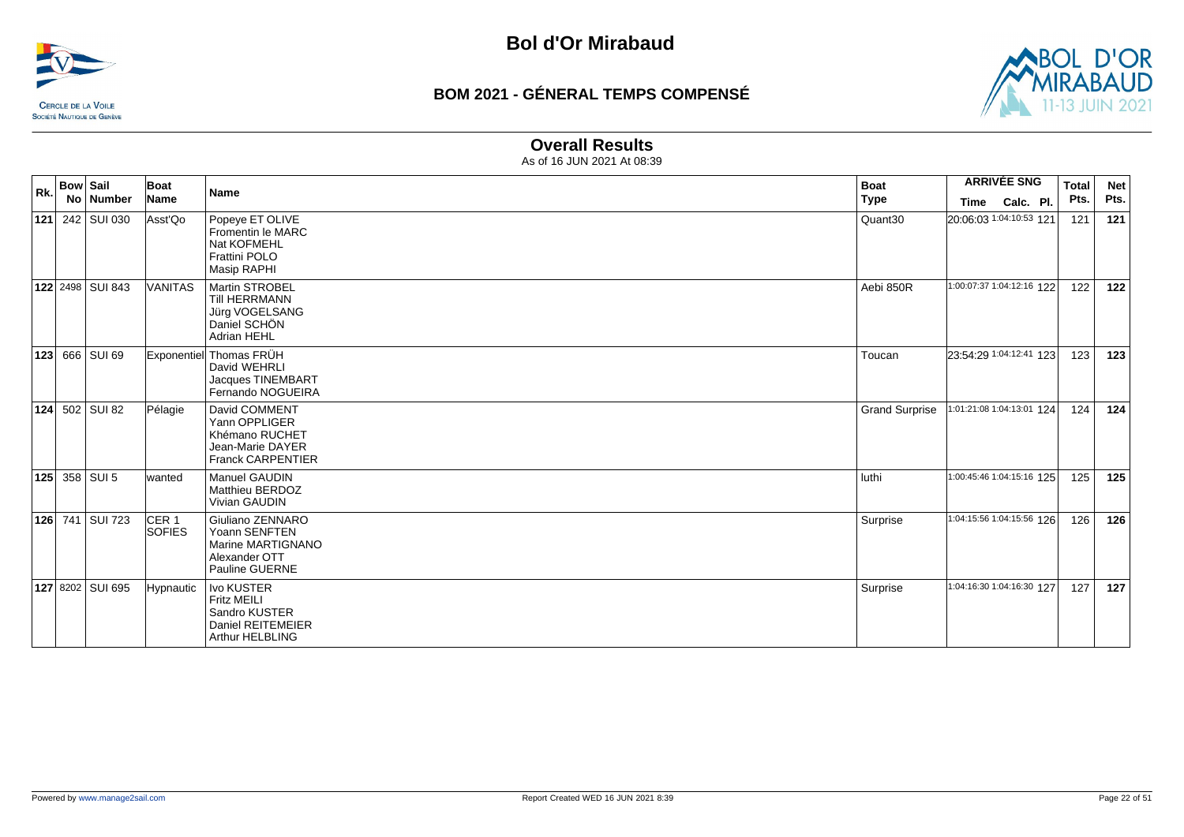# Bol d'Or Mirabaud

## BOM 2021 - GÉNERAL TEMPS COMPENSÉ

### Overall Results

As of 16 JUN 2021 At 08:39

| Rk. | Bow No | Sail Number | Boat Name | Name | Boat Type | ARRIVÉE SNG Time | Calc. | Pl. | Total Pts. | Net Pts. |
|---|---|---|---|---|---|---|---|---|---|---|
| **121** | 242 | SUI 030 | Asst'Qo | Popeye ET OLIVE<br>Fromentin le MARC<br>Nat KOFMEHL<br>Frattini POLO<br>Masip RAPHI | Quant30 | 20:06:03 | 1:04:10:53 | 121 | 121 | **121** |
| **122** | 2498 | SUI 843 | VANITAS | Martin STROBEL<br>Till HERRMANN<br>Jürg VOGELSANG<br>Daniel SCHÖN<br>Adrian HEHL | Aebi 850R | 1:00:07:37 | 1:04:12:16 | 122 | 122 | **122** |
| **123** | 666 | SUI 69 | Exponentiel | Thomas FRÜH<br>David WEHRLI<br>Jacques TINEMBART<br>Fernando NOGUEIRA | Toucan | 23:54:29 | 1:04:12:41 | 123 | 123 | **123** |
| **124** | 502 | SUI 82 | Pélagie | David COMMENT<br>Yann OPPLIGER<br>Khémano RUCHET<br>Jean-Marie DAYER<br>Franck CARPENTIER | Grand Surprise | 1:01:21:08 | 1:04:13:01 | 124 | 124 | **124** |
| **125** | 358 | SUI 5 | wanted | Manuel GAUDIN<br>Matthieu BERDOZ<br>Vivian GAUDIN | luthi | 1:00:45:46 | 1:04:15:16 | 125 | 125 | **125** |
| **126** | 741 | SUI 723 | CER 1 SOFIES | Giuliano ZENNARO<br>Yoann SENFTEN<br>Marine MARTIGNANO<br>Alexander OTT<br>Pauline GUERNE | Surprise | 1:04:15:56 | 1:04:15:56 | 126 | 126 | **126** |
| **127** | 8202 | SUI 695 | Hypnautic | Ivo KUSTER<br>Fritz MEILI<br>Sandro KUSTER<br>Daniel REITEMEIER<br>Arthur HELBLING | Surprise | 1:04:16:30 | 1:04:16:30 | 127 | 127 | **127** |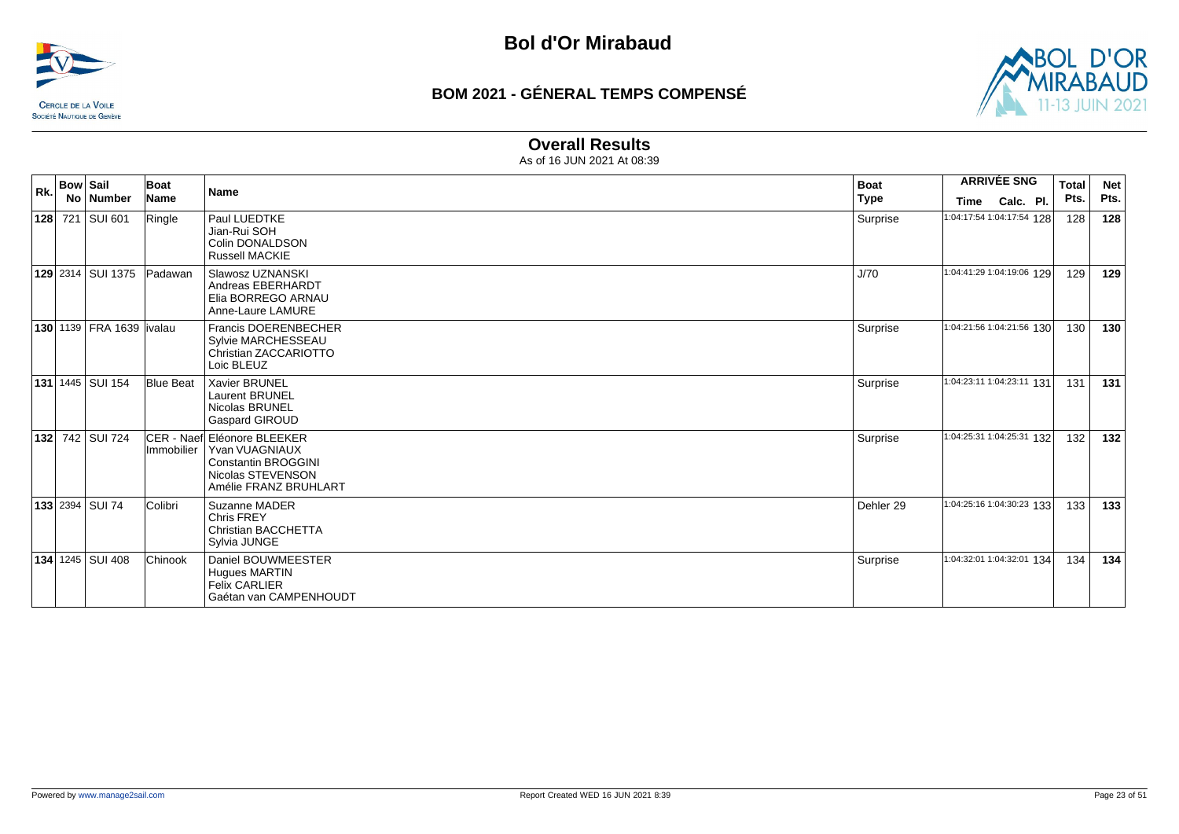# Bol d'Or Mirabaud

CERCLE DE LA VOILE
SOCIÉTÉ NAUTIQUE DE GENÈVE

## BOM 2021 - GÉNERAL TEMPS COMPENSÉ

### Overall Results

As of 16 JUN 2021 At 08:39

| Rk. | Bow No | Sail Number | Boat Name | Name | Boat Type | ARRIVÉE SNG Time | Calc. | Pl. | Total Pts. | Net Pts. |
|---|---|---|---|---|---|---|---|---|---|---|
| **128** | 721 | SUI 601 | Ringle | Paul LUEDTKE<br>Jian-Rui SOH<br>Colin DONALDSON<br>Russell MACKIE | Surprise | 1:04:17:54 | 1:04:17:54 | 128 | 128 | **128** |
| **129** | 2314 | SUI 1375 | Padawan | Slawosz UZNANSKI<br>Andreas EBERHARDT<br>Elia BORREGO ARNAU<br>Anne-Laure LAMURE | J/70 | 1:04:41:29 | 1:04:19:06 | 129 | 129 | **129** |
| **130** | 1139 | FRA 1639 | ivalau | Francis DOERENBECHER<br>Sylvie MARCHESSEAU<br>Christian ZACCARIOTTO<br>Loic BLEUZ | Surprise | 1:04:21:56 | 1:04:21:56 | 130 | 130 | **130** |
| **131** | 1445 | SUI 154 | Blue Beat | Xavier BRUNEL<br>Laurent BRUNEL<br>Nicolas BRUNEL<br>Gaspard GIROUD | Surprise | 1:04:23:11 | 1:04:23:11 | 131 | 131 | **131** |
| **132** | 742 | SUI 724 | CER - Naef Immobilier | Eléonore BLEEKER<br>Yvan VUAGNIAUX<br>Constantin BROGGINI<br>Nicolas STEVENSON<br>Amélie FRANZ BRUHLART | Surprise | 1:04:25:31 | 1:04:25:31 | 132 | 132 | **132** |
| **133** | 2394 | SUI 74 | Colibri | Suzanne MADER<br>Chris FREY<br>Christian BACCHETTA<br>Sylvia JUNGE | Dehler 29 | 1:04:25:16 | 1:04:30:23 | 133 | 133 | **133** |
| **134** | 1245 | SUI 408 | Chinook | Daniel BOUWMEESTER<br>Hugues MARTIN<br>Felix CARLIER<br>Gaétan van CAMPENHOUDT | Surprise | 1:04:32:01 | 1:04:32:01 | 134 | 134 | **134** |

Powered by www.manage2sail.com

Report Created WED 16 JUN 2021 8:39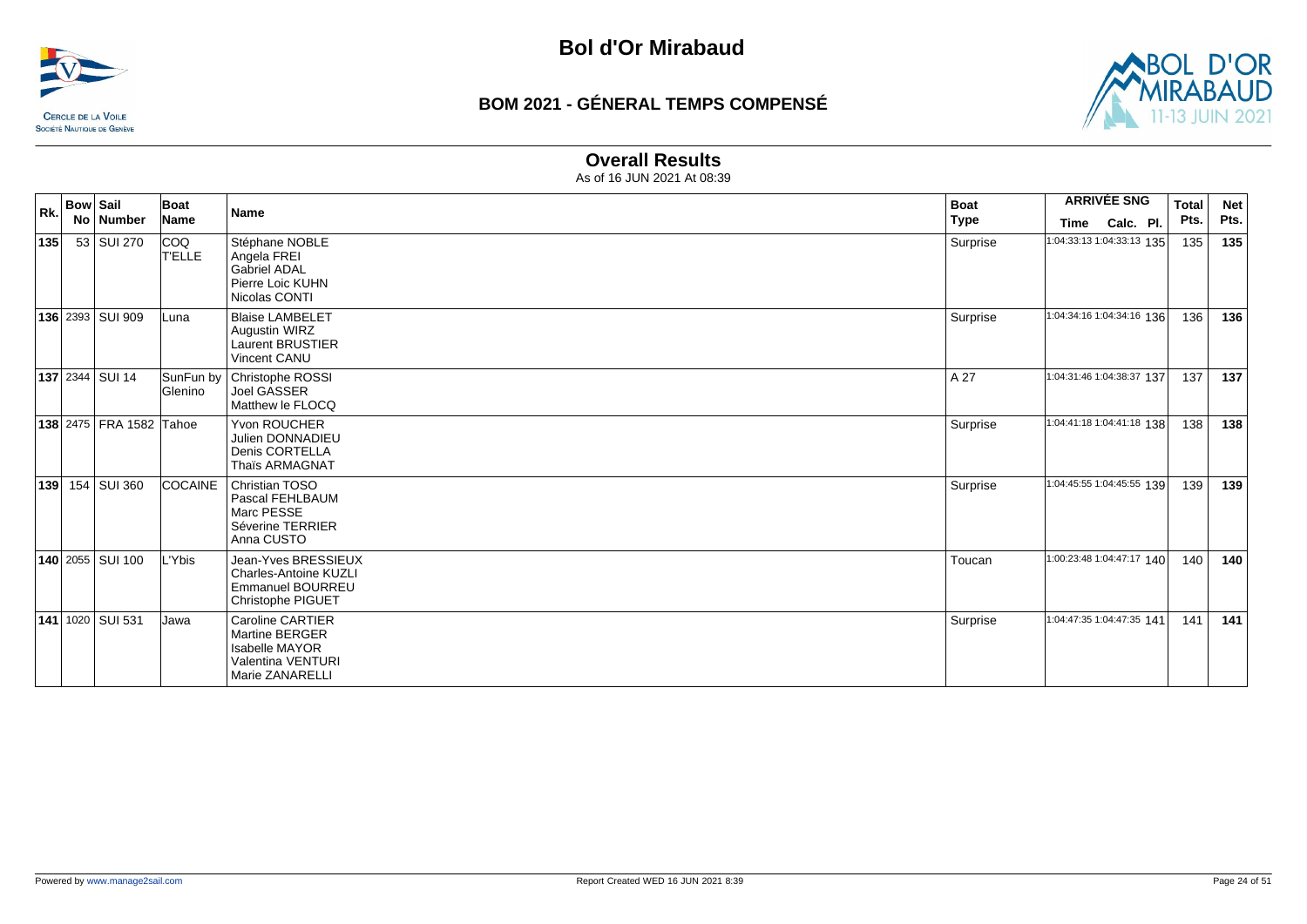# Bol d'Or Mirabaud

## BOM 2021 - GÉNERAL TEMPS COMPENSÉ

### Overall Results

As of 16 JUN 2021 At 08:39

| Rk. | Bow No | Sail Number | Boat Name | Name | Boat Type | ARRIVÉE SNG Time | Calc. | Pl. | Total Pts. | Net Pts. |
|---|---|---|---|---|---|---|---|---|---|---|
| **135** | 53 | SUI 270 | COQ T'ELLE | Stéphane NOBLE<br>Angela FREI<br>Gabriel ADAL<br>Pierre Loic KUHN<br>Nicolas CONTI | Surprise | 1:04:33:13 | 1:04:33:13 | 135 | 135 | **135** |
| **136** | 2393 | SUI 909 | Luna | Blaise LAMBELET<br>Augustin WIRZ<br>Laurent BRUSTIER<br>Vincent CANU | Surprise | 1:04:34:16 | 1:04:34:16 | 136 | 136 | **136** |
| **137** | 2344 | SUI 14 | SunFun by Glenino | Christophe ROSSI<br>Joel GASSER<br>Matthew le FLOCQ | A 27 | 1:04:31:46 | 1:04:38:37 | 137 | 137 | **137** |
| **138** | 2475 | FRA 1582 | Tahoe | Yvon ROUCHER<br>Julien DONNADIEU<br>Denis CORTELLA<br>Thaïs ARMAGNAT | Surprise | 1:04:41:18 | 1:04:41:18 | 138 | 138 | **138** |
| **139** | 154 | SUI 360 | COCAINE | Christian TOSO<br>Pascal FEHLBAUM<br>Marc PESSE<br>Séverine TERRIER<br>Anna CUSTO | Surprise | 1:04:45:55 | 1:04:45:55 | 139 | 139 | **139** |
| **140** | 2055 | SUI 100 | L'Ybis | Jean-Yves BRESSIEUX<br>Charles-Antoine KUZLI<br>Emmanuel BOURREU<br>Christophe PIGUET | Toucan | 1:00:23:48 | 1:04:47:17 | 140 | 140 | **140** |
| **141** | 1020 | SUI 531 | Jawa | Caroline CARTIER<br>Martine BERGER<br>Isabelle MAYOR<br>Valentina VENTURI<br>Marie ZANARELLI | Surprise | 1:04:47:35 | 1:04:47:35 | 141 | 141 | **141** |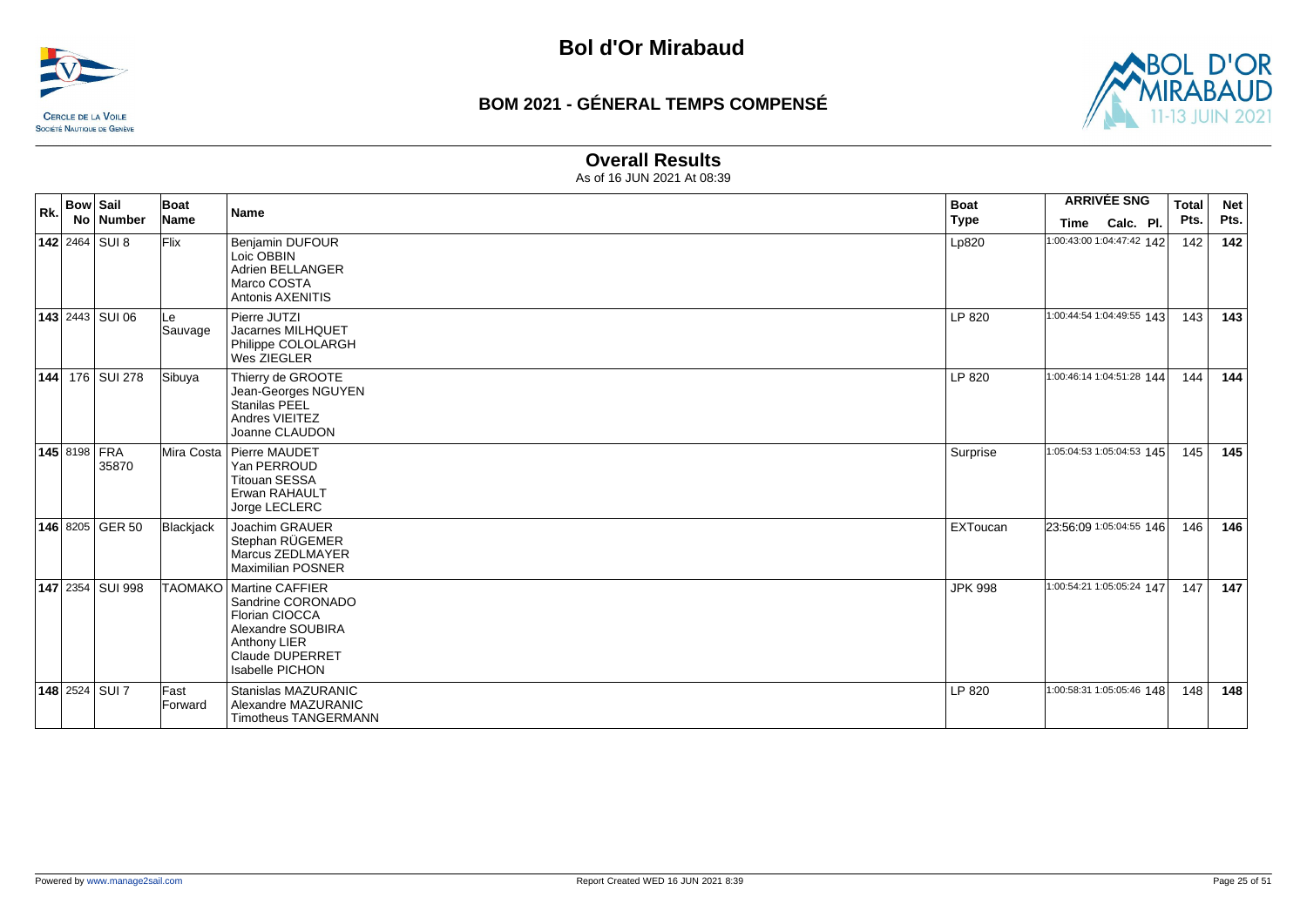# Bol d'Or Mirabaud

## BOM 2021 - GÉNERAL TEMPS COMPENSÉ

### Overall Results

As of 16 JUN 2021 At 08:39

| Rk. | Bow No | Sail Number | Boat Name | Name | Boat Type | ARRIVÉE SNG Time | Calc. | Pl. | Total Pts. | Net Pts. |
|---|---|---|---|---|---|---|---|---|---|---|
| **142** | 2464 | SUI 8 | Flix | Benjamin DUFOUR<br>Loic OBBIN<br>Adrien BELLANGER<br>Marco COSTA<br>Antonis AXENITIS | Lp820 | 1:00:43:00 | 1:04:47:42 | 142 | 142 | **142** |
| **143** | 2443 | SUI 06 | Le Sauvage | Pierre JUTZI<br>Jacarnes MILHQUET<br>Philippe COLOLARGH<br>Wes ZIEGLER | LP 820 | 1:00:44:54 | 1:04:49:55 | 143 | 143 | **143** |
| **144** | 176 | SUI 278 | Sibuya | Thierry de GROOTE<br>Jean-Georges NGUYEN<br>Stanilas PEEL<br>Andres VIEITEZ<br>Joanne CLAUDON | LP 820 | 1:00:46:14 | 1:04:51:28 | 144 | 144 | **144** |
| **145** | 8198 | FRA 35870 | Mira Costa | Pierre MAUDET<br>Yan PERROUD<br>Titouan SESSA<br>Erwan RAHAULT<br>Jorge LECLERC | Surprise | 1:05:04:53 | 1:05:04:53 | 145 | 145 | **145** |
| **146** | 8205 | GER 50 | Blackjack | Joachim GRAUER<br>Stephan RÜGEMER<br>Marcus ZEDLMAYER<br>Maximilian POSNER | EXToucan | 23:56:09 | 1:05:04:55 | 146 | 146 | **146** |
| **147** | 2354 | SUI 998 | TAOMAKO | Martine CAFFIER<br>Sandrine CORONADO<br>Florian CIOCCA<br>Alexandre SOUBIRA<br>Anthony LIER<br>Claude DUPERRET<br>Isabelle PICHON | JPK 998 | 1:00:54:21 | 1:05:05:24 | 147 | 147 | **147** |
| **148** | 2524 | SUI 7 | Fast Forward | Stanislas MAZURANIC<br>Alexandre MAZURANIC<br>Timotheus TANGERMANN | LP 820 | 1:00:58:31 | 1:05:05:46 | 148 | 148 | **148** |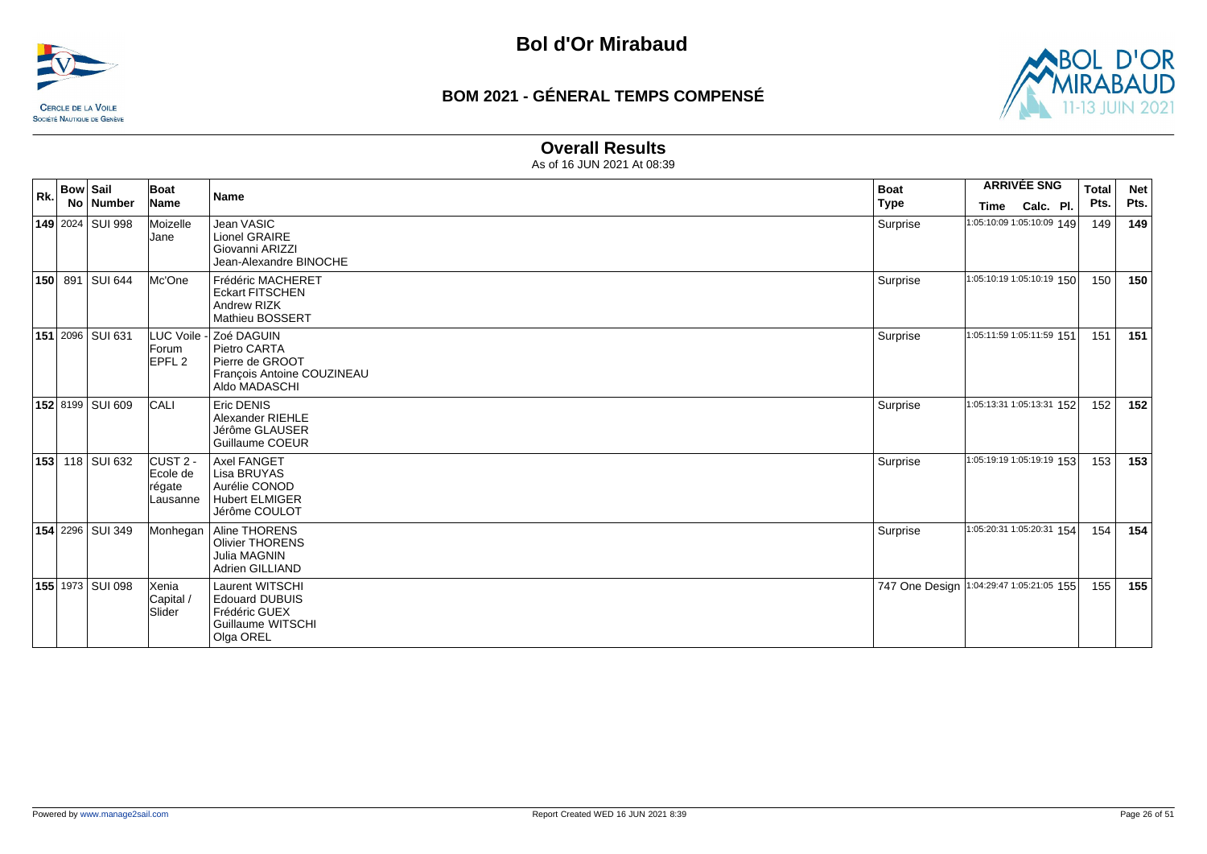# Bol d'Or Mirabaud

## BOM 2021 - GÉNERAL TEMPS COMPENSÉ

### Overall Results

As of 16 JUN 2021 At 08:39

| Rk. | Bow No | Sail Number | Boat Name | Name | Boat Type | ARRIVÉE SNG Time | Calc. | Pl. | Total Pts. | Net Pts. |
|---|---|---|---|---|---|---|---|---|---|---|
| **149** | 2024 | SUI 998 | Moizelle Jane | Jean VASIC<br>Lionel GRAIRE<br>Giovanni ARIZZI<br>Jean-Alexandre BINOCHE | Surprise | 1:05:10:09 | 1:05:10:09 | 149 | 149 | **149** |
| **150** | 891 | SUI 644 | Mc'One | Frédéric MACHERET<br>Eckart FITSCHEN<br>Andrew RIZK<br>Mathieu BOSSERT | Surprise | 1:05:10:19 | 1:05:10:19 | 150 | 150 | **150** |
| **151** | 2096 | SUI 631 | LUC Voile - Forum EPFL 2 | Zoé DAGUIN<br>Pietro CARTA<br>Pierre de GROOT<br>François Antoine COUZINEAU<br>Aldo MADASCHI | Surprise | 1:05:11:59 | 1:05:11:59 | 151 | 151 | **151** |
| **152** | 8199 | SUI 609 | CALI | Eric DENIS<br>Alexander RIEHLE<br>Jérôme GLAUSER<br>Guillaume COEUR | Surprise | 1:05:13:31 | 1:05:13:31 | 152 | 152 | **152** |
| **153** | 118 | SUI 632 | CUST 2 - Ecole de régate Lausanne | Axel FANGET<br>Lisa BRUYAS<br>Aurélie CONOD<br>Hubert ELMIGER<br>Jérôme COULOT | Surprise | 1:05:19:19 | 1:05:19:19 | 153 | 153 | **153** |
| **154** | 2296 | SUI 349 | Monhegan | Aline THORENS<br>Olivier THORENS<br>Julia MAGNIN<br>Adrien GILLIAND | Surprise | 1:05:20:31 | 1:05:20:31 | 154 | 154 | **154** |
| **155** | 1973 | SUI 098 | Xenia Capital / Slider | Laurent WITSCHI<br>Edouard DUBUIS<br>Frédéric GUEX<br>Guillaume WITSCHI<br>Olga OREL | 747 One Design | 1:04:29:47 | 1:05:21:05 | 155 | 155 | **155** |

Powered by www.manage2sail.com

Report Created WED 16 JUN 2021 8:39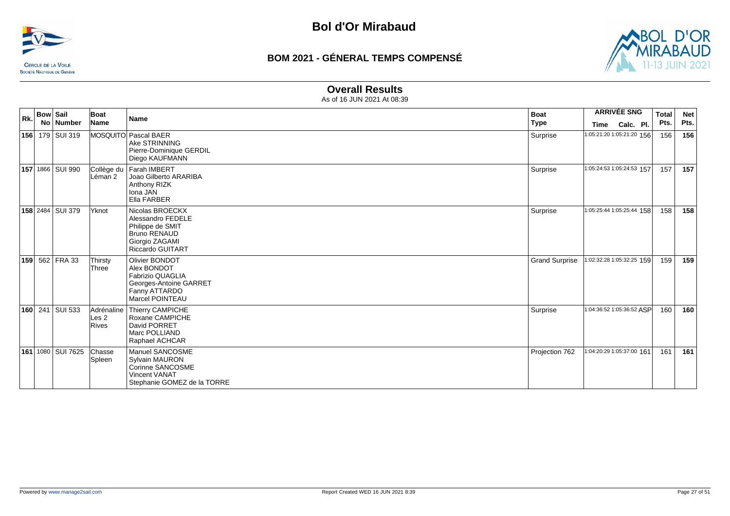# Bol d'Or Mirabaud

## BOM 2021 - GÉNERAL TEMPS COMPENSÉ

### Overall Results

As of 16 JUN 2021 At 08:39

| Rk. | Bow No | Sail Number | Boat Name | Name | Boat Type | ARRIVÉE SNG Time | Calc. | Pl. | Total Pts. | Net Pts. |
|---|---|---|---|---|---|---|---|---|---|---|
| **156** | 179 | SUI 319 | MOSQUITO | Pascal BAER<br>Ake STRINNING<br>Pierre-Dominique GERDIL<br>Diego KAUFMANN | Surprise | 1:05:21:20 | 1:05:21:20 | 156 | 156 | **156** |
| **157** | 1866 | SUI 990 | Collège du Léman 2 | Farah IMBERT<br>Joao Gilberto ARARIBA<br>Anthony RIZK<br>Iona JAN<br>Ella FARBER | Surprise | 1:05:24:53 | 1:05:24:53 | 157 | 157 | **157** |
| **158** | 2484 | SUI 379 | Yknot | Nicolas BROECKX<br>Alessandro FEDELE<br>Philippe de SMIT<br>Bruno RENAUD<br>Giorgio ZAGAMI<br>Riccardo GUITART | Surprise | 1:05:25:44 | 1:05:25:44 | 158 | 158 | **158** |
| **159** | 562 | FRA 33 | Thirsty Three | Olivier BONDOT<br>Alex BONDOT<br>Fabrizio QUAGLIA<br>Georges-Antoine GARRET<br>Fanny ATTARDO<br>Marcel POINTEAU | Grand Surprise | 1:02:32:28 | 1:05:32:25 | 159 | 159 | **159** |
| **160** | 241 | SUI 533 | Adrénaline Les 2 Rives | Thierry CAMPICHE<br>Roxane CAMPICHE<br>David PORRET<br>Marc POLLIAND<br>Raphael ACHCAR | Surprise | 1:04:36:52 | 1:05:36:52 | ASP | 160 | **160** |
| **161** | 1080 | SUI 7625 | Chasse Spleen | Manuel SANCOSME<br>Sylvain MAURON<br>Corinne SANCOSME<br>Vincent VANAT<br>Stephanie GOMEZ de la TORRE | Projection 762 | 1:04:20:29 | 1:05:37:00 | 161 | 161 | **161** |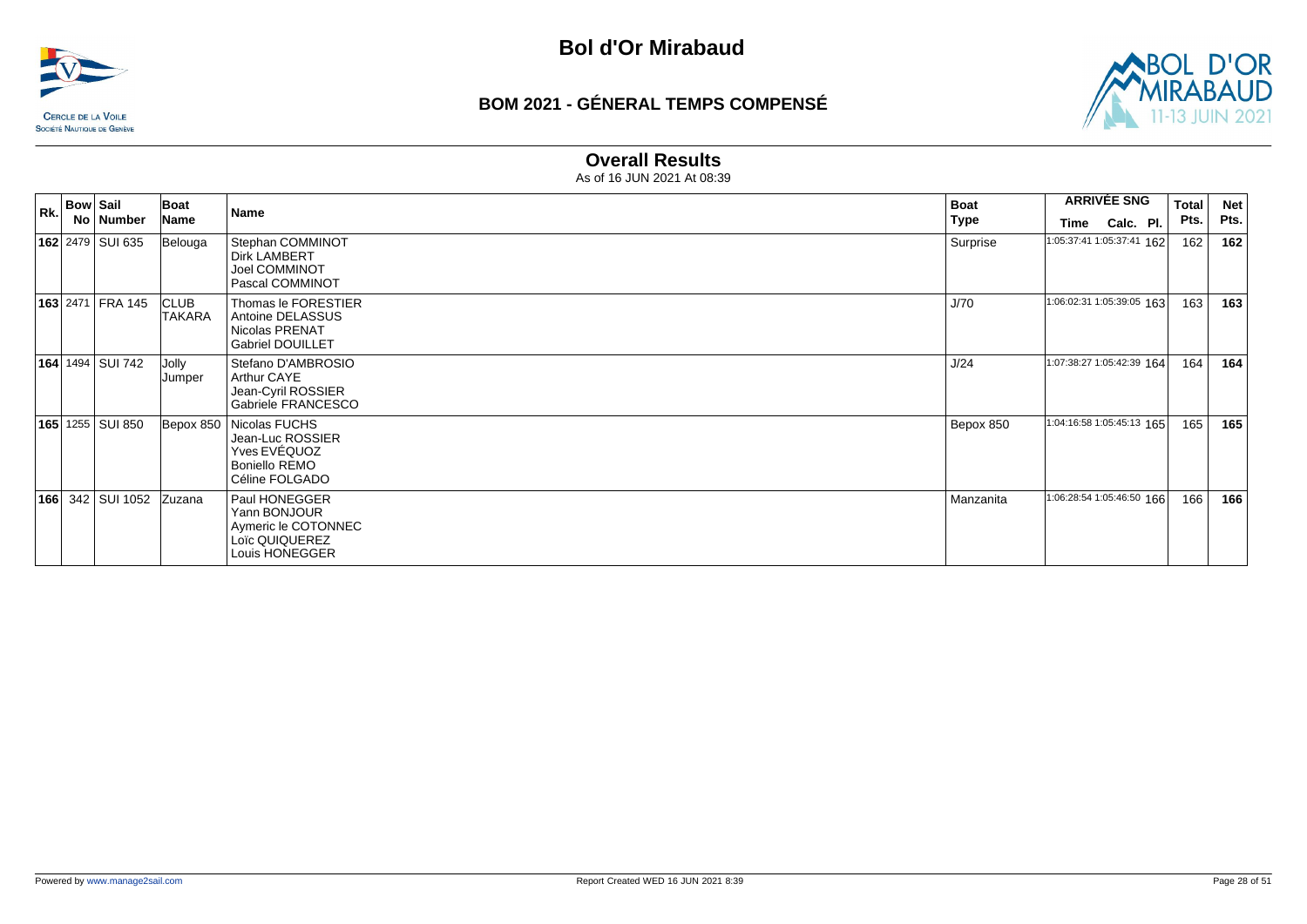# Bol d'Or Mirabaud

## BOM 2021 - GÉNERAL TEMPS COMPENSÉ

### Overall Results

As of 16 JUN 2021 At 08:39

| Rk. | Bow No | Sail Number | Boat Name | Name | Boat Type | ARRIVÉE SNG Time | Calc. | Pl. | Total Pts. | Net Pts. |
|---|---|---|---|---|---|---|---|---|---|---|
| **162** | 2479 | SUI 635 | Belouga | Stephan COMMINOT<br>Dirk LAMBERT<br>Joel COMMINOT<br>Pascal COMMINOT | Surprise | 1:05:37:41 | 1:05:37:41 | 162 | 162 | **162** |
| **163** | 2471 | FRA 145 | CLUB TAKARA | Thomas le FORESTIER<br>Antoine DELASSUS<br>Nicolas PRENAT<br>Gabriel DOUILLET | J/70 | 1:06:02:31 | 1:05:39:05 | 163 | 163 | **163** |
| **164** | 1494 | SUI 742 | Jolly Jumper | Stefano D'AMBROSIO<br>Arthur CAYE<br>Jean-Cyril ROSSIER<br>Gabriele FRANCESCO | J/24 | 1:07:38:27 | 1:05:42:39 | 164 | 164 | **164** |
| **165** | 1255 | SUI 850 | Bepox 850 | Nicolas FUCHS<br>Jean-Luc ROSSIER<br>Yves EVÉQUOZ<br>Boniello REMO<br>Céline FOLGADO | Bepox 850 | 1:04:16:58 | 1:05:45:13 | 165 | 165 | **165** |
| **166** | 342 | SUI 1052 | Zuzana | Paul HONEGGER<br>Yann BONJOUR<br>Aymeric le COTONNEC<br>Loïc QUIQUEREZ<br>Louis HONEGGER | Manzanita | 1:06:28:54 | 1:05:46:50 | 166 | 166 | **166** |

Powered by www.manage2sail.com

Report Created WED 16 JUN 2021 8:39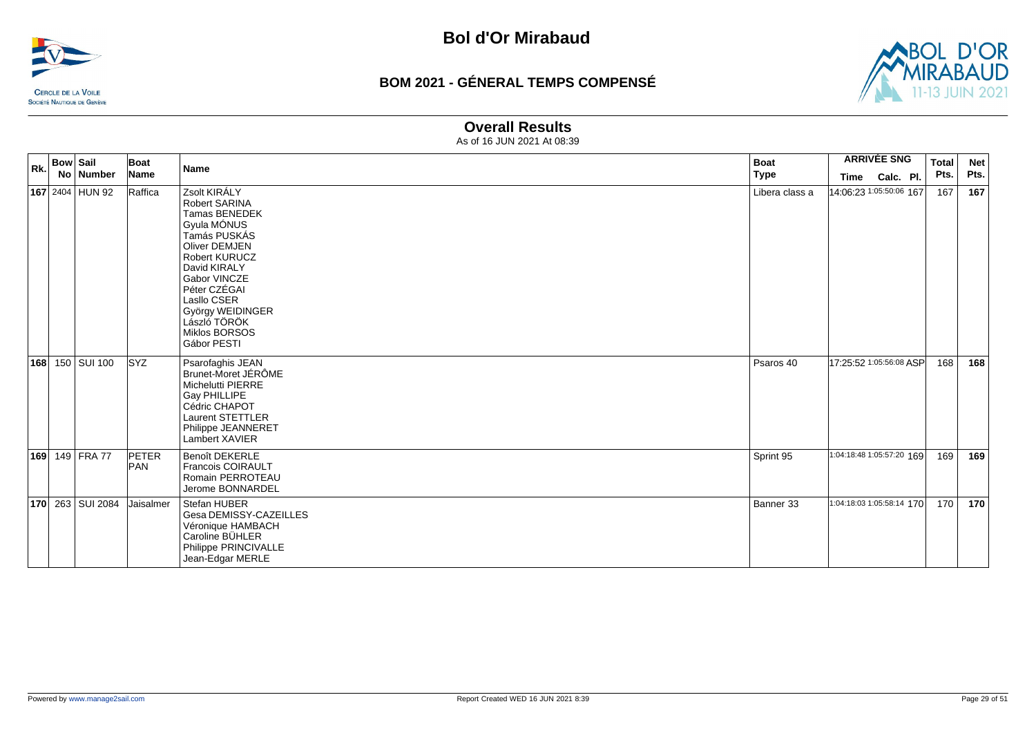# Bol d'Or Mirabaud

## BOM 2021 - GÉNERAL TEMPS COMPENSÉ

### Overall Results

As of 16 JUN 2021 At 08:39

| Rk. | Bow No | Sail Number | Boat Name | Name | Boat Type | ARRIVÉE SNG Time | Calc. | Pl. | Total Pts. | Net Pts. |
|---|---|---|---|---|---|---|---|---|---|---|
| **167** | 2404 | HUN 92 | Raffica | Zsolt KIRÁLY<br>Robert SARINA<br>Tamas BENEDEK<br>Gyula MÓNUS<br>Tamás PUSKÁS<br>Oliver DEMJEN<br>Robert KURUCZ<br>David KIRALY<br>Gabor VINCZE<br>Péter CZÉGAI<br>Lasllo CSER<br>György WEIDINGER<br>László TÖRÖK<br>Miklos BORSOS<br>Gábor PESTI | Libera class a | 14:06:23 | 1:05:50:06 | 167 | 167 | **167** |
| **168** | 150 | SUI 100 | SYZ | Psarofaghis JEAN<br>Brunet-Moret JÉRÔME<br>Michelutti PIERRE<br>Gay PHILLIPE<br>Cédric CHAPOT<br>Laurent STETTLER<br>Philippe JEANNERET<br>Lambert XAVIER | Psaros 40 | 17:25:52 | 1:05:56:08 | ASP | 168 | **168** |
| **169** | 149 | FRA 77 | PETER PAN | Benoît DEKERLE<br>Francois COIRAULT<br>Romain PERROTEAU<br>Jerome BONNARDEL | Sprint 95 | 1:04:18:48 | 1:05:57:20 | 169 | 169 | **169** |
| **170** | 263 | SUI 2084 | Jaisalmer | Stefan HUBER<br>Gesa DEMISSY-CAZEILLES<br>Véronique HAMBACH<br>Caroline BÜHLER<br>Philippe PRINCIVALLE<br>Jean-Edgar MERLE | Banner 33 | 1:04:18:03 | 1:05:58:14 | 170 | 170 | **170** |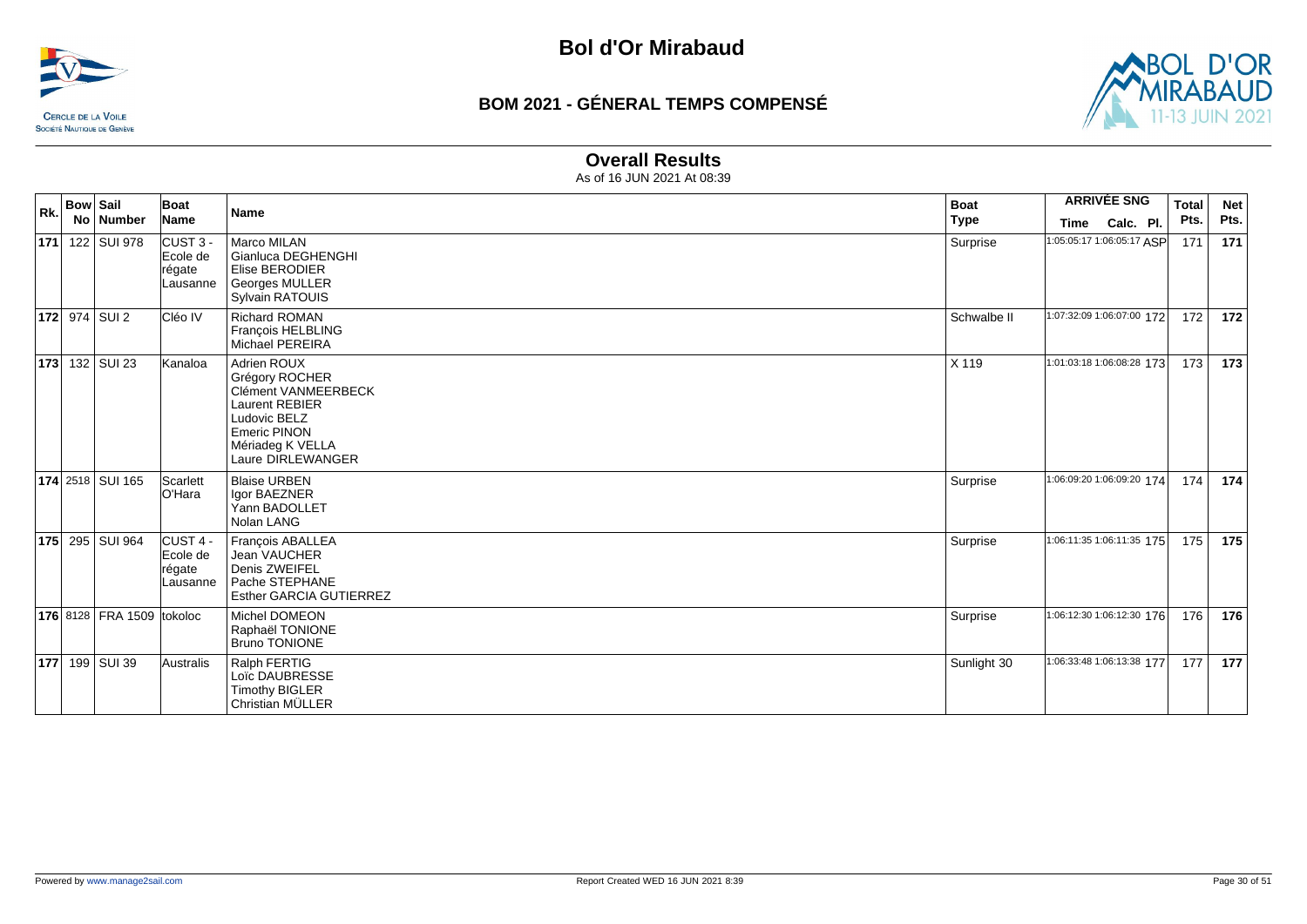# Bol d'Or Mirabaud

## BOM 2021 - GÉNERAL TEMPS COMPENSÉ

### Overall Results

As of 16 JUN 2021 At 08:39

| Rk. | Bow No | Sail Number | Boat Name | Name | Boat Type | ARRIVÉE SNG Time | Calc. | Pl. | Total Pts. | Net Pts. |
|---|---|---|---|---|---|---|---|---|---|---|
| **171** | 122 | SUI 978 | CUST 3 - Ecole de régate Lausanne | Marco MILAN<br>Gianluca DEGHENGHI<br>Elise BERODIER<br>Georges MULLER<br>Sylvain RATOUIS | Surprise | 1:05:05:17 | 1:06:05:17 | ASP | 171 | **171** |
| **172** | 974 | SUI 2 | Cléo IV | Richard ROMAN<br>François HELBLING<br>Michael PEREIRA | Schwalbe II | 1:07:32:09 | 1:06:07:00 | 172 | 172 | **172** |
| **173** | 132 | SUI 23 | Kanaloa | Adrien ROUX<br>Grégory ROCHER<br>Clément VANMEERBECK<br>Laurent REBIER<br>Ludovic BELZ<br>Emeric PINON<br>Mériadeg K VELLA<br>Laure DIRLEWANGER | X 119 | 1:01:03:18 | 1:06:08:28 | 173 | 173 | **173** |
| **174** | 2518 | SUI 165 | Scarlett O'Hara | Blaise URBEN<br>Igor BAEZNER<br>Yann BADOLLET<br>Nolan LANG | Surprise | 1:06:09:20 | 1:06:09:20 | 174 | 174 | **174** |
| **175** | 295 | SUI 964 | CUST 4 - Ecole de régate Lausanne | François ABALLEA<br>Jean VAUCHER<br>Denis ZWEIFEL<br>Pache STEPHANE<br>Esther GARCIA GUTIERREZ | Surprise | 1:06:11:35 | 1:06:11:35 | 175 | 175 | **175** |
| **176** | 8128 | FRA 1509 | tokoloc | Michel DOMEON<br>Raphaël TONIONE<br>Bruno TONIONE | Surprise | 1:06:12:30 | 1:06:12:30 | 176 | 176 | **176** |
| **177** | 199 | SUI 39 | Australis | Ralph FERTIG<br>Loïc DAUBRESSE<br>Timothy BIGLER<br>Christian MÜLLER | Sunlight 30 | 1:06:33:48 | 1:06:13:38 | 177 | 177 | **177** |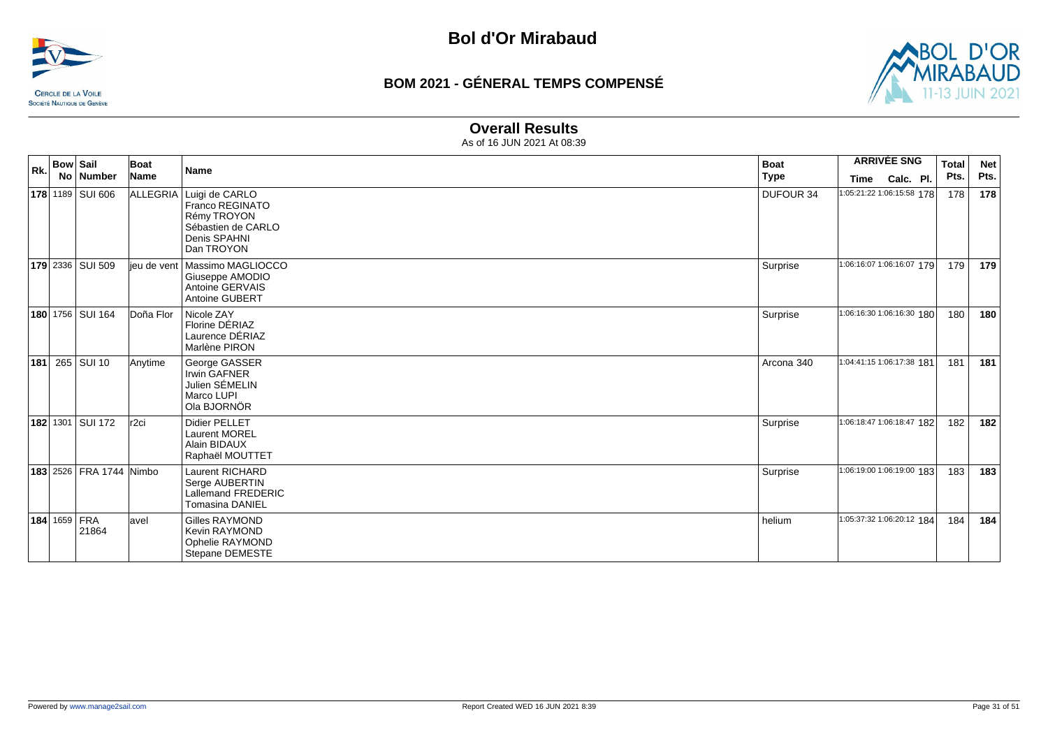# Bol d'Or Mirabaud

## BOM 2021 - GÉNERAL TEMPS COMPENSÉ

### Overall Results

As of 16 JUN 2021 At 08:39

| Rk. | Bow No | Sail Number | Boat Name | Name | Boat Type | ARRIVÉE SNG Time | Calc. | Pl. | Total Pts. | Net Pts. |
|---|---|---|---|---|---|---|---|---|---|---|
| **178** | 1189 | SUI 606 | ALLEGRIA | Luigi de CARLO<br>Franco REGINATO<br>Rémy TROYON<br>Sébastien de CARLO<br>Denis SPAHNI<br>Dan TROYON | DUFOUR 34 | 1:05:21:22 | 1:06:15:58 | 178 | 178 | **178** |
| **179** | 2336 | SUI 509 | jeu de vent | Massimo MAGLIOCCO<br>Giuseppe AMODIO<br>Antoine GERVAIS<br>Antoine GUBERT | Surprise | 1:06:16:07 | 1:06:16:07 | 179 | 179 | **179** |
| **180** | 1756 | SUI 164 | Doña Flor | Nicole ZAY<br>Florine DÉRIAZ<br>Laurence DÉRIAZ<br>Marlène PIRON | Surprise | 1:06:16:30 | 1:06:16:30 | 180 | 180 | **180** |
| **181** | 265 | SUI 10 | Anytime | George GASSER<br>Irwin GAFNER<br>Julien SÉMELIN<br>Marco LUPI<br>Ola BJORNÖR | Arcona 340 | 1:04:41:15 | 1:06:17:38 | 181 | 181 | **181** |
| **182** | 1301 | SUI 172 | r2ci | Didier PELLET<br>Laurent MOREL<br>Alain BIDAUX<br>Raphaël MOUTTET | Surprise | 1:06:18:47 | 1:06:18:47 | 182 | 182 | **182** |
| **183** | 2526 | FRA 1744 | Nimbo | Laurent RICHARD<br>Serge AUBERTIN<br>Lallemand FREDERIC<br>Tomasina DANIEL | Surprise | 1:06:19:00 | 1:06:19:00 | 183 | 183 | **183** |
| **184** | 1659 | FRA 21864 | avel | Gilles RAYMOND<br>Kevin RAYMOND<br>Ophelie RAYMOND<br>Stepane DEMESTE | helium | 1:05:37:32 | 1:06:20:12 | 184 | 184 | **184** |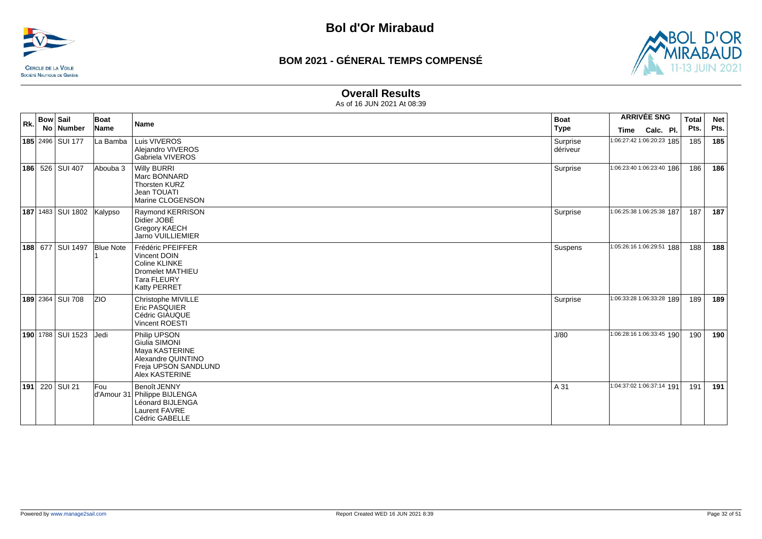# Bol d'Or Mirabaud

## BOM 2021 - GÉNERAL TEMPS COMPENSÉ

### Overall Results

As of 16 JUN 2021 At 08:39

| Rk. | Bow No | Sail Number | Boat Name | Name | Boat Type | ARRIVÉE SNG Time | Calc. | Pl. | Total Pts. | Net Pts. |
|---|---|---|---|---|---|---|---|---|---|---|
| **185** | 2496 | SUI 177 | La Bamba | Luis VIVEROS<br>Alejandro VIVEROS<br>Gabriela VIVEROS | Surprise dériveur | 1:06:27:42 | 1:06:20:23 | 185 | 185 | **185** |
| **186** | 526 | SUI 407 | Abouba 3 | Willy BURRI<br>Marc BONNARD<br>Thorsten KURZ<br>Jean TOUATI<br>Marine CLOGENSON | Surprise | 1:06:23:40 | 1:06:23:40 | 186 | 186 | **186** |
| **187** | 1483 | SUI 1802 | Kalypso | Raymond KERRISON<br>Didier JOBÉ<br>Gregory KAECH<br>Jarno VUILLIEMIER | Surprise | 1:06:25:38 | 1:06:25:38 | 187 | 187 | **187** |
| **188** | 677 | SUI 1497 | Blue Note 1 | Frédéric PFEIFFER<br>Vincent DOIN<br>Coline KLINKE<br>Dromelet MATHIEU<br>Tara FLEURY<br>Katty PERRET | Suspens | 1:05:26:16 | 1:06:29:51 | 188 | 188 | **188** |
| **189** | 2364 | SUI 708 | ZIO | Christophe MIVILLE<br>Eric PASQUIER<br>Cédric GIAUQUE<br>Vincent ROESTI | Surprise | 1:06:33:28 | 1:06:33:28 | 189 | 189 | **189** |
| **190** | 1788 | SUI 1523 | Jedi | Philip UPSON<br>Giulia SIMONI<br>Maya KASTERINE<br>Alexandre QUINTINO<br>Freja UPSON SANDLUND<br>Alex KASTERINE | J/80 | 1:06:28:16 | 1:06:33:45 | 190 | 190 | **190** |
| **191** | 220 | SUI 21 | Fou d'Amour 31 | Benoît JENNY<br>Philippe BIJLENGA<br>Léonard BIJLENGA<br>Laurent FAVRE<br>Cédric GABELLE | A 31 | 1:04:37:02 | 1:06:37:14 | 191 | 191 | **191** |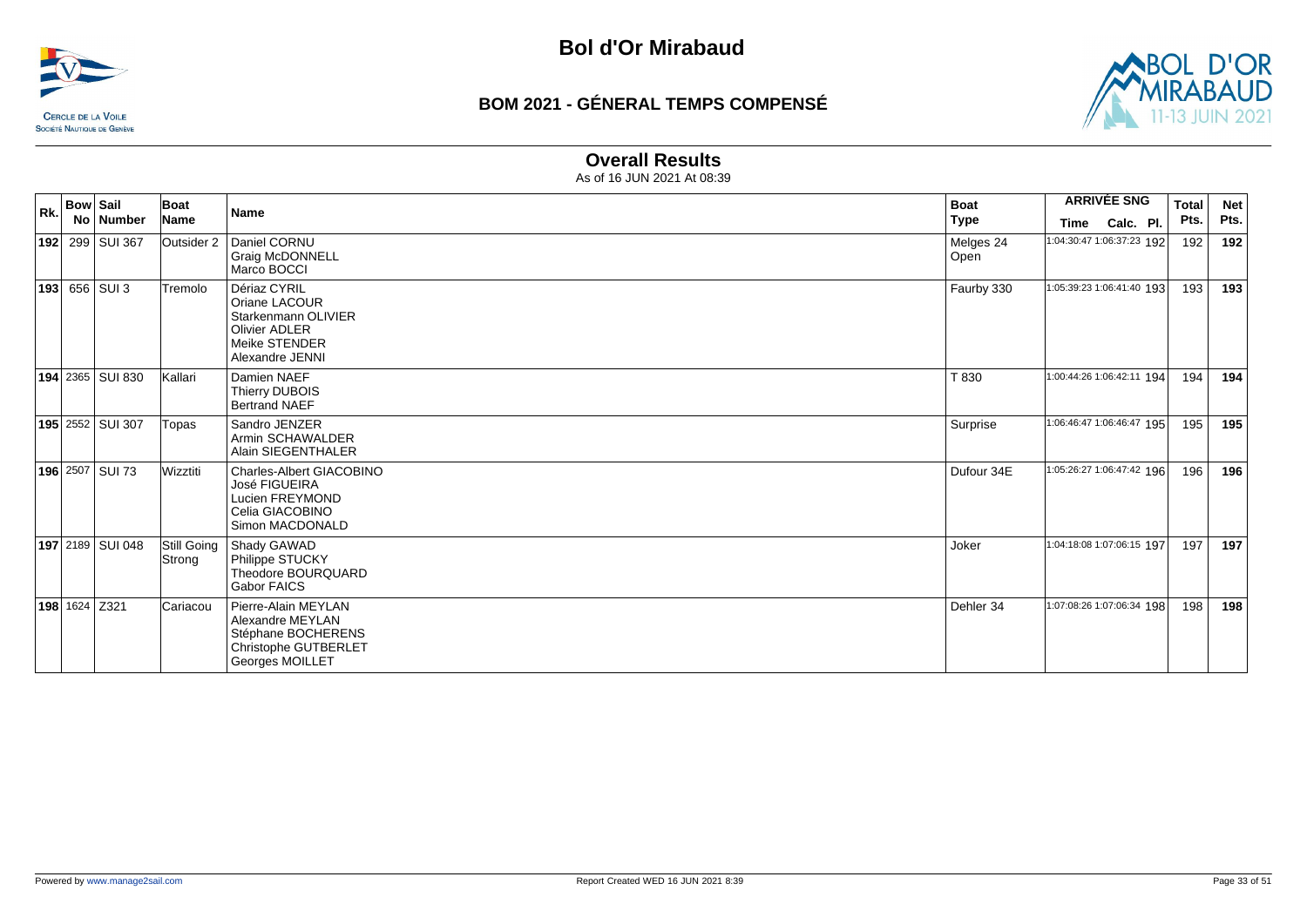# Bol d'Or Mirabaud

## BOM 2021 - GÉNERAL TEMPS COMPENSÉ

### Overall Results

As of 16 JUN 2021 At 08:39

| Rk. | Bow No | Sail Number | Boat Name | Name | Boat Type | ARRIVÉE SNG Time | Calc. | Pl. | Total Pts. | Net Pts. |
|---|---|---|---|---|---|---|---|---|---|---|
| **192** | 299 | SUI 367 | Outsider 2 | Daniel CORNU<br>Graig McDONNELL<br>Marco BOCCI | Melges 24 Open | 1:04:30:47 | 1:06:37:23 | 192 | 192 | **192** |
| **193** | 656 | SUI 3 | Tremolo | Dériaz CYRIL<br>Oriane LACOUR<br>Starkenmann OLIVIER<br>Olivier ADLER<br>Meike STENDER<br>Alexandre JENNI | Faurby 330 | 1:05:39:23 | 1:06:41:40 | 193 | 193 | **193** |
| **194** | 2365 | SUI 830 | Kallari | Damien NAEF<br>Thierry DUBOIS<br>Bertrand NAEF | T 830 | 1:00:44:26 | 1:06:42:11 | 194 | 194 | **194** |
| **195** | 2552 | SUI 307 | Topas | Sandro JENZER<br>Armin SCHAWALDER<br>Alain SIEGENTHALER | Surprise | 1:06:46:47 | 1:06:46:47 | 195 | 195 | **195** |
| **196** | 2507 | SUI 73 | Wizztiti | Charles-Albert GIACOBINO<br>José FIGUEIRA<br>Lucien FREYMOND<br>Celia GIACOBINO<br>Simon MACDONALD | Dufour 34E | 1:05:26:27 | 1:06:47:42 | 196 | 196 | **196** |
| **197** | 2189 | SUI 048 | Still Going Strong | Shady GAWAD<br>Philippe STUCKY<br>Theodore BOURQUARD<br>Gabor FAICS | Joker | 1:04:18:08 | 1:07:06:15 | 197 | 197 | **197** |
| **198** | 1624 | Z321 | Cariacou | Pierre-Alain MEYLAN<br>Alexandre MEYLAN<br>Stéphane BOCHERENS<br>Christophe GUTBERLET<br>Georges MOILLET | Dehler 34 | 1:07:08:26 | 1:07:06:34 | 198 | 198 | **198** |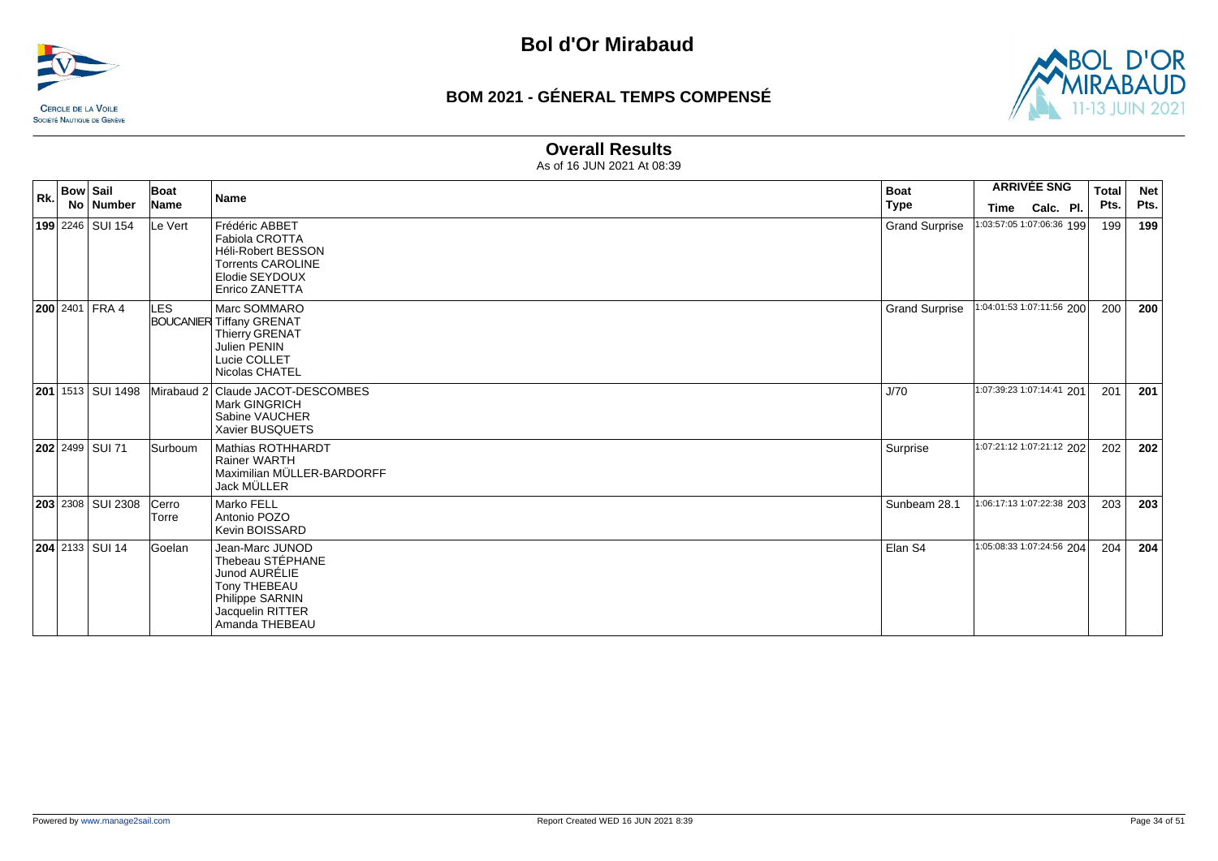# Bol d'Or Mirabaud

## BOM 2021 - GÉNERAL TEMPS COMPENSÉ

### Overall Results

As of 16 JUN 2021 At 08:39

| Rk. | Bow No | Sail Number | Boat Name | Name | Boat Type | ARRIVÉE SNG Time | Calc. | Pl. | Total Pts. | Net Pts. |
|---|---|---|---|---|---|---|---|---|---|---|
| **199** | 2246 | SUI 154 | Le Vert | Frédéric ABBET<br>Fabiola CROTTA<br>Héli-Robert BESSON<br>Torrents CAROLINE<br>Elodie SEYDOUX<br>Enrico ZANETTA | Grand Surprise | 1:03:57:05 | 1:07:06:36 | 199 | 199 | **199** |
| **200** | 2401 | FRA 4 | LES BOUCANIER | Marc SOMMARO<br>Tiffany GRENAT<br>Thierry GRENAT<br>Julien PENIN<br>Lucie COLLET<br>Nicolas CHATEL | Grand Surprise | 1:04:01:53 | 1:07:11:56 | 200 | 200 | **200** |
| **201** | 1513 | SUI 1498 | Mirabaud 2 | Claude JACOT-DESCOMBES<br>Mark GINGRICH<br>Sabine VAUCHER<br>Xavier BUSQUETS | J/70 | 1:07:39:23 | 1:07:14:41 | 201 | 201 | **201** |
| **202** | 2499 | SUI 71 | Surboum | Mathias ROTHHARDT<br>Rainer WARTH<br>Maximilian MÜLLER-BARDORFF<br>Jack MÜLLER | Surprise | 1:07:21:12 | 1:07:21:12 | 202 | 202 | **202** |
| **203** | 2308 | SUI 2308 | Cerro Torre | Marko FELL<br>Antonio POZO<br>Kevin BOISSARD | Sunbeam 28.1 | 1:06:17:13 | 1:07:22:38 | 203 | 203 | **203** |
| **204** | 2133 | SUI 14 | Goelan | Jean-Marc JUNOD<br>Thebeau STÉPHANE<br>Junod AURÉLIE<br>Tony THEBEAU<br>Philippe SARNIN<br>Jacquelin RITTER<br>Amanda THEBEAU | Elan S4 | 1:05:08:33 | 1:07:24:56 | 204 | 204 | **204** |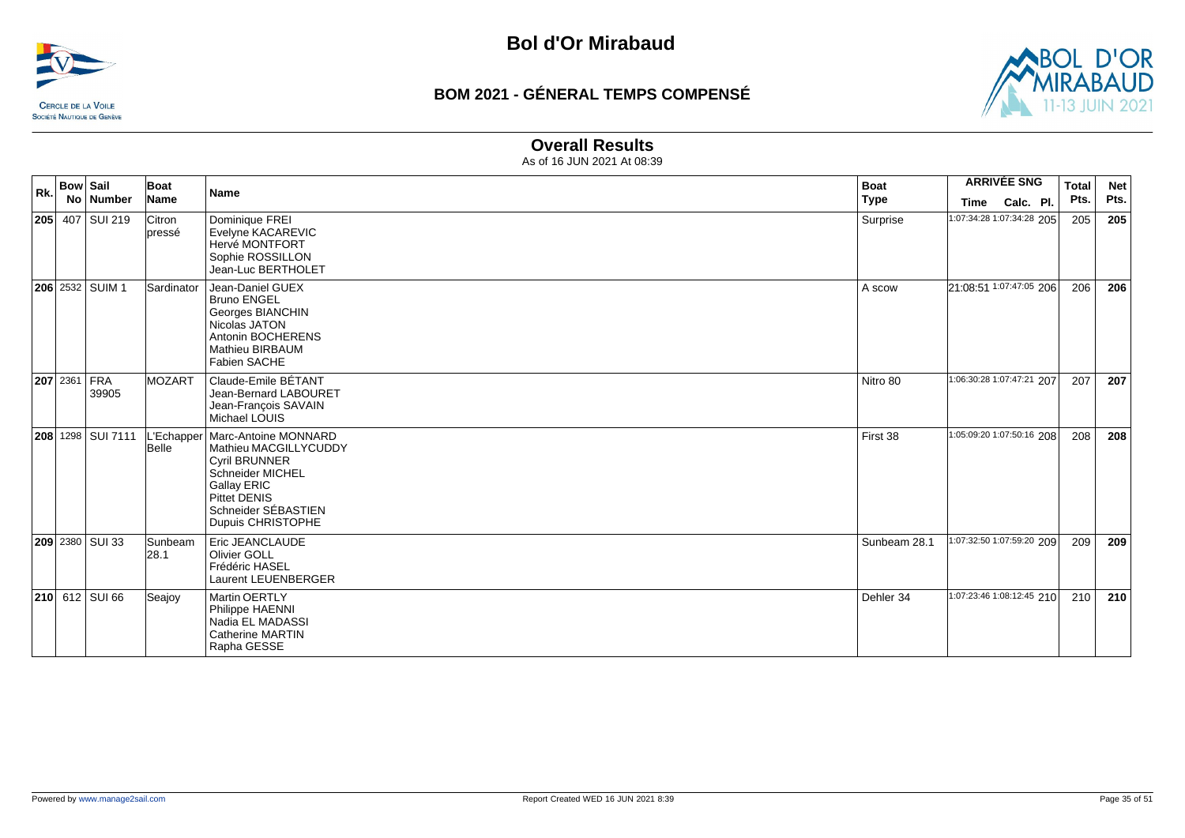# Bol d'Or Mirabaud

## BOM 2021 - GÉNERAL TEMPS COMPENSÉ

### Overall Results

As of 16 JUN 2021 At 08:39

| Rk. | Bow No | Sail Number | Boat Name | Name | Boat Type | ARRIVÉE SNG Time | Calc. | Pl. | Total Pts. | Net Pts. |
|---|---|---|---|---|---|---|---|---|---|---|
| **205** | 407 | SUI 219 | Citron pressé | Dominique FREI<br>Evelyne KACAREVIC<br>Hervé MONTFORT<br>Sophie ROSSILLON<br>Jean-Luc BERTHOLET | Surprise | 1:07:34:28 | 1:07:34:28 | 205 | 205 | **205** |
| **206** | 2532 | SUIM 1 | Sardinator | Jean-Daniel GUEX<br>Bruno ENGEL<br>Georges BIANCHIN<br>Nicolas JATON<br>Antonin BOCHERENS<br>Mathieu BIRBAUM<br>Fabien SACHE | A scow | 21:08:51 | 1:07:47:05 | 206 | 206 | **206** |
| **207** | 2361 | FRA 39905 | MOZART | Claude-Emile BÉTANT<br>Jean-Bernard LABOURET<br>Jean-François SAVAIN<br>Michael LOUIS | Nitro 80 | 1:06:30:28 | 1:07:47:21 | 207 | 207 | **207** |
| **208** | 1298 | SUI 7111 | L'Echapper Belle | Marc-Antoine MONNARD<br>Mathieu MACGILLYCUDDY<br>Cyril BRUNNER<br>Schneider MICHEL<br>Gallay ERIC<br>Pittet DENIS<br>Schneider SÉBASTIEN<br>Dupuis CHRISTOPHE | First 38 | 1:05:09:20 | 1:07:50:16 | 208 | 208 | **208** |
| **209** | 2380 | SUI 33 | Sunbeam 28.1 | Eric JEANCLAUDE<br>Olivier GOLL<br>Frédéric HASEL<br>Laurent LEUENBERGER | Sunbeam 28.1 | 1:07:32:50 | 1:07:59:20 | 209 | 209 | **209** |
| **210** | 612 | SUI 66 | Seajoy | Martin OERTLY<br>Philippe HAENNI<br>Nadia EL MADASSI<br>Catherine MARTIN<br>Rapha GESSE | Dehler 34 | 1:07:23:46 | 1:08:12:45 | 210 | 210 | **210** |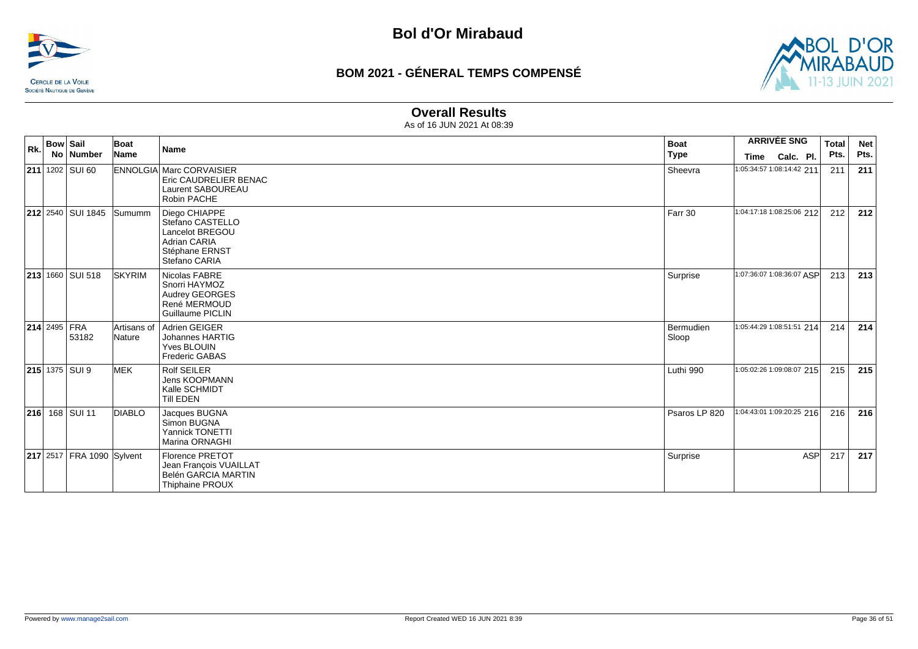# Bol d'Or Mirabaud

## BOM 2021 - GÉNERAL TEMPS COMPENSÉ

### Overall Results

As of 16 JUN 2021 At 08:39

| Rk. | Bow No | Sail Number | Boat Name | Name | Boat Type | ARRIVÉE SNG Time | Calc. | Pl. | Total Pts. | Net Pts. |
|---|---|---|---|---|---|---|---|---|---|---|
| **211** | 1202 | SUI 60 | ENNOGLIA | Marc CORVAISIER<br>Eric CAUDRELIER BENAC<br>Laurent SABOUREAU<br>Robin PACHE | Sheevra | 1:05:34:57 | 1:08:14:42 | 211 | 211 | **211** |
| **212** | 2540 | SUI 1845 | Sumumm | Diego CHIAPPE<br>Stefano CASTELLO<br>Lancelot BREGOU<br>Adrian CARIA<br>Stéphane ERNST<br>Stefano CARIA | Farr 30 | 1:04:17:18 | 1:08:25:06 | 212 | 212 | **212** |
| **213** | 1660 | SUI 518 | SKYRIM | Nicolas FABRE<br>Snorri HAYMOZ<br>Audrey GEORGES<br>René MERMOUD<br>Guillaume PICLIN | Surprise | 1:07:36:07 | 1:08:36:07 | ASP | 213 | **213** |
| **214** | 2495 | FRA 53182 | Artisans of Nature | Adrien GEIGER<br>Johannes HARTIG<br>Yves BLOUIN<br>Frederic GABAS | Bermudien Sloop | 1:05:44:29 | 1:08:51:51 | 214 | 214 | **214** |
| **215** | 1375 | SUI 9 | MEK | Rolf SEILER<br>Jens KOOPMANN<br>Kalle SCHMIDT<br>Till EDEN | Luthi 990 | 1:05:02:26 | 1:09:08:07 | 215 | 215 | **215** |
| **216** | 168 | SUI 11 | DIABLO | Jacques BUGNA<br>Simon BUGNA<br>Yannick TONETTI<br>Marina ORNAGHI | Psaros LP 820 | 1:04:43:01 | 1:09:20:25 | 216 | 216 | **216** |
| **217** | 2517 | FRA 1090 | Sylvent | Florence PRETOT<br>Jean François VUAILLAT<br>Belén GARCIA MARTIN<br>Thiphaine PROUX | Surprise | | | ASP | 217 | **217** |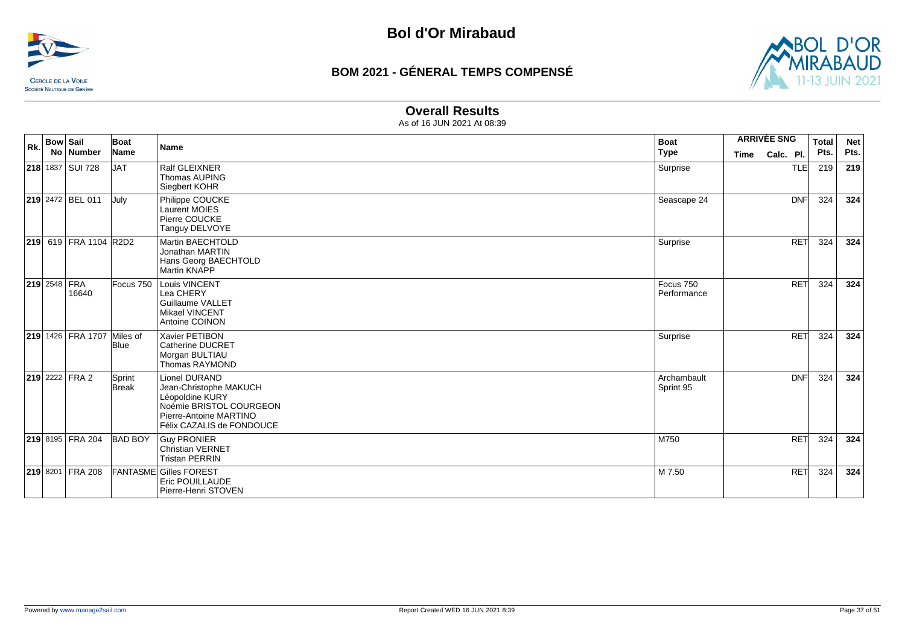# Bol d'Or Mirabaud

## BOM 2021 - GÉNERAL TEMPS COMPENSÉ

### Overall Results

As of 16 JUN 2021 At 08:39

| Rk. | Bow No | Sail Number | Boat Name | Name | Boat Type | ARRIVÉE SNG Time | Calc. | Pl. | Total Pts. | Net Pts. |
|---|---|---|---|---|---|---|---|---|---|---|
| 218 | 1837 | SUI 728 | JAT | Ralf GLEIXNER<br>Thomas AUPING<br>Siegbert KOHR | Surprise | | | TLE | 219 | 219 |
| 219 | 2472 | BEL 011 | July | Philippe COUCKE<br>Laurent MOIES<br>Pierre COUCKE<br>Tanguy DELVOYE | Seascape 24 | | | DNF | 324 | 324 |
| 219 | 619 | FRA 1104 | R2D2 | Martin BAECHTOLD<br>Jonathan MARTIN<br>Hans Georg BAECHTOLD<br>Martin KNAPP | Surprise | | | RET | 324 | 324 |
| 219 | 2548 | FRA 16640 | Focus 750 | Louis VINCENT<br>Lea CHERY<br>Guillaume VALLET<br>Mikael VINCENT<br>Antoine COINON | Focus 750 Performance | | | RET | 324 | 324 |
| 219 | 1426 | FRA 1707 | Miles of Blue | Xavier PETIBON<br>Catherine DUCRET<br>Morgan BULTIAU<br>Thomas RAYMOND | Surprise | | | RET | 324 | 324 |
| 219 | 2222 | FRA 2 | Sprint Break | Lionel DURAND<br>Jean-Christophe MAKUCH<br>Léopoldine KURY<br>Noémie BRISTOL COURGEON<br>Pierre-Antoine MARTINO<br>Félix CAZALIS de FONDOUCE | Archambault Sprint 95 | | | DNF | 324 | 324 |
| 219 | 8195 | FRA 204 | BAD BOY | Guy PRONIER<br>Christian VERNET<br>Tristan PERRIN | M750 | | | RET | 324 | 324 |
| 219 | 8201 | FRA 208 | FANTASME | Gilles FOREST<br>Eric POUILLAUDE<br>Pierre-Henri STOVEN | M 7.50 | | | RET | 324 | 324 |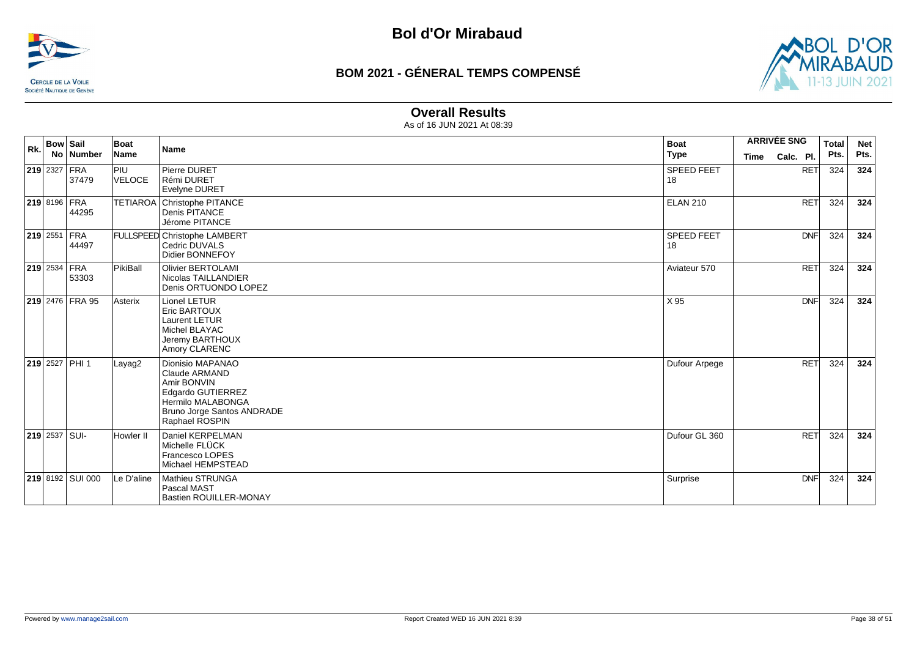# Bol d'Or Mirabaud

## BOM 2021 - GÉNERAL TEMPS COMPENSÉ

### Overall Results

As of 16 JUN 2021 At 08:39

| Rk. | Bow No | Sail Number | Boat Name | Name | Boat Type | ARRIVÉE SNG Time | Calc. | Pl. | Total Pts. | Net Pts. |
|---|---|---|---|---|---|---|---|---|---|---|
| 219 | 2327 | FRA 37479 | PIU VELOCE | Pierre DURET<br>Rémi DURET<br>Evelyne DURET | SPEED FEET 18 | | | RET | 324 | 324 |
| 219 | 8196 | FRA 44295 | TETIAROA | Christophe PITANCE<br>Denis PITANCE<br>Jérome PITANCE | ELAN 210 | | | RET | 324 | 324 |
| 219 | 2551 | FRA 44497 | FULLSPEED | Christophe LAMBERT<br>Cedric DUVALS<br>Didier BONNEFOY | SPEED FEET 18 | | | DNF | 324 | 324 |
| 219 | 2534 | FRA 53303 | PikiBall | Olivier BERTOLAMI<br>Nicolas TAILLANDIER<br>Denis ORTUONDO LOPEZ | Aviateur 570 | | | RET | 324 | 324 |
| 219 | 2476 | FRA 95 | Asterix | Lionel LETUR<br>Eric BARTOUX<br>Laurent LETUR<br>Michel BLAYAC<br>Jeremy BARTHOUX<br>Amory CLARENC | X 95 | | | DNF | 324 | 324 |
| 219 | 2527 | PHI 1 | Layag2 | Dionisio MAPANAO<br>Claude ARMAND<br>Amir BONVIN<br>Edgardo GUTIERREZ<br>Hermilo MALABONGA<br>Bruno Jorge Santos ANDRADE<br>Raphael ROSPIN | Dufour Arpege | | | RET | 324 | 324 |
| 219 | 2537 | SUI- | Howler II | Daniel KERPELMAN<br>Michelle FLÜCK<br>Francesco LOPES<br>Michael HEMPSTEAD | Dufour GL 360 | | | RET | 324 | 324 |
| 219 | 8192 | SUI 000 | Le D'aline | Mathieu STRUNGA<br>Pascal MAST<br>Bastien ROUILLER-MONAY | Surprise | | | DNF | 324 | 324 |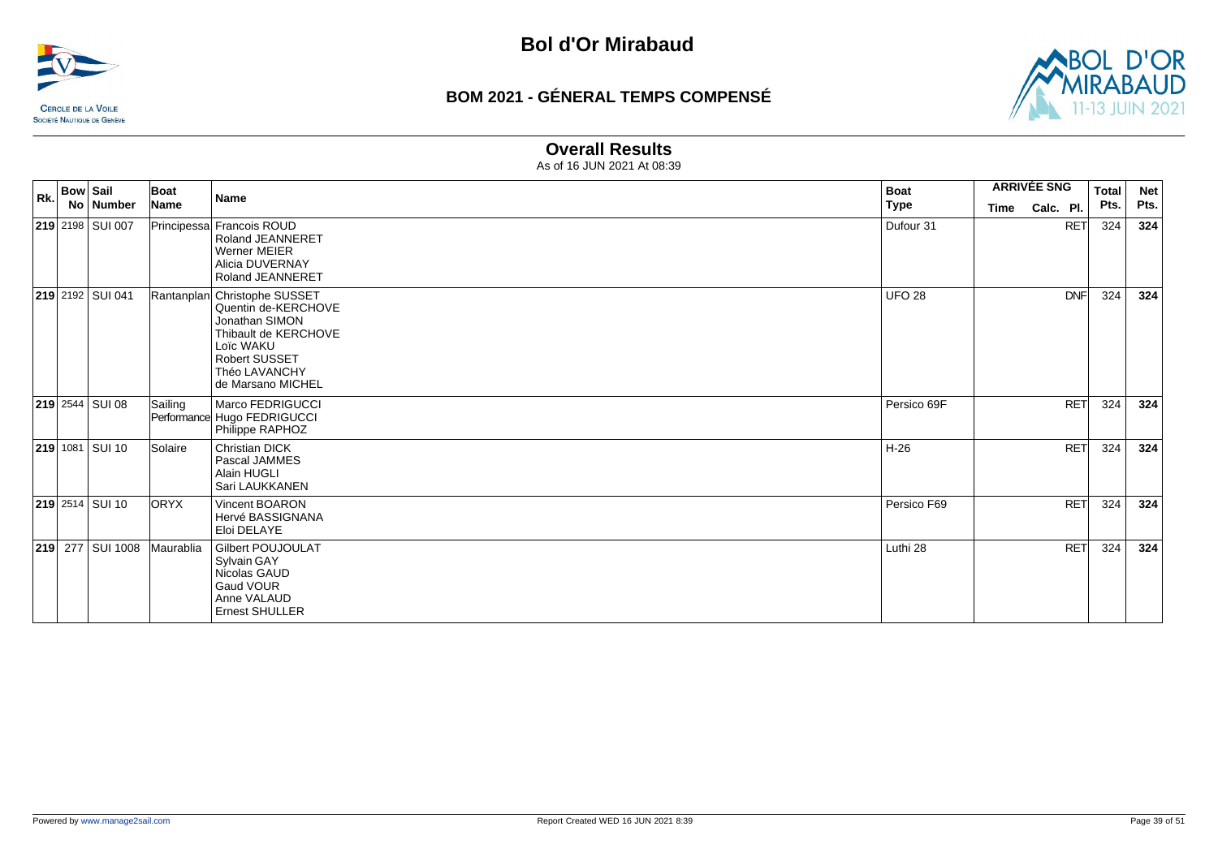# Bol d'Or Mirabaud

## BOM 2021 - GÉNERAL TEMPS COMPENSÉ

### Overall Results

As of 16 JUN 2021 At 08:39

| Rk. | Bow No | Sail Number | Boat Name | Name | Boat Type | ARRIVÉE SNG Time | Calc. | Pl. | Total Pts. | Net Pts. |
|---|---|---|---|---|---|---|---|---|---|---|
| **219** | 2198 | SUI 007 | Principessa | Francois ROUD<br>Roland JEANNERET<br>Werner MEIER<br>Alicia DUVERNAY<br>Roland JEANNERET | Dufour 31 | | | RET | 324 | **324** |
| **219** | 2192 | SUI 041 | Rantanplan | Christophe SUSSET<br>Quentin de-KERCHOVE<br>Jonathan SIMON<br>Thibault de KERCHOVE<br>Loïc WAKU<br>Robert SUSSET<br>Théo LAVANCHY<br>de Marsano MICHEL | UFO 28 | | | DNF | 324 | **324** |
| **219** | 2544 | SUI 08 | Sailing Performance | Marco FEDRIGUCCI<br>Hugo FEDRIGUCCI<br>Philippe RAPHOZ | Persico 69F | | | RET | 324 | **324** |
| **219** | 1081 | SUI 10 | Solaire | Christian DICK<br>Pascal JAMMES<br>Alain HUGLI<br>Sari LAUKKANEN | H-26 | | | RET | 324 | **324** |
| **219** | 2514 | SUI 10 | ORYX | Vincent BOARON<br>Hervé BASSIGNANA<br>Eloi DELAYE | Persico F69 | | | RET | 324 | **324** |
| **219** | 277 | SUI 1008 | Maurablia | Gilbert POUJOULAT<br>Sylvain GAY<br>Nicolas GAUD<br>Gaud VOUR<br>Anne VALAUD<br>Ernest SHULLER | Luthi 28 | | | RET | 324 | **324** |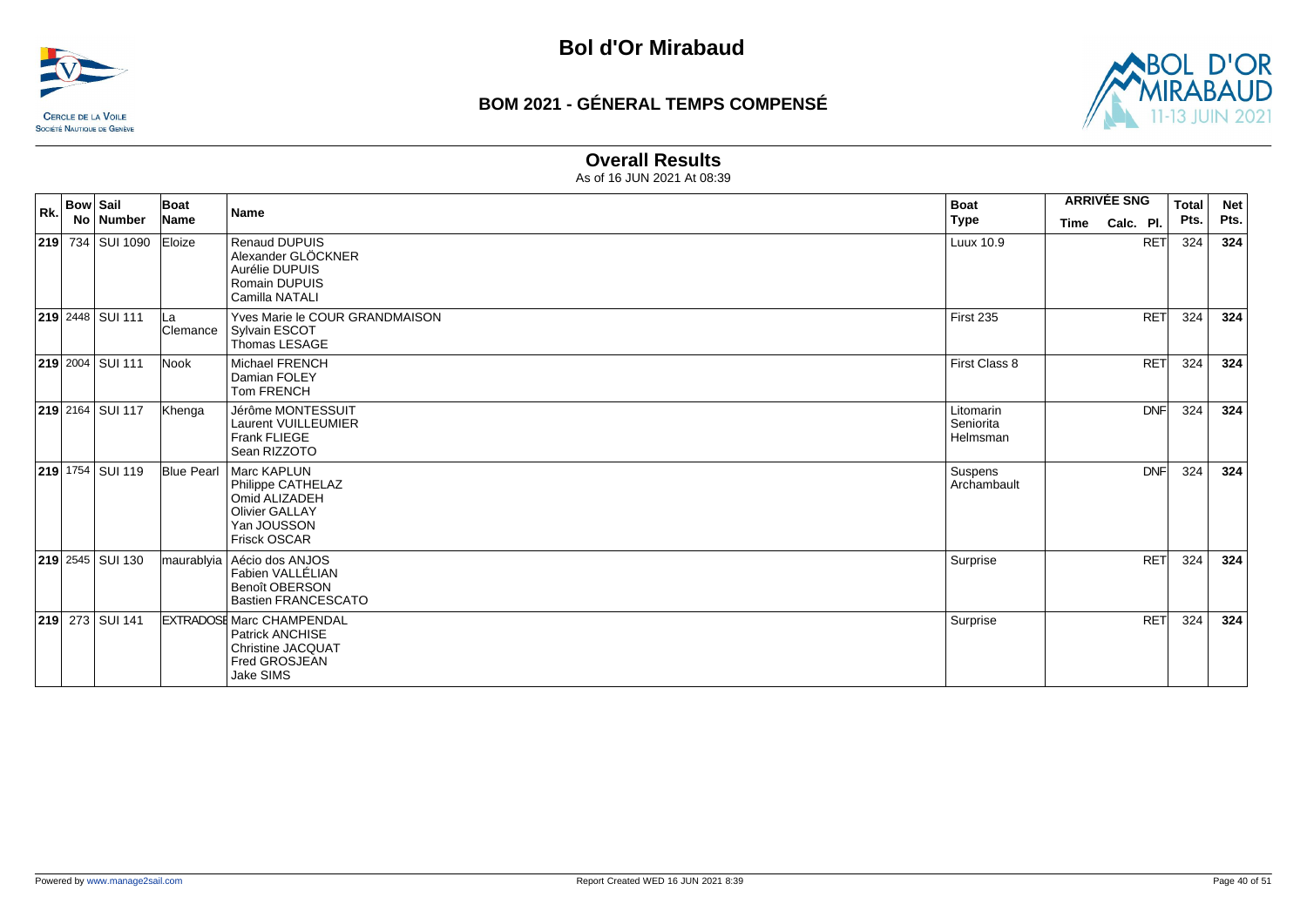# Bol d'Or Mirabaud

## BOM 2021 - GÉNERAL TEMPS COMPENSÉ

### Overall Results

As of 16 JUN 2021 At 08:39

| Rk. | Bow No | Sail Number | Boat Name | Name | Boat Type | ARRIVÉE SNG Time | Calc. Pl. | Total Pts. | Net Pts. |
|---|---|---|---|---|---|---|---|---|---|
| **219** | 734 | SUI 1090 | Eloize | Renaud DUPUIS<br>Alexander GLÖCKNER<br>Aurélie DUPUIS<br>Romain DUPUIS<br>Camilla NATALI | Luux 10.9 | | RET | 324 | **324** |
| **219** | 2448 | SUI 111 | La Clemance | Yves Marie le COUR GRANDMAISON<br>Sylvain ESCOT<br>Thomas LESAGE | First 235 | | RET | 324 | **324** |
| **219** | 2004 | SUI 111 | Nook | Michael FRENCH<br>Damian FOLEY<br>Tom FRENCH | First Class 8 | | RET | 324 | **324** |
| **219** | 2164 | SUI 117 | Khenga | Jérôme MONTESSUIT<br>Laurent VUILLEUMIER<br>Frank FLIEGE<br>Sean RIZZOTO | Litomarin Seniorita Helmsman | | DNF | 324 | **324** |
| **219** | 1754 | SUI 119 | Blue Pearl | Marc KAPLUN<br>Philippe CATHELAZ<br>Omid ALIZADEH<br>Olivier GALLAY<br>Yan JOUSSON<br>Frisck OSCAR | Suspens Archambault | | DNF | 324 | **324** |
| **219** | 2545 | SUI 130 | maurablyia | Aécio dos ANJOS<br>Fabien VALLÉLIAN<br>Benoît OBERSON<br>Bastien FRANCESCATO | Surprise | | RET | 324 | **324** |
| **219** | 273 | SUI 141 | EXTRADOSE | Marc CHAMPENDAL<br>Patrick ANCHISE<br>Christine JACQUAT<br>Fred GROSJEAN<br>Jake SIMS | Surprise | | RET | 324 | **324** |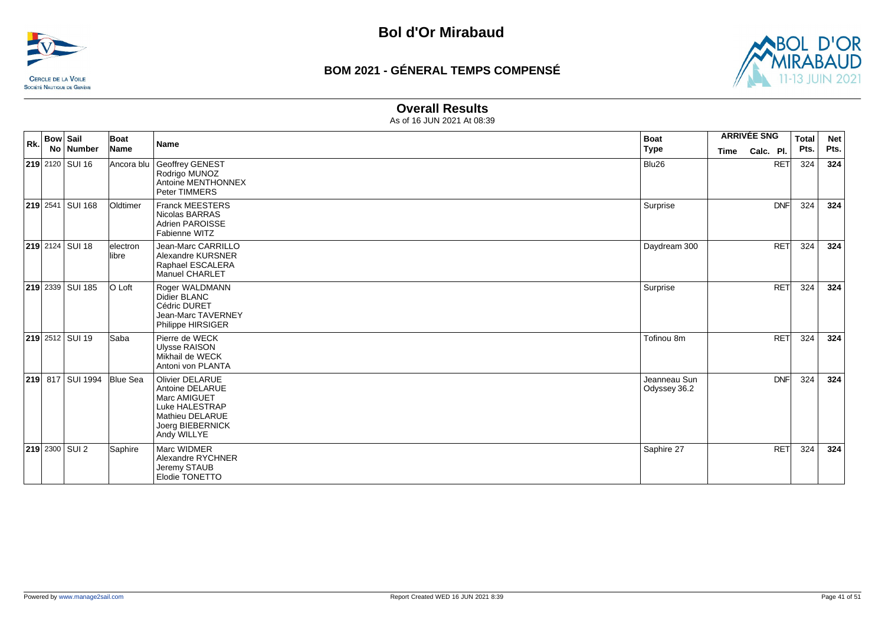# Bol d'Or Mirabaud

## BOM 2021 - GÉNERAL TEMPS COMPENSÉ

### Overall Results

As of 16 JUN 2021 At 08:39

| Rk. | Bow No | Sail Number | Boat Name | Name | Boat Type | ARRIVÉE SNG Time | Calc. Pl. | Total Pts. | Net Pts. |
|---|---|---|---|---|---|---|---|---|---|
| **219** | 2120 | SUI 16 | Ancora blu | Geoffrey GENEST<br>Rodrigo MUNOZ<br>Antoine MENTHONNEX<br>Peter TIMMERS | Blu26 | | RET | 324 | **324** |
| **219** | 2541 | SUI 168 | Oldtimer | Franck MEESTERS<br>Nicolas BARRAS<br>Adrien PAROISSE<br>Fabienne WITZ | Surprise | | DNF | 324 | **324** |
| **219** | 2124 | SUI 18 | electron libre | Jean-Marc CARRILLO<br>Alexandre KURSNER<br>Raphael ESCALERA<br>Manuel CHARLET | Daydream 300 | | RET | 324 | **324** |
| **219** | 2339 | SUI 185 | O Loft | Roger WALDMANN<br>Didier BLANC<br>Cédric DURET<br>Jean-Marc TAVERNEY<br>Philippe HIRSIGER | Surprise | | RET | 324 | **324** |
| **219** | 2512 | SUI 19 | Saba | Pierre de WECK<br>Ulysse RAISON<br>Mikhail de WECK<br>Antoni von PLANTA | Tofinou 8m | | RET | 324 | **324** |
| **219** | 817 | SUI 1994 | Blue Sea | Olivier DELARUE<br>Antoine DELARUE<br>Marc AMIGUET<br>Luke HALESTRAP<br>Mathieu DELARUE<br>Joerg BIEBERNICK<br>Andy WILLYE | Jeanneau Sun Odyssey 36.2 | | DNF | 324 | **324** |
| **219** | 2300 | SUI 2 | Saphire | Marc WIDMER<br>Alexandre RYCHNER<br>Jeremy STAUB<br>Elodie TONETTO | Saphire 27 | | RET | 324 | **324** |

Powered by www.manage2sail.com

Report Created WED 16 JUN 2021 8:39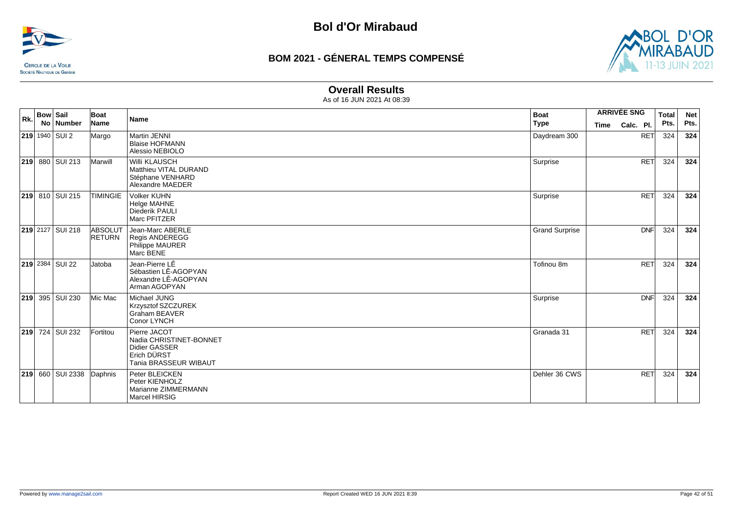# Bol d'Or Mirabaud

## BOM 2021 - GÉNERAL TEMPS COMPENSÉ

### Overall Results

As of 16 JUN 2021 At 08:39

| Rk. | Bow No | Sail Number | Boat Name | Name | Boat Type | ARRIVÉE SNG Time | Calc. | Pl. | Total Pts. | Net Pts. |
|---|---|---|---|---|---|---|---|---|---|---|
| **219** | 1940 | SUI 2 | Margo | Martin JENNI<br>Blaise HOFMANN<br>Alessio NEBIOLO | Daydream 300 | | | RET | 324 | **324** |
| **219** | 880 | SUI 213 | Marwill | Willi KLAUSCH<br>Matthieu VITAL DURAND<br>Stéphane VENHARD<br>Alexandre MAEDER | Surprise | | | RET | 324 | **324** |
| **219** | 810 | SUI 215 | TIMINGIE | Volker KUHN<br>Helge MAHNE<br>Diederik PAULI<br>Marc PFITZER | Surprise | | | RET | 324 | **324** |
| **219** | 2127 | SUI 218 | ABSOLUT RETURN | Jean-Marc ABERLE<br>Regis ANDEREGG<br>Philippe MAURER<br>Marc BENE | Grand Surprise | | | DNF | 324 | **324** |
| **219** | 2384 | SUI 22 | Jatoba | Jean-Pierre LÊ<br>Sébastien LÊ-AGOPYAN<br>Alexandre LÊ-AGOPYAN<br>Arman AGOPYAN | Tofinou 8m | | | RET | 324 | **324** |
| **219** | 395 | SUI 230 | Mic Mac | Michael JUNG<br>Krzysztof SZCZUREK<br>Graham BEAVER<br>Conor LYNCH | Surprise | | | DNF | 324 | **324** |
| **219** | 724 | SUI 232 | Fortitou | Pierre JACOT<br>Nadia CHRISTINET-BONNET<br>Didier GASSER<br>Erich DÜRST<br>Tania BRASSEUR WIBAUT | Granada 31 | | | RET | 324 | **324** |
| **219** | 660 | SUI 2338 | Daphnis | Peter BLEICKEN<br>Peter KIENHOLZ<br>Marianne ZIMMERMANN<br>Marcel HIRSIG | Dehler 36 CWS | | | RET | 324 | **324** |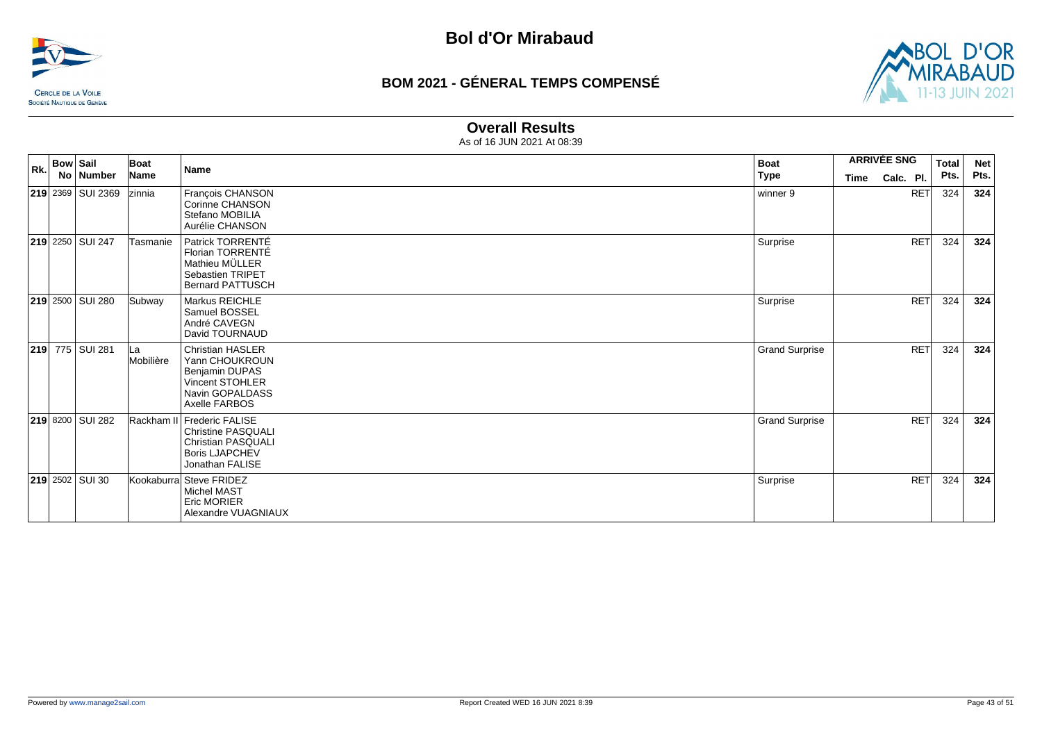# Bol d'Or Mirabaud

## BOM 2021 - GÉNERAL TEMPS COMPENSÉ

### Overall Results

As of 16 JUN 2021 At 08:39

| Rk. | Bow No | Sail Number | Boat Name | Name | Boat Type | ARRIVÉE SNG Time | Calc. | Pl. | Total Pts. | Net Pts. |
|---|---|---|---|---|---|---|---|---|---|---|
| **219** | 2369 | SUI 2369 | zinnia | François CHANSON<br>Corinne CHANSON<br>Stefano MOBILIA<br>Aurélie CHANSON | winner 9 | | | RET | 324 | **324** |
| **219** | 2250 | SUI 247 | Tasmanie | Patrick TORRENTÉ<br>Florian TORRENTÉ<br>Mathieu MÜLLER<br>Sebastien TRIPET<br>Bernard PATTUSCH | Surprise | | | RET | 324 | **324** |
| **219** | 2500 | SUI 280 | Subway | Markus REICHLE<br>Samuel BOSSEL<br>André CAVEGN<br>David TOURNAUD | Surprise | | | RET | 324 | **324** |
| **219** | 775 | SUI 281 | La Mobilière | Christian HASLER<br>Yann CHOUKROUN<br>Benjamin DUPAS<br>Vincent STOHLER<br>Navin GOPALDASS<br>Axelle FARBOS | Grand Surprise | | | RET | 324 | **324** |
| **219** | 8200 | SUI 282 | Rackham II | Frederic FALISE<br>Christine PASQUALI<br>Christian PASQUALI<br>Boris LJAPCHEV<br>Jonathan FALISE | Grand Surprise | | | RET | 324 | **324** |
| **219** | 2502 | SUI 30 | Kookaburra | Steve FRIDEZ<br>Michel MAST<br>Eric MORIER<br>Alexandre VUAGNIAUX | Surprise | | | RET | 324 | **324** |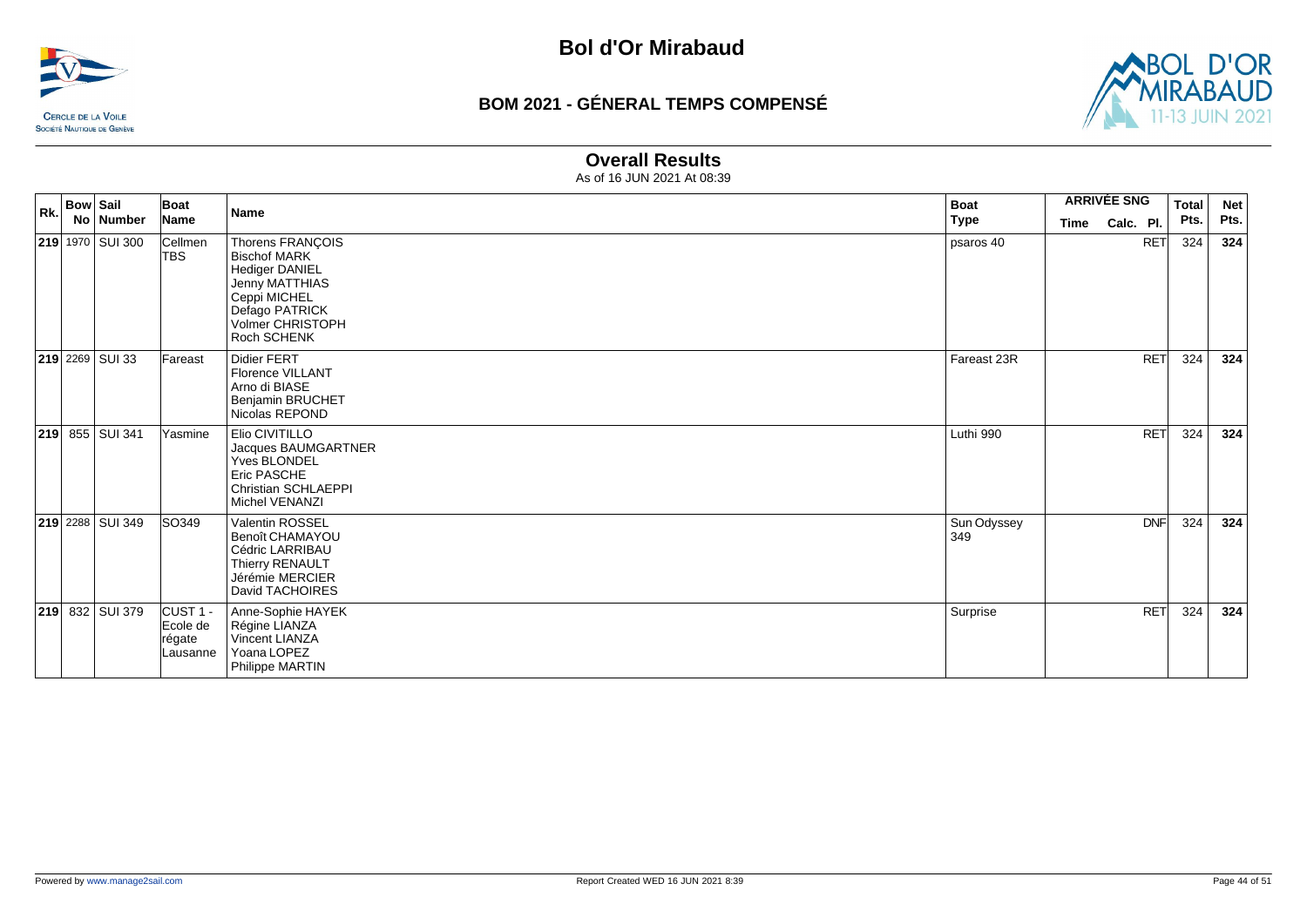# Bol d'Or Mirabaud

## BOM 2021 - GÉNERAL TEMPS COMPENSÉ

### Overall Results

As of 16 JUN 2021 At 08:39

| Rk. | Bow No | Sail Number | Boat Name | Name | Boat Type | ARRIVÉE SNG Time | Calc. Pl. | Total Pts. | Net Pts. |
|---|---|---|---|---|---|---|---|---|---|
| **219** | 1970 | SUI 300 | Cellmen TBS | Thorens FRANÇOIS<br>Bischof MARK<br>Hediger DANIEL<br>Jenny MATTHIAS<br>Ceppi MICHEL<br>Defago PATRICK<br>Volmer CHRISTOPH<br>Roch SCHENK | psaros 40 | | RET | 324 | **324** |
| **219** | 2269 | SUI 33 | Fareast | Didier FERT<br>Florence VILLANT<br>Arno di BIASE<br>Benjamin BRUCHET<br>Nicolas REPOND | Fareast 23R | | RET | 324 | **324** |
| **219** | 855 | SUI 341 | Yasmine | Elio CIVITILLO<br>Jacques BAUMGARTNER<br>Yves BLONDEL<br>Eric PASCHE<br>Christian SCHLAEPPI<br>Michel VENANZI | Luthi 990 | | RET | 324 | **324** |
| **219** | 2288 | SUI 349 | SO349 | Valentin ROSSEL<br>Benoît CHAMAYOU<br>Cédric LARRIBAU<br>Thierry RENAULT<br>Jérémie MERCIER<br>David TACHOIRES | Sun Odyssey 349 | | DNF | 324 | **324** |
| **219** | 832 | SUI 379 | CUST 1 - Ecole de régate Lausanne | Anne-Sophie HAYEK<br>Régine LIANZA<br>Vincent LIANZA<br>Yoana LOPEZ<br>Philippe MARTIN | Surprise | | RET | 324 | **324** |

Powered by www.manage2sail.com

Report Created WED 16 JUN 2021 8:39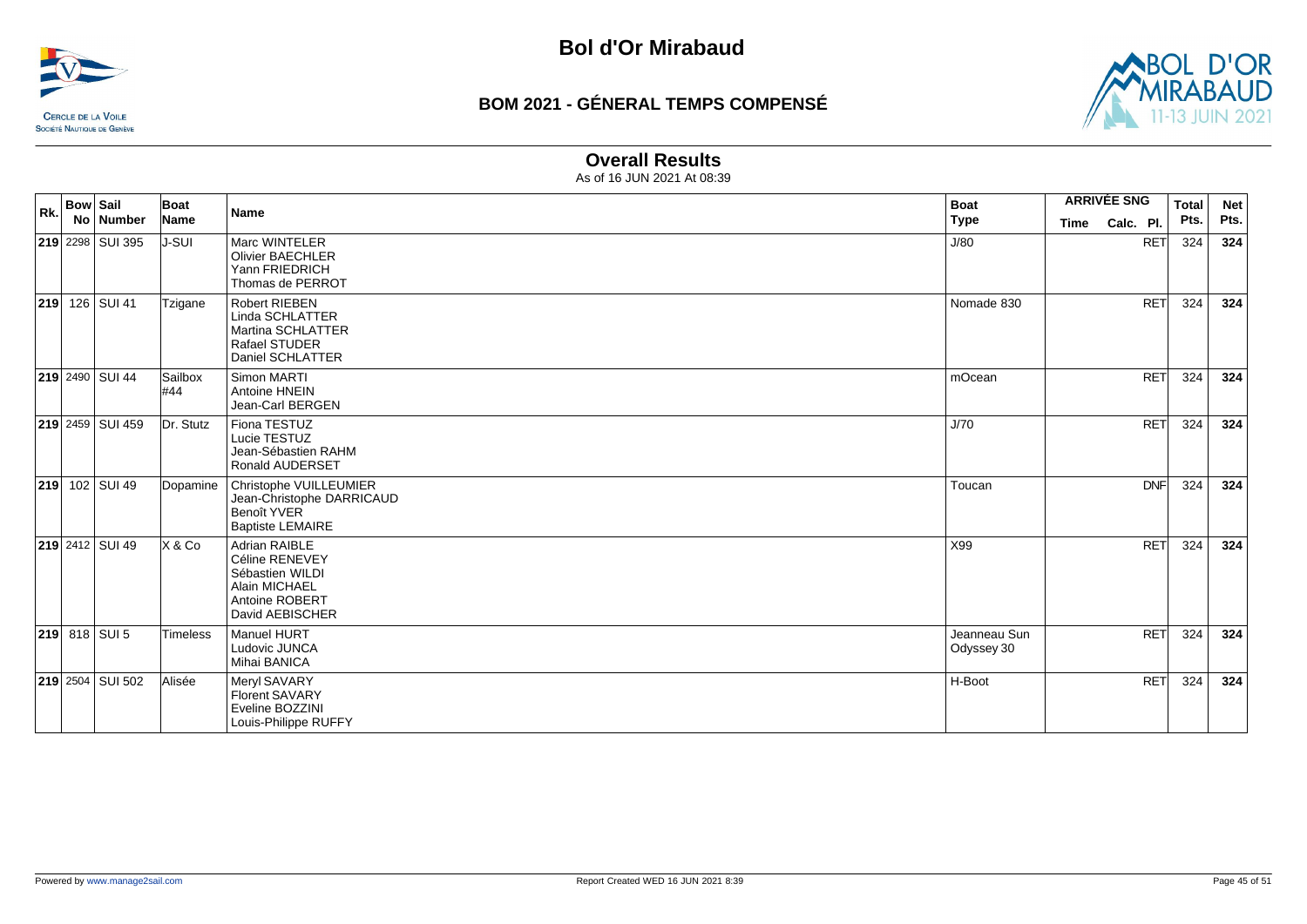# Bol d'Or Mirabaud

## BOM 2021 - GÉNERAL TEMPS COMPENSÉ

### Overall Results

As of 16 JUN 2021 At 08:39

| Rk. | Bow No | Sail Number | Boat Name | Name | Boat Type | ARRIVÉE SNG Time | Calc. Pl. | Total Pts. | Net Pts. |
|---|---|---|---|---|---|---|---|---|---|
| **219** | 2298 | SUI 395 | J-SUI | Marc WINTELER<br>Olivier BAECHLER<br>Yann FRIEDRICH<br>Thomas de PERROT | J/80 | | RET | 324 | **324** |
| **219** | 126 | SUI 41 | Tzigane | Robert RIEBEN<br>Linda SCHLATTER<br>Martina SCHLATTER<br>Rafael STUDER<br>Daniel SCHLATTER | Nomade 830 | | RET | 324 | **324** |
| **219** | 2490 | SUI 44 | Sailbox #44 | Simon MARTI<br>Antoine HNEIN<br>Jean-Carl BERGEN | mOcean | | RET | 324 | **324** |
| **219** | 2459 | SUI 459 | Dr. Stutz | Fiona TESTUZ<br>Lucie TESTUZ<br>Jean-Sébastien RAHM<br>Ronald AUDERSET | J/70 | | RET | 324 | **324** |
| **219** | 102 | SUI 49 | Dopamine | Christophe VUILLEUMIER<br>Jean-Christophe DARRICAUD<br>Benoît YVER<br>Baptiste LEMAIRE | Toucan | | DNF | 324 | **324** |
| **219** | 2412 | SUI 49 | X & Co | Adrian RAIBLE<br>Céline RENEVEY<br>Sébastien WILDI<br>Alain MICHAEL<br>Antoine ROBERT<br>David AEBISCHER | X99 | | RET | 324 | **324** |
| **219** | 818 | SUI 5 | Timeless | Manuel HURT<br>Ludovic JUNCA<br>Mihai BANICA | Jeanneau Sun Odyssey 30 | | RET | 324 | **324** |
| **219** | 2504 | SUI 502 | Alisée | Meryl SAVARY<br>Florent SAVARY<br>Eveline BOZZINI<br>Louis-Philippe RUFFY | H-Boot | | RET | 324 | **324** |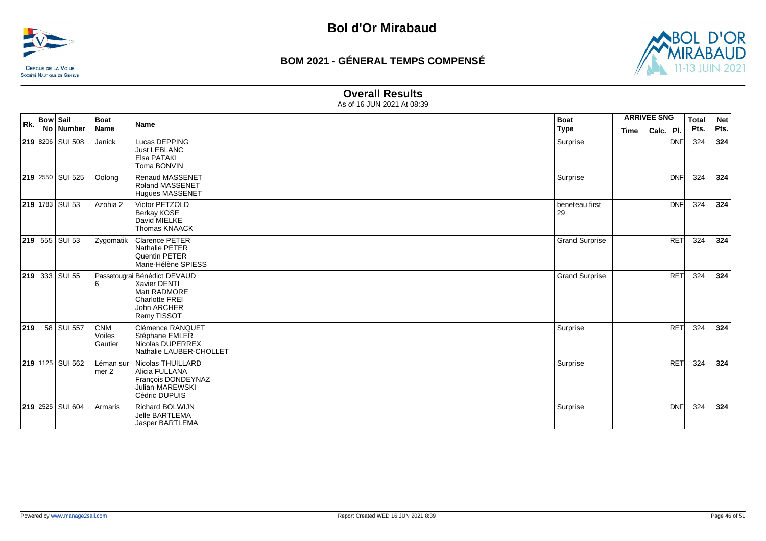# Bol d'Or Mirabaud

## BOM 2021 - GÉNERAL TEMPS COMPENSÉ

### Overall Results

As of 16 JUN 2021 At 08:39

| Rk. | Bow No | Sail Number | Boat Name | Name | Boat Type | ARRIVÉE SNG Time | Calc. Pl. | Total Pts. | Net Pts. |
|---|---|---|---|---|---|---|---|---|---|
| **219** | 8206 | SUI 508 | Janick | Lucas DEPPING<br>Just LEBLANC<br>Elsa PATAKI<br>Toma BONVIN | Surprise | | DNF | 324 | **324** |
| **219** | 2550 | SUI 525 | Oolong | Renaud MASSENET<br>Roland MASSENET<br>Hugues MASSENET | Surprise | | DNF | 324 | **324** |
| **219** | 1783 | SUI 53 | Azohia 2 | Victor PETZOLD<br>Berkay KOSE<br>David MIELKE<br>Thomas KNAACK | beneteau first 29 | | DNF | 324 | **324** |
| **219** | 555 | SUI 53 | Zygomatik | Clarence PETER<br>Nathalie PETER<br>Quentin PETER<br>Marie-Hélène SPIESS | Grand Surprise | | RET | 324 | **324** |
| **219** | 333 | SUI 55 | Passetougrai 6 | Bénédict DEVAUD<br>Xavier DENTI<br>Matt RADMORE<br>Charlotte FREI<br>John ARCHER<br>Remy TISSOT | Grand Surprise | | RET | 324 | **324** |
| **219** | 58 | SUI 557 | CNM Voiles Gautier | Clémence RANQUET<br>Stéphane EMLER<br>Nicolas DUPERREX<br>Nathalie LAUBER-CHOLLET | Surprise | | RET | 324 | **324** |
| **219** | 1125 | SUI 562 | Léman sur mer 2 | Nicolas THUILLARD<br>Alicia FULLANA<br>François DONDEYNAZ<br>Julian MAREWSKI<br>Cédric DUPUIS | Surprise | | RET | 324 | **324** |
| **219** | 2525 | SUI 604 | Armaris | Richard BOLWIJN<br>Jelle BARTLEMA<br>Jasper BARTLEMA | Surprise | | DNF | 324 | **324** |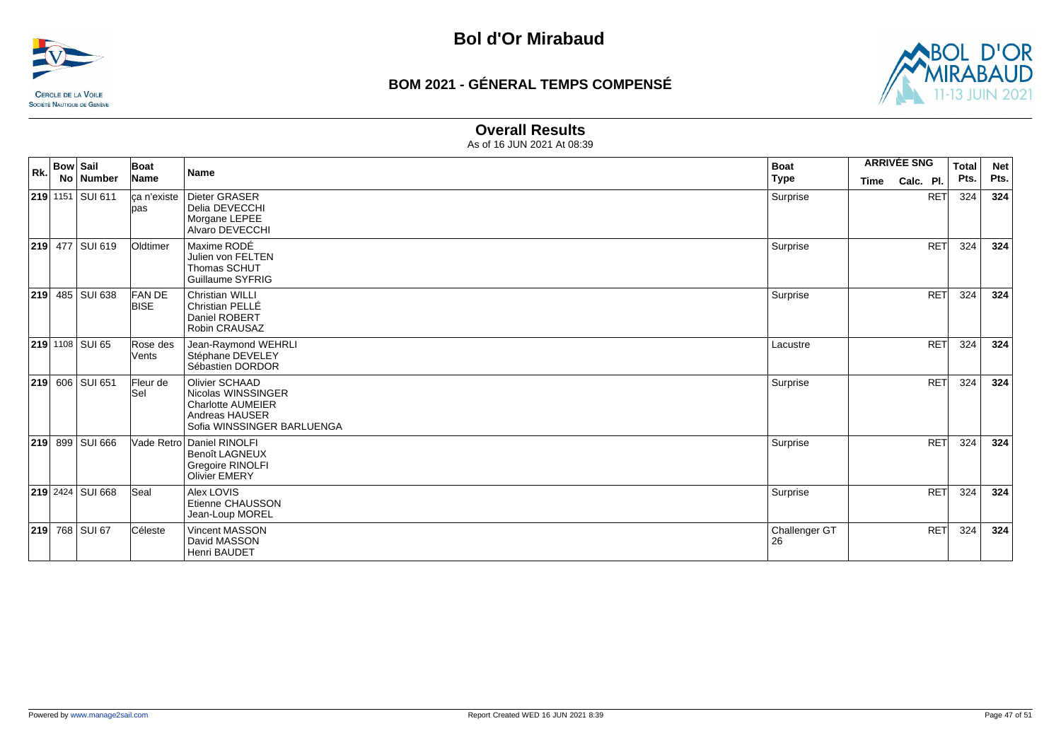# Bol d'Or Mirabaud

## BOM 2021 - GÉNERAL TEMPS COMPENSÉ

### Overall Results

As of 16 JUN 2021 At 08:39

| Rk. | Bow No | Sail Number | Boat Name | Name | Boat Type | ARRIVÉE SNG Time | Calc. Pl. | Total Pts. | Net Pts. |
|---|---|---|---|---|---|---|---|---|---|
| **219** | 1151 | SUI 611 | ça n'existe pas | Dieter GRASER<br>Delia DEVECCHI<br>Morgane LEPEE<br>Alvaro DEVECCHI | Surprise | | RET | 324 | **324** |
| **219** | 477 | SUI 619 | Oldtimer | Maxime RODÉ<br>Julien von FELTEN<br>Thomas SCHUT<br>Guillaume SYFRIG | Surprise | | RET | 324 | **324** |
| **219** | 485 | SUI 638 | FAN DE BISE | Christian WILLI<br>Christian PELLÉ<br>Daniel ROBERT<br>Robin CRAUSAZ | Surprise | | RET | 324 | **324** |
| **219** | 1108 | SUI 65 | Rose des Vents | Jean-Raymond WEHRLI<br>Stéphane DEVELEY<br>Sébastien DORDOR | Lacustre | | RET | 324 | **324** |
| **219** | 606 | SUI 651 | Fleur de Sel | Olivier SCHAAD<br>Nicolas WINSSINGER<br>Charlotte AUMEIER<br>Andreas HAUSER<br>Sofia WINSSINGER BARLUENGA | Surprise | | RET | 324 | **324** |
| **219** | 899 | SUI 666 | Vade Retro | Daniel RINOLFI<br>Benoît LAGNEUX<br>Gregoire RINOLFI<br>Olivier EMERY | Surprise | | RET | 324 | **324** |
| **219** | 2424 | SUI 668 | Seal | Alex LOVIS<br>Etienne CHAUSSON<br>Jean-Loup MOREL | Surprise | | RET | 324 | **324** |
| **219** | 768 | SUI 67 | Céleste | Vincent MASSON<br>David MASSON<br>Henri BAUDET | Challenger GT 26 | | RET | 324 | **324** |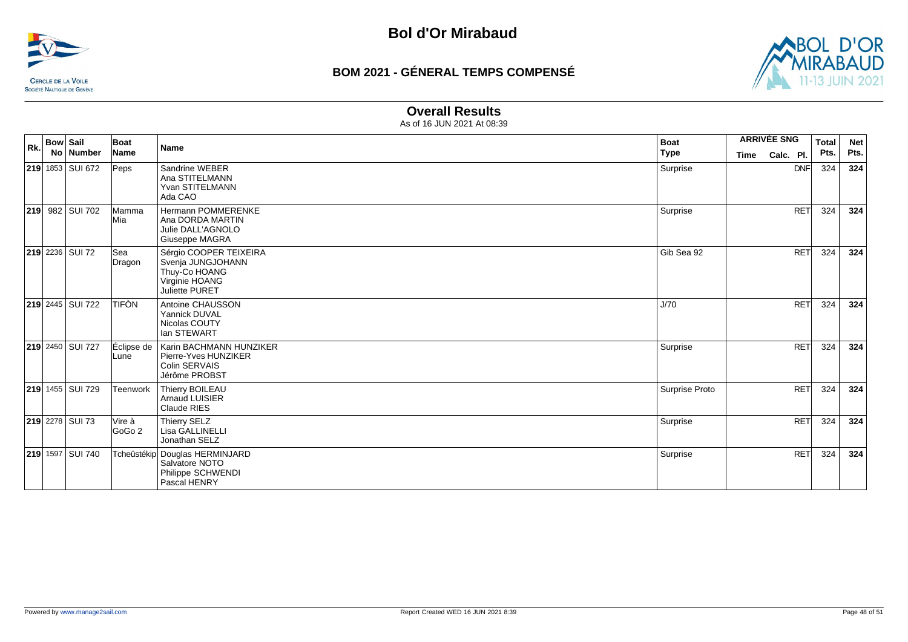# Bol d'Or Mirabaud

## BOM 2021 - GÉNERAL TEMPS COMPENSÉ

### Overall Results

As of 16 JUN 2021 At 08:39

| Rk. | Bow No | Sail Number | Boat Name | Name | Boat Type | ARRIVÉE SNG Time | Calc. Pl. | Total Pts. | Net Pts. |
|---|---|---|---|---|---|---|---|---|---|
| **219** | 1853 | SUI 672 | Peps | Sandrine WEBER<br>Ana STITELMANN<br>Yvan STITELMANN<br>Ada CAO | Surprise | | DNF | 324 | **324** |
| **219** | 982 | SUI 702 | Mamma Mia | Hermann POMMERENKE<br>Ana DORDA MARTIN<br>Julie DALL'AGNOLO<br>Giuseppe MAGRA | Surprise | | RET | 324 | **324** |
| **219** | 2236 | SUI 72 | Sea Dragon | Sérgio COOPER TEIXEIRA<br>Svenja JUNGJOHANN<br>Thuy-Co HOANG<br>Virginie HOANG<br>Juliette PURET | Gib Sea 92 | | RET | 324 | **324** |
| **219** | 2445 | SUI 722 | TIFÒN | Antoine CHAUSSON<br>Yannick DUVAL<br>Nicolas COUTY<br>Ian STEWART | J/70 | | RET | 324 | **324** |
| **219** | 2450 | SUI 727 | Éclipse de Lune | Karin BACHMANN HUNZIKER<br>Pierre-Yves HUNZIKER<br>Colin SERVAIS<br>Jérôme PROBST | Surprise | | RET | 324 | **324** |
| **219** | 1455 | SUI 729 | Teenwork | Thierry BOILEAU<br>Arnaud LUISIER<br>Claude RIES | Surprise Proto | | RET | 324 | **324** |
| **219** | 2278 | SUI 73 | Vire à GoGo 2 | Thierry SELZ<br>Lisa GALLINELLI<br>Jonathan SELZ | Surprise | | RET | 324 | **324** |
| **219** | 1597 | SUI 740 | Tcheûstékip | Douglas HERMINJARD<br>Salvatore NOTO<br>Philippe SCHWENDI<br>Pascal HENRY | Surprise | | RET | 324 | **324** |

Powered by www.manage2sail.com

Report Created WED 16 JUN 2021 8:39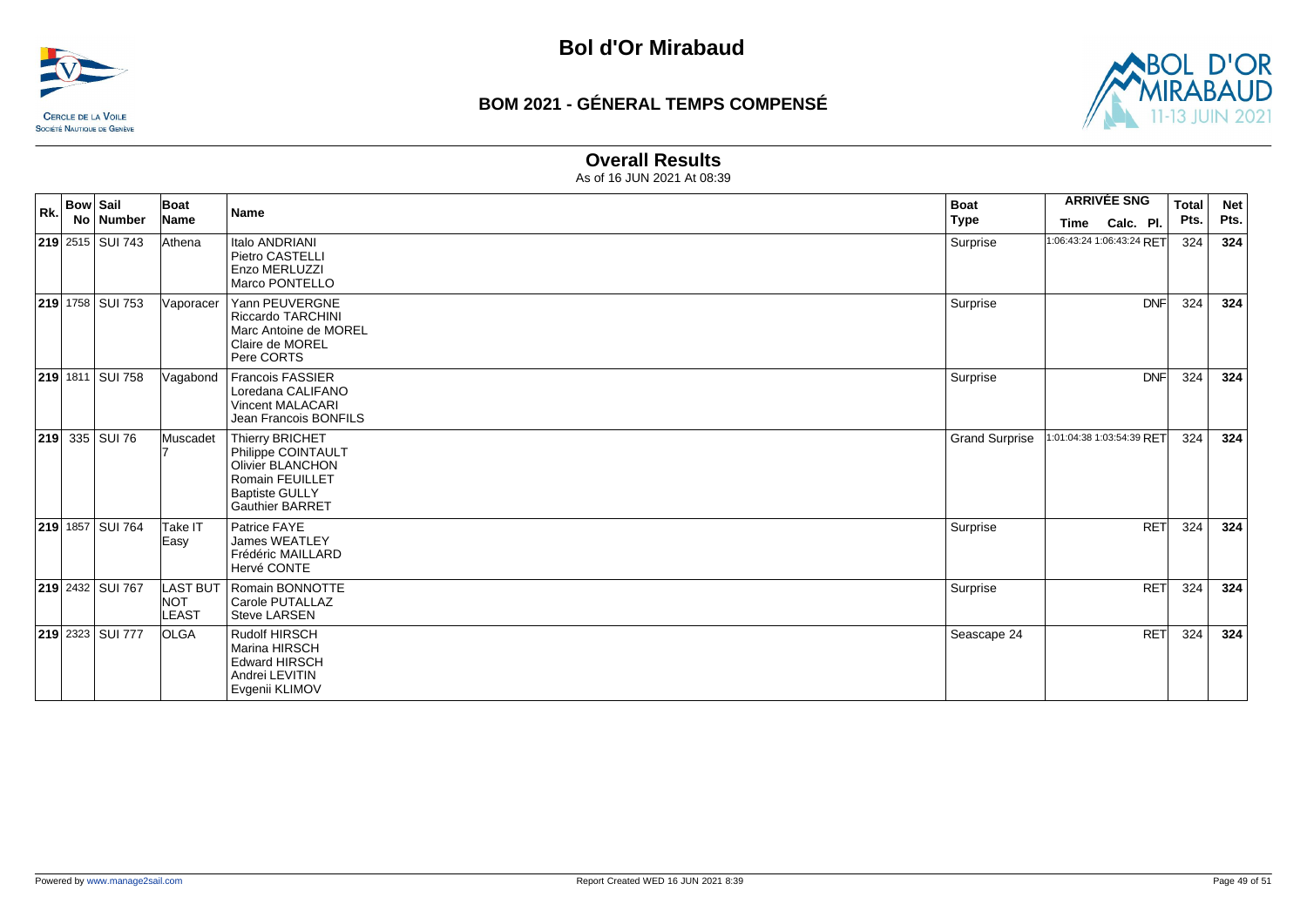# Bol d'Or Mirabaud

## BOM 2021 - GÉNERAL TEMPS COMPENSÉ

### Overall Results

As of 16 JUN 2021 At 08:39

| Rk. | Bow No | Sail Number | Boat Name | Name | Boat Type | ARRIVÉE SNG Time | Calc. | Pl. | Total Pts. | Net Pts. |
|---|---|---|---|---|---|---|---|---|---|---|
| **219** | 2515 | SUI 743 | Athena | Italo ANDRIANI<br>Pietro CASTELLI<br>Enzo MERLUZZI<br>Marco PONTELLO | Surprise | 1:06:43:24 | 1:06:43:24 | RET | 324 | **324** |
| **219** | 1758 | SUI 753 | Vaporacer | Yann PEUVERGNE<br>Riccardo TARCHINI<br>Marc Antoine de MOREL<br>Claire de MOREL<br>Pere CORTS | Surprise | | | DNF | 324 | **324** |
| **219** | 1811 | SUI 758 | Vagabond | Francois FASSIER<br>Loredana CALIFANO<br>Vincent MALACARI<br>Jean Francois BONFILS | Surprise | | | DNF | 324 | **324** |
| **219** | 335 | SUI 76 | Muscadet 7 | Thierry BRICHET<br>Philippe COINTAULT<br>Olivier BLANCHON<br>Romain FEUILLET<br>Baptiste GULLY<br>Gauthier BARRET | Grand Surprise | 1:01:04:38 | 1:03:54:39 | RET | 324 | **324** |
| **219** | 1857 | SUI 764 | Take IT Easy | Patrice FAYE<br>James WEATLEY<br>Frédéric MAILLARD<br>Hervé CONTE | Surprise | | | RET | 324 | **324** |
| **219** | 2432 | SUI 767 | LAST BUT NOT LEAST | Romain BONNOTTE<br>Carole PUTALLAZ<br>Steve LARSEN | Surprise | | | RET | 324 | **324** |
| **219** | 2323 | SUI 777 | OLGA | Rudolf HIRSCH<br>Marina HIRSCH<br>Edward HIRSCH<br>Andrei LEVITIN<br>Evgenii KLIMOV | Seascape 24 | | | RET | 324 | **324** |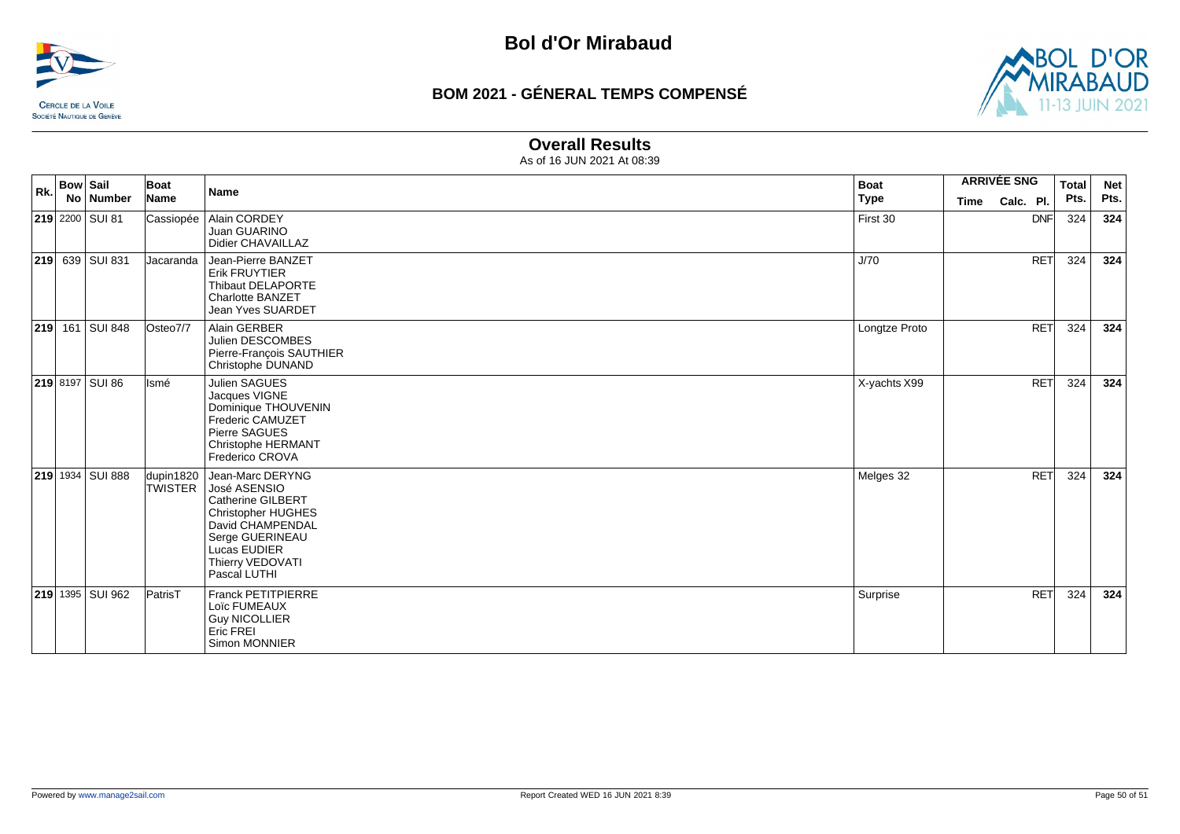# Bol d'Or Mirabaud

## BOM 2021 - GÉNERAL TEMPS COMPENSÉ

### Overall Results

As of 16 JUN 2021 At 08:39

| Rk. | Bow No | Sail Number | Boat Name | Name | Boat Type | ARRIVÉE SNG Time | Calc. Pl. | Total Pts. | Net Pts. |
|---|---|---|---|---|---|---|---|---|---|
| **219** | 2200 | SUI 81 | Cassiopée | Alain CORDEY<br>Juan GUARINO<br>Didier CHAVAILLAZ | First 30 | | DNF | 324 | **324** |
| **219** | 639 | SUI 831 | Jacaranda | Jean-Pierre BANZET<br>Erik FRUYTIER<br>Thibaut DELAPORTE<br>Charlotte BANZET<br>Jean Yves SUARDET | J/70 | | RET | 324 | **324** |
| **219** | 161 | SUI 848 | Osteo7/7 | Alain GERBER<br>Julien DESCOMBES<br>Pierre-François SAUTHIER<br>Christophe DUNAND | Longtze Proto | | RET | 324 | **324** |
| **219** | 8197 | SUI 86 | Ismé | Julien SAGUES<br>Jacques VIGNE<br>Dominique THOUVENIN<br>Frederic CAMUZET<br>Pierre SAGUES<br>Christophe HERMANT<br>Frederico CROVA | X-yachts X99 | | RET | 324 | **324** |
| **219** | 1934 | SUI 888 | dupin1820 TWISTER | Jean-Marc DERYNG<br>José ASENSIO<br>Catherine GILBERT<br>Christopher HUGHES<br>David CHAMPENDAL<br>Serge GUERINEAU<br>Lucas EUDIER<br>Thierry VEDOVATI<br>Pascal LUTHI | Melges 32 | | RET | 324 | **324** |
| **219** | 1395 | SUI 962 | PatrisT | Franck PETITPIERRE<br>Loïc FUMEAUX<br>Guy NICOLLIER<br>Eric FREI<br>Simon MONNIER | Surprise | | RET | 324 | **324** |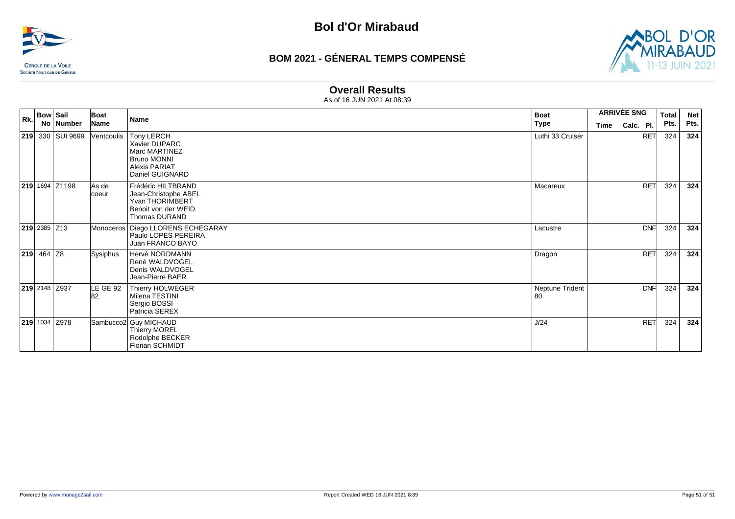# Bol d'Or Mirabaud

## BOM 2021 - GÉNERAL TEMPS COMPENSÉ

CERCLE DE LA VOILE
SOCIÉTÉ NAUTIQUE DE GENÈVE

BOL D'OR MIRABAUD 11-13 JUIN 2021

### Overall Results

As of 16 JUN 2021 At 08:39

| Rk. | Bow No | Sail Number | Boat Name | Name | Boat Type | ARRIVÉE SNG Time | Calc. | Pl. | Total Pts. | Net Pts. |
|---|---|---|---|---|---|---|---|---|---|---|
| **219** | 330 | SUI 9699 | Ventcoulis | Tony LERCH<br>Xavier DUPARC<br>Marc MARTINEZ<br>Bruno MONNI<br>Alexis PARIAT<br>Daniel GUIGNARD | Luthi 33 Cruiser | | | RET | 324 | **324** |
| **219** | 1694 | Z1198 | As de coeur | Frédéric HILTBRAND<br>Jean-Christophe ABEL<br>Yvan THORIMBERT<br>Benoit von der WEID<br>Thomas DURAND | Macareux | | | RET | 324 | **324** |
| **219** | 2385 | Z13 | Monoceros | Diego LLORENS ECHEGARAY<br>Paulo LOPES PEREIRA<br>Juan FRANCO BAYO | Lacustre | | | DNF | 324 | **324** |
| **219** | 464 | Z8 | Sysiphus | Hervé NORDMANN<br>René WALDVOGEL<br>Denis WALDVOGEL<br>Jean-Pierre BAER | Dragon | | | RET | 324 | **324** |
| **219** | 2148 | Z937 | LE GE 92 82 | Thierry HOLWEGER<br>Milena TESTINI<br>Sergio BOSSI<br>Patricia SEREX | Neptune Trident 80 | | | DNF | 324 | **324** |
| **219** | 1034 | Z978 | Sambucco2 | Guy MICHAUD<br>Thierry MOREL<br>Rodolphe BECKER<br>Florian SCHMIDT | J/24 | | | RET | 324 | **324** |

Powered by www.manage2sail.com

Report Created WED 16 JUN 2021 8:39